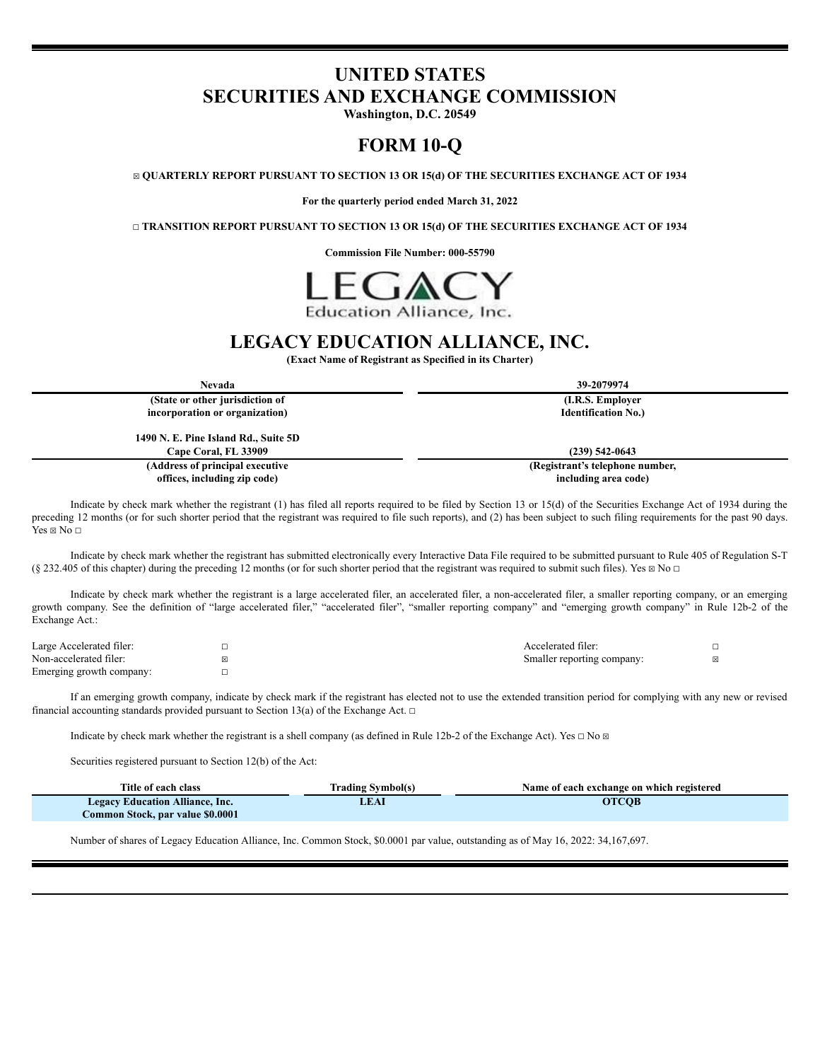# UNITED STATES
# SECURITIES AND EXCHANGE COMMISSION

**Washington, D.C. 20549**

# FORM 10-Q

☒ **QUARTERLY REPORT PURSUANT TO SECTION 13 OR 15(d) OF THE SECURITIES EXCHANGE ACT OF 1934**

**For the quarterly period ended March 31, 2022**

☐ **TRANSITION REPORT PURSUANT TO SECTION 13 OR 15(d) OF THE SECURITIES EXCHANGE ACT OF 1934**

**Commission File Number: 000-55790**

LEGACY Education Alliance, Inc.

# LEGACY EDUCATION ALLIANCE, INC.

**(Exact Name of Registrant as Specified in its Charter)**

| Nevada | 39-2079974 |
|---|---|
| (State or other jurisdiction of incorporation or organization) | (I.R.S. Employer Identification No.) |
| 1490 N. E. Pine Island Rd., Suite 5D Cape Coral, FL 33909 | (239) 542-0643 |
| (Address of principal executive offices, including zip code) | (Registrant's telephone number, including area code) |

Indicate by check mark whether the registrant (1) has filed all reports required to be filed by Section 13 or 15(d) of the Securities Exchange Act of 1934 during the preceding 12 months (or for such shorter period that the registrant was required to file such reports), and (2) has been subject to such filing requirements for the past 90 days. Yes ☒ No ☐

Indicate by check mark whether the registrant has submitted electronically every Interactive Data File required to be submitted pursuant to Rule 405 of Regulation S-T (§ 232.405 of this chapter) during the preceding 12 months (or for such shorter period that the registrant was required to submit such files). Yes ☒ No ☐

Indicate by check mark whether the registrant is a large accelerated filer, an accelerated filer, a non-accelerated filer, a smaller reporting company, or an emerging growth company. See the definition of "large accelerated filer," "accelerated filer", "smaller reporting company" and "emerging growth company" in Rule 12b-2 of the Exchange Act.:

| | | | |
|---|---|---|---|
| Large Accelerated filer: | ☐ | Accelerated filer: | ☐ |
| Non-accelerated filer: | ☒ | Smaller reporting company: | ☒ |
| Emerging growth company: | ☐ | | |

If an emerging growth company, indicate by check mark if the registrant has elected not to use the extended transition period for complying with any new or revised financial accounting standards provided pursuant to Section 13(a) of the Exchange Act. ☐

Indicate by check mark whether the registrant is a shell company (as defined in Rule 12b-2 of the Exchange Act). Yes ☐ No ☒

Securities registered pursuant to Section 12(b) of the Act:

| Title of each class | Trading Symbol(s) | Name of each exchange on which registered |
|---|---|---|
| **Legacy Education Alliance, Inc. Common Stock, par value $0.0001** | **LEAI** | **OTCQB** |

Number of shares of Legacy Education Alliance, Inc. Common Stock, $0.0001 par value, outstanding as of May 16, 2022: 34,167,697.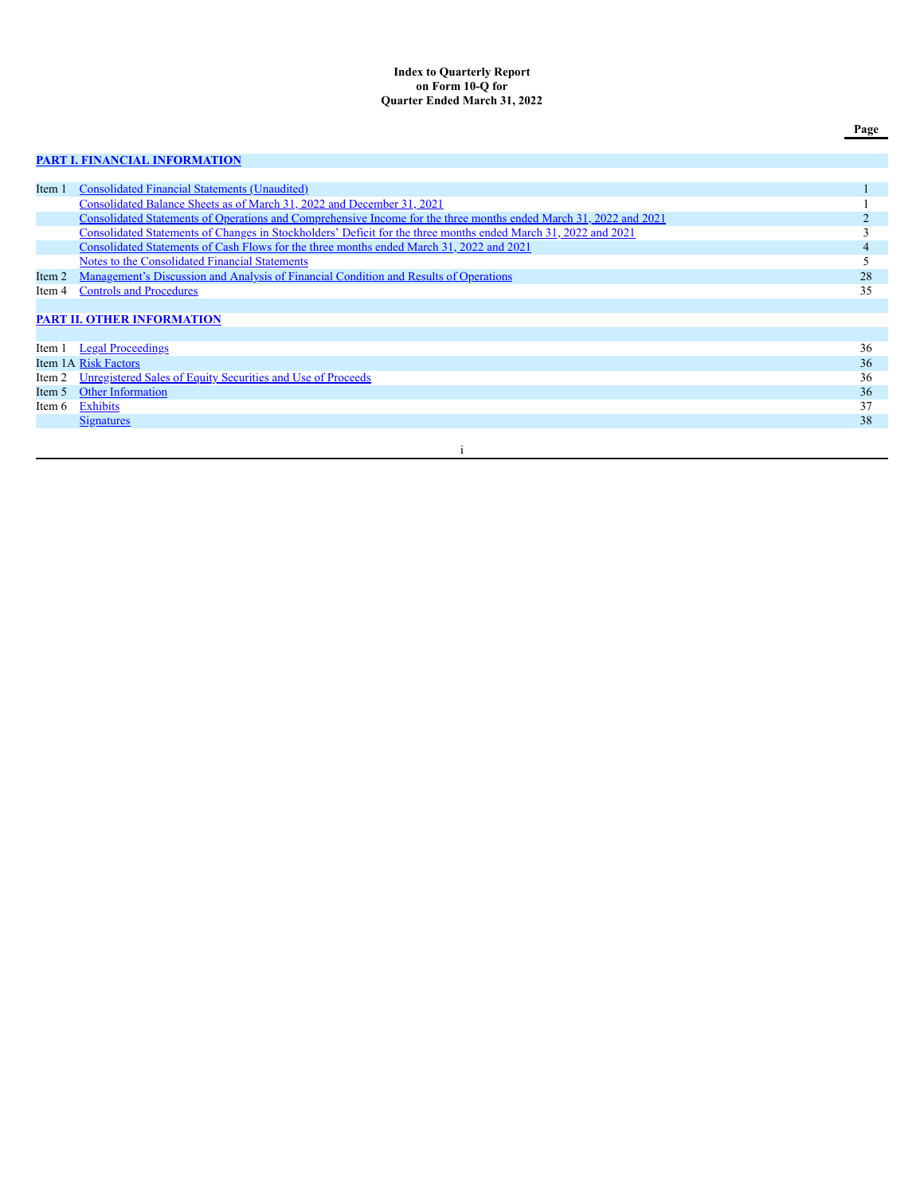**Index to Quarterly Report**
**on Form 10-Q for**
**Quarter Ended March 31, 2022**

| | | Page |
|---|---|---|
| **PART I. FINANCIAL INFORMATION** | | |
| Item 1 | Consolidated Financial Statements (Unaudited) | 1 |
| | Consolidated Balance Sheets as of March 31, 2022 and December 31, 2021 | 1 |
| | Consolidated Statements of Operations and Comprehensive Income for the three months ended March 31, 2022 and 2021 | 2 |
| | Consolidated Statements of Changes in Stockholders' Deficit for the three months ended March 31, 2022 and 2021 | 3 |
| | Consolidated Statements of Cash Flows for the three months ended March 31, 2022 and 2021 | 4 |
| | Notes to the Consolidated Financial Statements | 5 |
| Item 2 | Management's Discussion and Analysis of Financial Condition and Results of Operations | 28 |
| Item 4 | Controls and Procedures | 35 |
| **PART II. OTHER INFORMATION** | | |
| Item 1 | Legal Proceedings | 36 |
| Item 1A | Risk Factors | 36 |
| Item 2 | Unregistered Sales of Equity Securities and Use of Proceeds | 36 |
| Item 5 | Other Information | 36 |
| Item 6 | Exhibits | 37 |
| | Signatures | 38 |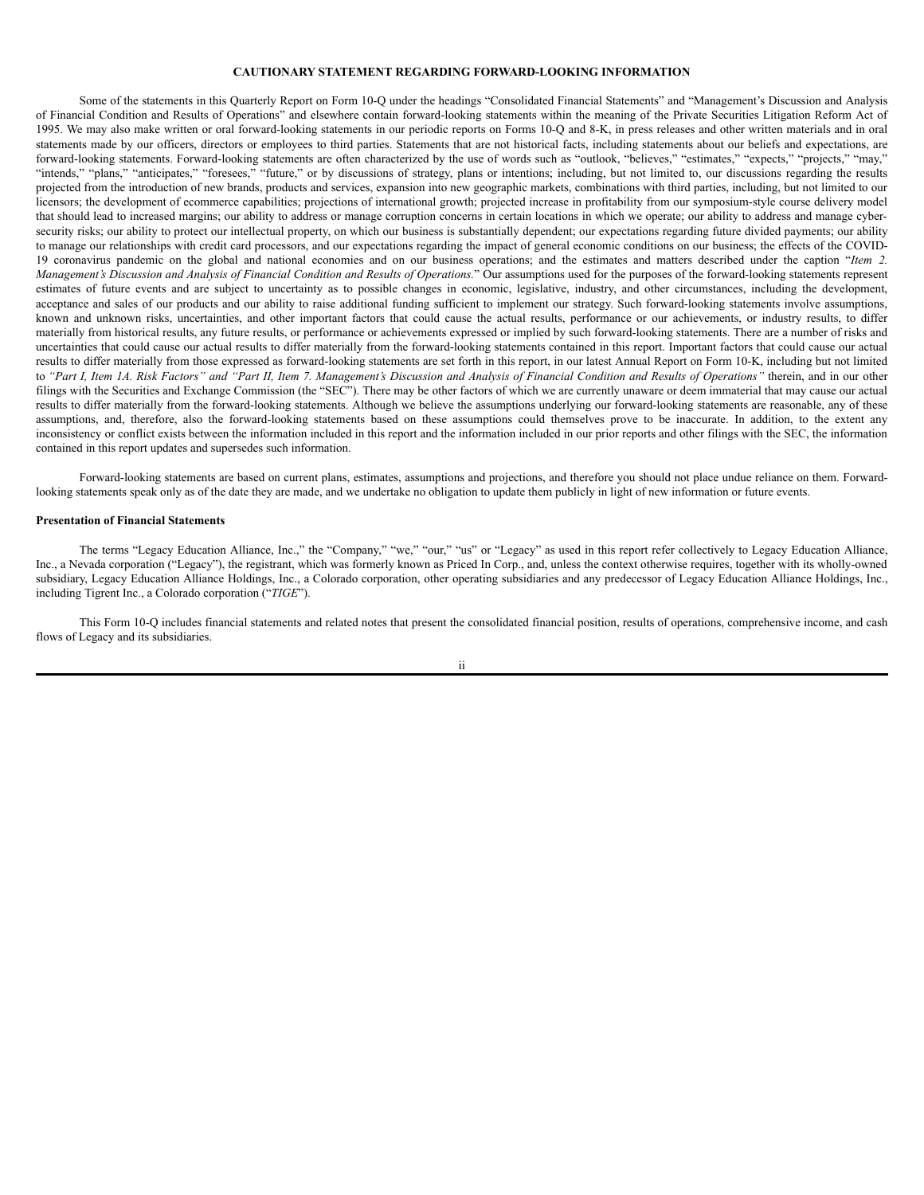**CAUTIONARY STATEMENT REGARDING FORWARD-LOOKING INFORMATION**

Some of the statements in this Quarterly Report on Form 10-Q under the headings "Consolidated Financial Statements" and "Management's Discussion and Analysis of Financial Condition and Results of Operations" and elsewhere contain forward-looking statements within the meaning of the Private Securities Litigation Reform Act of 1995. We may also make written or oral forward-looking statements in our periodic reports on Forms 10-Q and 8-K, in press releases and other written materials and in oral statements made by our officers, directors or employees to third parties. Statements that are not historical facts, including statements about our beliefs and expectations, are forward-looking statements. Forward-looking statements are often characterized by the use of words such as "outlook, "believes," "estimates," "expects," "projects," "may," "intends," "plans," "anticipates," "foresees," "future," or by discussions of strategy, plans or intentions; including, but not limited to, our discussions regarding the results projected from the introduction of new brands, products and services, expansion into new geographic markets, combinations with third parties, including, but not limited to our licensors; the development of ecommerce capabilities; projections of international growth; projected increase in profitability from our symposium-style course delivery model that should lead to increased margins; our ability to address or manage corruption concerns in certain locations in which we operate; our ability to address and manage cyber-security risks; our ability to protect our intellectual property, on which our business is substantially dependent; our expectations regarding future divided payments; our ability to manage our relationships with credit card processors, and our expectations regarding the impact of general economic conditions on our business; the effects of the COVID-19 coronavirus pandemic on the global and national economies and on our business operations; and the estimates and matters described under the caption "*Item 2. Management's Discussion and Analysis of Financial Condition and Results of Operations.*" Our assumptions used for the purposes of the forward-looking statements represent estimates of future events and are subject to uncertainty as to possible changes in economic, legislative, industry, and other circumstances, including the development, acceptance and sales of our products and our ability to raise additional funding sufficient to implement our strategy. Such forward-looking statements involve assumptions, known and unknown risks, uncertainties, and other important factors that could cause the actual results, performance or our achievements, or industry results, to differ materially from historical results, any future results, or performance or achievements expressed or implied by such forward-looking statements. There are a number of risks and uncertainties that could cause our actual results to differ materially from the forward-looking statements contained in this report. Important factors that could cause our actual results to differ materially from those expressed as forward-looking statements are set forth in this report, in our latest Annual Report on Form 10-K, including but not limited to *"Part I, Item 1A. Risk Factors" and "Part II, Item 7. Management's Discussion and Analysis of Financial Condition and Results of Operations"* therein, and in our other filings with the Securities and Exchange Commission (the "SEC"). There may be other factors of which we are currently unaware or deem immaterial that may cause our actual results to differ materially from the forward-looking statements. Although we believe the assumptions underlying our forward-looking statements are reasonable, any of these assumptions, and, therefore, also the forward-looking statements based on these assumptions could themselves prove to be inaccurate. In addition, to the extent any inconsistency or conflict exists between the information included in this report and the information included in our prior reports and other filings with the SEC, the information contained in this report updates and supersedes such information.

Forward-looking statements are based on current plans, estimates, assumptions and projections, and therefore you should not place undue reliance on them. Forward-looking statements speak only as of the date they are made, and we undertake no obligation to update them publicly in light of new information or future events.

**Presentation of Financial Statements**

The terms "Legacy Education Alliance, Inc.," the "Company," "we," "our," "us" or "Legacy" as used in this report refer collectively to Legacy Education Alliance, Inc., a Nevada corporation ("Legacy"), the registrant, which was formerly known as Priced In Corp., and, unless the context otherwise requires, together with its wholly-owned subsidiary, Legacy Education Alliance Holdings, Inc., a Colorado corporation, other operating subsidiaries and any predecessor of Legacy Education Alliance Holdings, Inc., including Tigrent Inc., a Colorado corporation ("*TIGE*").

This Form 10-Q includes financial statements and related notes that present the consolidated financial position, results of operations, comprehensive income, and cash flows of Legacy and its subsidiaries.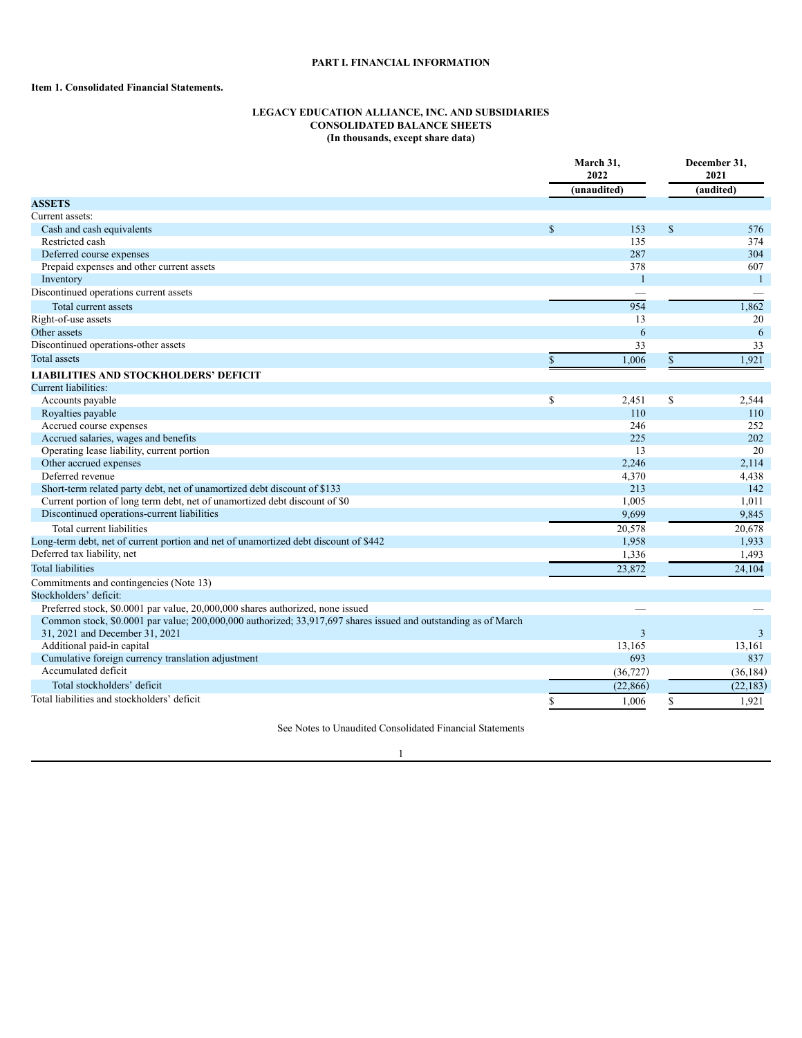# PART I. FINANCIAL INFORMATION

## Item 1. Consolidated Financial Statements.

**LEGACY EDUCATION ALLIANCE, INC. AND SUBSIDIARIES**
**CONSOLIDATED BALANCE SHEETS**
**(In thousands, except share data)**

| | March 31, 2022 (unaudited) | December 31, 2021 (audited) |
|---|---|---|
| **ASSETS** | | |
| Current assets: | | |
| Cash and cash equivalents | $ 153 | $ 576 |
| Restricted cash | 135 | 374 |
| Deferred course expenses | 287 | 304 |
| Prepaid expenses and other current assets | 378 | 607 |
| Inventory | 1 | 1 |
| Discontinued operations current assets | — | — |
| Total current assets | 954 | 1,862 |
| Right-of-use assets | 13 | 20 |
| Other assets | 6 | 6 |
| Discontinued operations-other assets | 33 | 33 |
| Total assets | $ 1,006 | $ 1,921 |
| **LIABILITIES AND STOCKHOLDERS' DEFICIT** | | |
| Current liabilities: | | |
| Accounts payable | $ 2,451 | $ 2,544 |
| Royalties payable | 110 | 110 |
| Accrued course expenses | 246 | 252 |
| Accrued salaries, wages and benefits | 225 | 202 |
| Operating lease liability, current portion | 13 | 20 |
| Other accrued expenses | 2,246 | 2,114 |
| Deferred revenue | 4,370 | 4,438 |
| Short-term related party debt, net of unamortized debt discount of $133 | 213 | 142 |
| Current portion of long term debt, net of unamortized debt discount of $0 | 1,005 | 1,011 |
| Discontinued operations-current liabilities | 9,699 | 9,845 |
| Total current liabilities | 20,578 | 20,678 |
| Long-term debt, net of current portion and net of unamortized debt discount of $442 | 1,958 | 1,933 |
| Deferred tax liability, net | 1,336 | 1,493 |
| Total liabilities | 23,872 | 24,104 |
| Commitments and contingencies (Note 13) | | |
| Stockholders' deficit: | | |
| Preferred stock, $0.0001 par value, 20,000,000 shares authorized, none issued | — | — |
| Common stock, $0.0001 par value; 200,000,000 authorized; 33,917,697 shares issued and outstanding as of March 31, 2021 and December 31, 2021 | 3 | 3 |
| Additional paid-in capital | 13,165 | 13,161 |
| Cumulative foreign currency translation adjustment | 693 | 837 |
| Accumulated deficit | (36,727) | (36,184) |
| Total stockholders' deficit | (22,866) | (22,183) |
| Total liabilities and stockholders' deficit | $ 1,006 | $ 1,921 |

See Notes to Unaudited Consolidated Financial Statements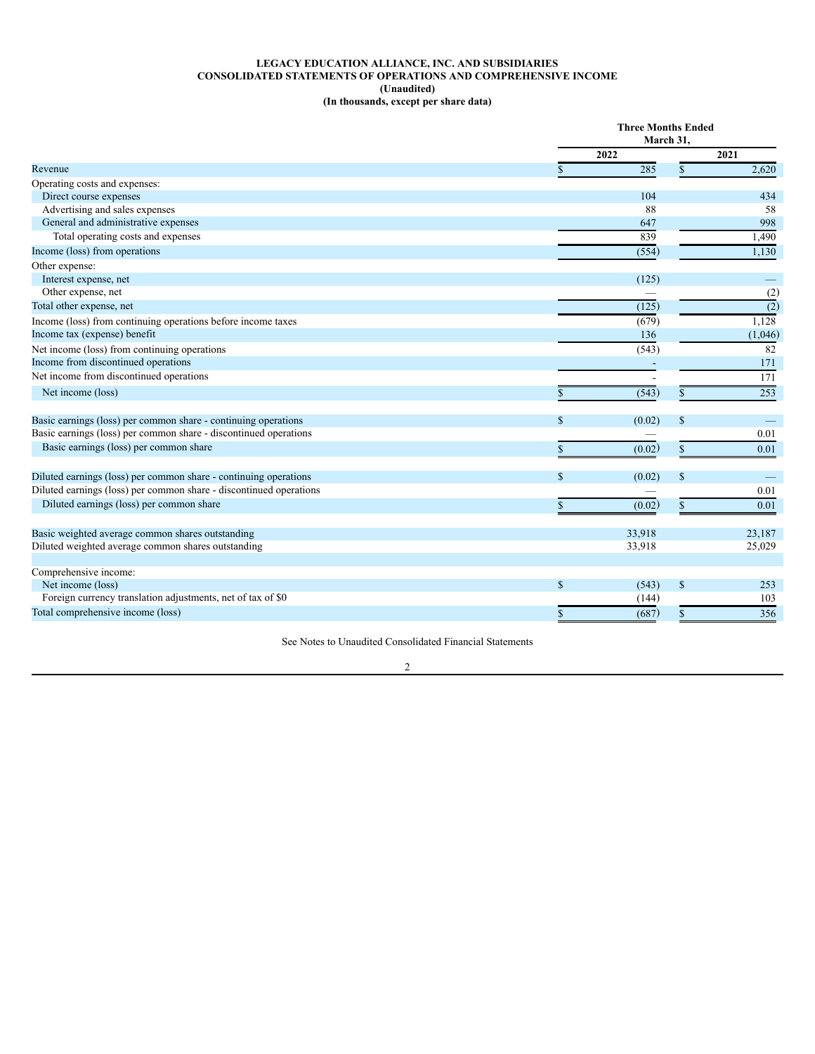**LEGACY EDUCATION ALLIANCE, INC. AND SUBSIDIARIES**
**CONSOLIDATED STATEMENTS OF OPERATIONS AND COMPREHENSIVE INCOME**
**(Unaudited)**
**(In thousands, except per share data)**

| | Three Months Ended March 31, | |
|---|---|---|
| | 2022 | 2021 |
| Revenue | $ 285 | $ 2,620 |
| Operating costs and expenses: | | |
| Direct course expenses | 104 | 434 |
| Advertising and sales expenses | 88 | 58 |
| General and administrative expenses | 647 | 998 |
| Total operating costs and expenses | 839 | 1,490 |
| Income (loss) from operations | (554) | 1,130 |
| Other expense: | | |
| Interest expense, net | (125) | — |
| Other expense, net | — | (2) |
| Total other expense, net | (125) | (2) |
| Income (loss) from continuing operations before income taxes | (679) | 1,128 |
| Income tax (expense) benefit | 136 | (1,046) |
| Net income (loss) from continuing operations | (543) | 82 |
| Income from discontinued operations | - | 171 |
| Net income from discontinued operations | - | 171 |
| Net income (loss) | $ (543) | $ 253 |
| | | |
| Basic earnings (loss) per common share - continuing operations | $ (0.02) | $ — |
| Basic earnings (loss) per common share - discontinued operations | — | 0.01 |
| Basic earnings (loss) per common share | $ (0.02) | $ 0.01 |
| | | |
| Diluted earnings (loss) per common share - continuing operations | $ (0.02) | $ — |
| Diluted earnings (loss) per common share - discontinued operations | — | 0.01 |
| Diluted earnings (loss) per common share | $ (0.02) | $ 0.01 |
| | | |
| Basic weighted average common shares outstanding | 33,918 | 23,187 |
| Diluted weighted average common shares outstanding | 33,918 | 25,029 |
| | | |
| Comprehensive income: | | |
| Net income (loss) | $ (543) | $ 253 |
| Foreign currency translation adjustments, net of tax of $0 | (144) | 103 |
| Total comprehensive income (loss) | $ (687) | $ 356 |

See Notes to Unaudited Consolidated Financial Statements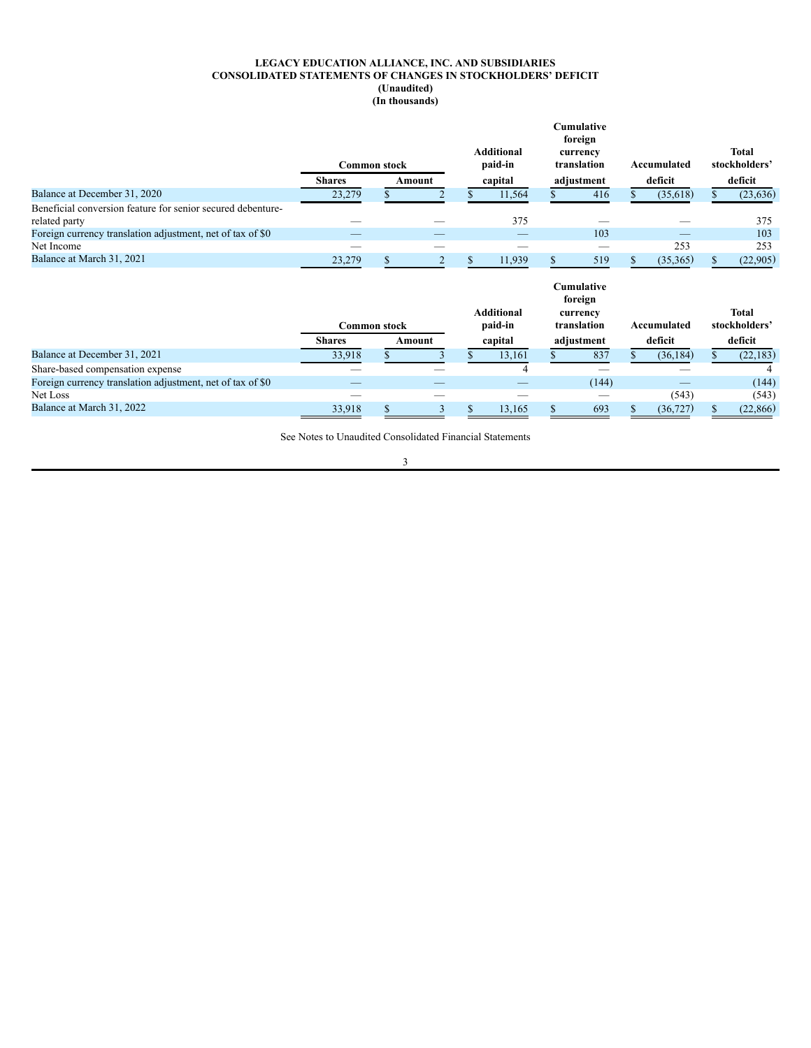**LEGACY EDUCATION ALLIANCE, INC. AND SUBSIDIARIES**
**CONSOLIDATED STATEMENTS OF CHANGES IN STOCKHOLDERS' DEFICIT**
**(Unaudited)**
**(In thousands)**

| | Common stock | | Additional paid-in capital | Cumulative foreign currency translation adjustment | Accumulated deficit | Total stockholders' deficit |
|---|---|---|---|---|---|---|
| | Shares | Amount | | | | |
| Balance at December 31, 2020 | 23,279 | $ 2 | $ 11,564 | $ 416 | $ (35,618) | $ (23,636) |
| Beneficial conversion feature for senior secured debenture-related party | — | — | 375 | — | — | 375 |
| Foreign currency translation adjustment, net of tax of $0 | — | — | — | 103 | — | 103 |
| Net Income | — | — | — | — | 253 | 253 |
| Balance at March 31, 2021 | 23,279 | $ 2 | $ 11,939 | $ 519 | $ (35,365) | $ (22,905) |

| | Common stock | | Additional paid-in capital | Cumulative foreign currency translation adjustment | Accumulated deficit | Total stockholders' deficit |
|---|---|---|---|---|---|---|
| | Shares | Amount | | | | |
| Balance at December 31, 2021 | 33,918 | $ 3 | $ 13,161 | $ 837 | $ (36,184) | $ (22,183) |
| Share-based compensation expense | — | — | 4 | — | — | 4 |
| Foreign currency translation adjustment, net of tax of $0 | — | — | — | (144) | — | (144) |
| Net Loss | — | — | — | — | (543) | (543) |
| Balance at March 31, 2022 | 33,918 | $ 3 | $ 13,165 | $ 693 | $ (36,727) | $ (22,866) |

See Notes to Unaudited Consolidated Financial Statements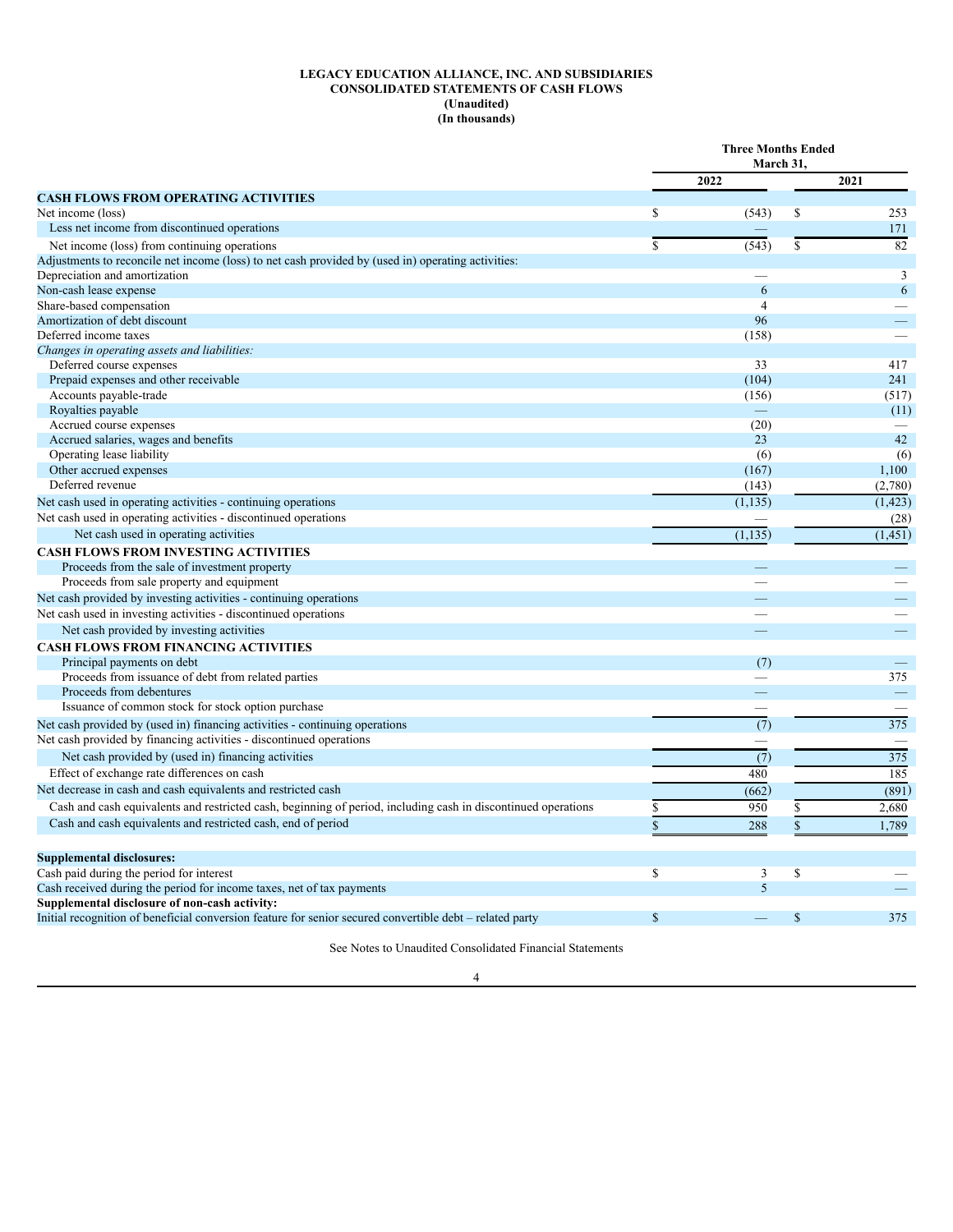**LEGACY EDUCATION ALLIANCE, INC. AND SUBSIDIARIES**
**CONSOLIDATED STATEMENTS OF CASH FLOWS**
**(Unaudited)**
**(In thousands)**

| | Three Months Ended March 31, | |
|---|---|---|
| | 2022 | 2021 |
| **CASH FLOWS FROM OPERATING ACTIVITIES** | | |
| Net income (loss) | $ (543) | $ 253 |
| Less net income from discontinued operations | — | 171 |
| Net income (loss) from continuing operations | $ (543) | $ 82 |
| Adjustments to reconcile net income (loss) to net cash provided by (used in) operating activities: | | |
| Depreciation and amortization | — | 3 |
| Non-cash lease expense | 6 | 6 |
| Share-based compensation | 4 | — |
| Amortization of debt discount | 96 | — |
| Deferred income taxes | (158) | — |
| *Changes in operating assets and liabilities:* | | |
| Deferred course expenses | 33 | 417 |
| Prepaid expenses and other receivable | (104) | 241 |
| Accounts payable-trade | (156) | (517) |
| Royalties payable | — | (11) |
| Accrued course expenses | (20) | — |
| Accrued salaries, wages and benefits | 23 | 42 |
| Operating lease liability | (6) | (6) |
| Other accrued expenses | (167) | 1,100 |
| Deferred revenue | (143) | (2,780) |
| Net cash used in operating activities - continuing operations | (1,135) | (1,423) |
| Net cash used in operating activities - discontinued operations | — | (28) |
| Net cash used in operating activities | (1,135) | (1,451) |
| **CASH FLOWS FROM INVESTING ACTIVITIES** | | |
| Proceeds from the sale of investment property | — | — |
| Proceeds from sale property and equipment | — | — |
| Net cash provided by investing activities - continuing operations | — | — |
| Net cash used in investing activities - discontinued operations | — | — |
| Net cash provided by investing activities | — | — |
| **CASH FLOWS FROM FINANCING ACTIVITIES** | | |
| Principal payments on debt | (7) | — |
| Proceeds from issuance of debt from related parties | — | 375 |
| Proceeds from debentures | — | — |
| Issuance of common stock for stock option purchase | — | — |
| Net cash provided by (used in) financing activities - continuing operations | (7) | 375 |
| Net cash provided by financing activities - discontinued operations | — | — |
| Net cash provided by (used in) financing activities | (7) | 375 |
| Effect of exchange rate differences on cash | 480 | 185 |
| Net decrease in cash and cash equivalents and restricted cash | (662) | (891) |
| Cash and cash equivalents and restricted cash, beginning of period, including cash in discontinued operations | $ 950 | $ 2,680 |
| Cash and cash equivalents and restricted cash, end of period | $ 288 | $ 1,789 |
| | | |
| **Supplemental disclosures:** | | |
| Cash paid during the period for interest | $ 3 | $ — |
| Cash received during the period for income taxes, net of tax payments | 5 | — |
| **Supplemental disclosure of non-cash activity:** | | |
| Initial recognition of beneficial conversion feature for senior secured convertible debt – related party | $ — | $ 375 |

See Notes to Unaudited Consolidated Financial Statements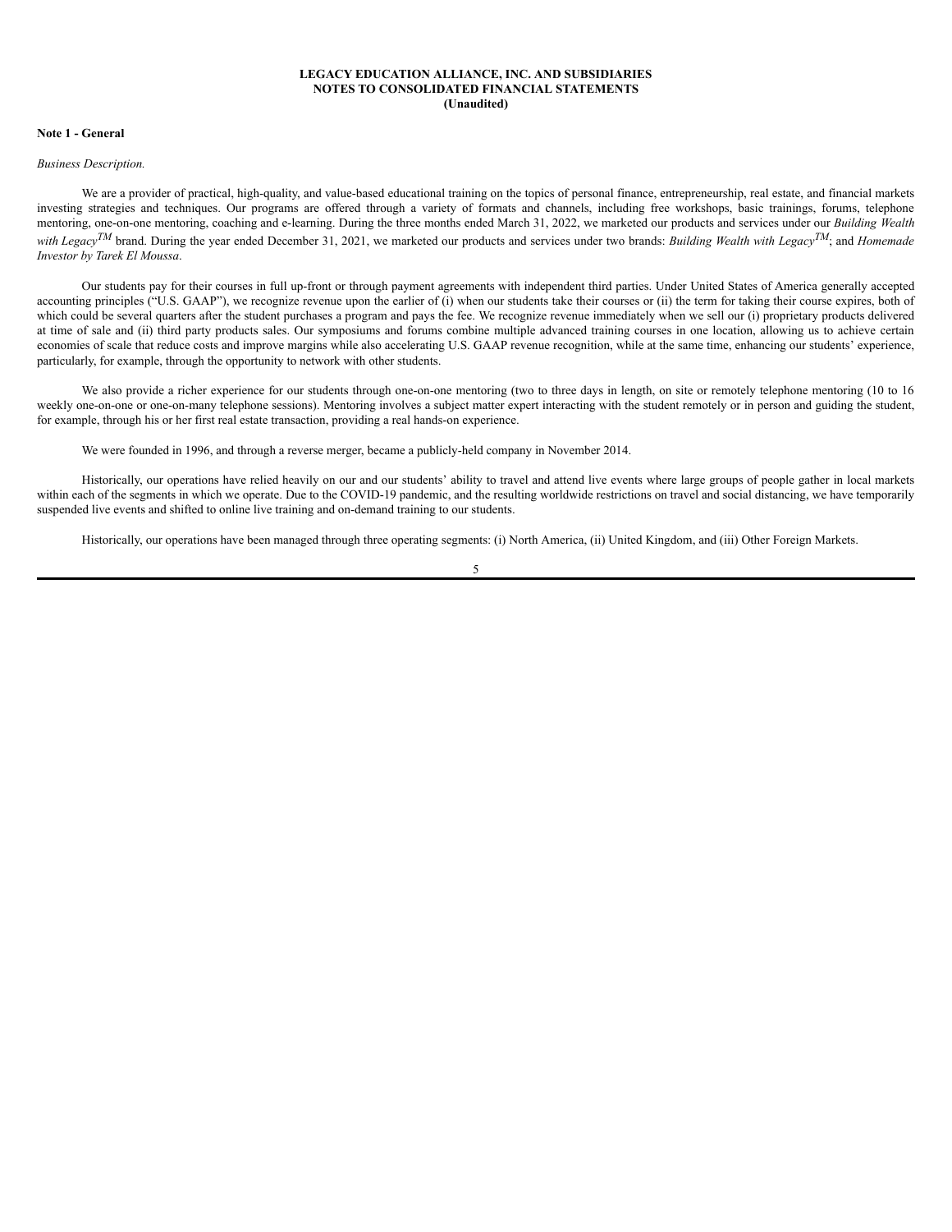**LEGACY EDUCATION ALLIANCE, INC. AND SUBSIDIARIES**
**NOTES TO CONSOLIDATED FINANCIAL STATEMENTS**
**(Unaudited)**

**Note 1 - General**

*Business Description.*

We are a provider of practical, high-quality, and value-based educational training on the topics of personal finance, entrepreneurship, real estate, and financial markets investing strategies and techniques. Our programs are offered through a variety of formats and channels, including free workshops, basic trainings, forums, telephone mentoring, one-on-one mentoring, coaching and e-learning. During the three months ended March 31, 2022, we marketed our products and services under our *Building Wealth with Legacy*™ brand. During the year ended December 31, 2021, we marketed our products and services under two brands: *Building Wealth with Legacy*™; and *Homemade Investor by Tarek El Moussa*.

Our students pay for their courses in full up-front or through payment agreements with independent third parties. Under United States of America generally accepted accounting principles ("U.S. GAAP"), we recognize revenue upon the earlier of (i) when our students take their courses or (ii) the term for taking their course expires, both of which could be several quarters after the student purchases a program and pays the fee. We recognize revenue immediately when we sell our (i) proprietary products delivered at time of sale and (ii) third party products sales. Our symposiums and forums combine multiple advanced training courses in one location, allowing us to achieve certain economies of scale that reduce costs and improve margins while also accelerating U.S. GAAP revenue recognition, while at the same time, enhancing our students' experience, particularly, for example, through the opportunity to network with other students.

We also provide a richer experience for our students through one-on-one mentoring (two to three days in length, on site or remotely telephone mentoring (10 to 16 weekly one-on-one or one-on-many telephone sessions). Mentoring involves a subject matter expert interacting with the student remotely or in person and guiding the student, for example, through his or her first real estate transaction, providing a real hands-on experience.

We were founded in 1996, and through a reverse merger, became a publicly-held company in November 2014.

Historically, our operations have relied heavily on our and our students' ability to travel and attend live events where large groups of people gather in local markets within each of the segments in which we operate. Due to the COVID-19 pandemic, and the resulting worldwide restrictions on travel and social distancing, we have temporarily suspended live events and shifted to online live training and on-demand training to our students.

Historically, our operations have been managed through three operating segments: (i) North America, (ii) United Kingdom, and (iii) Other Foreign Markets.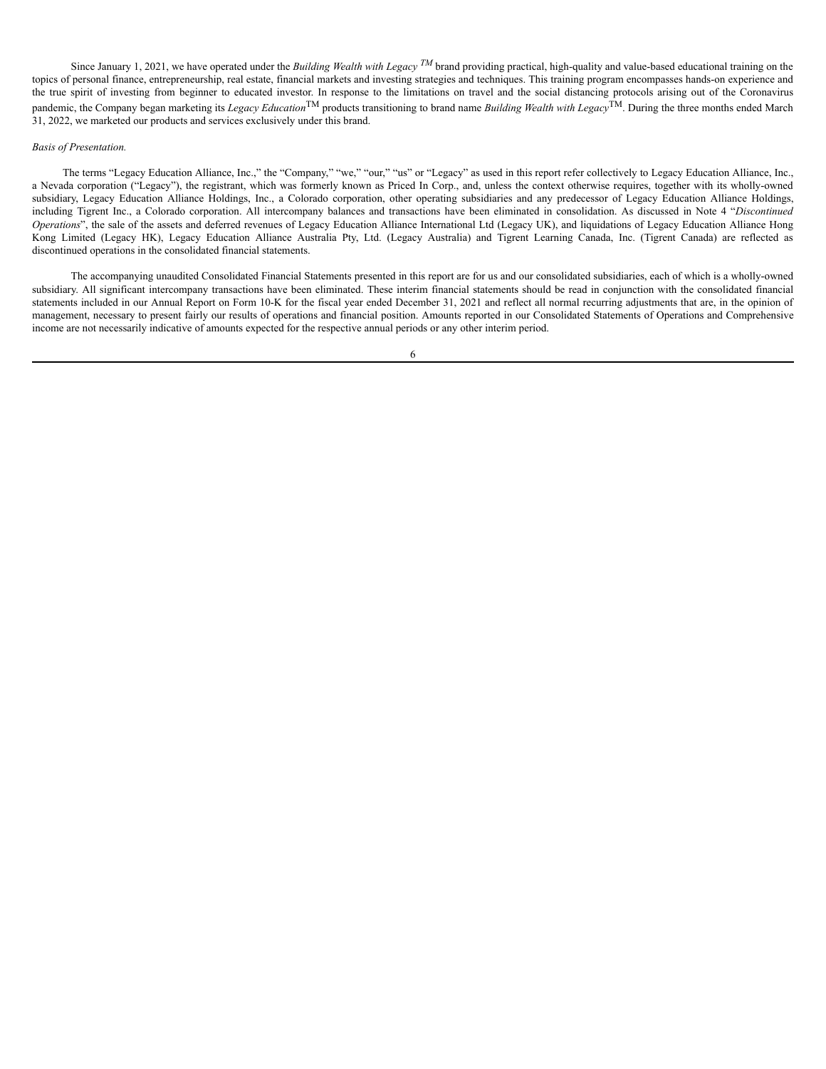Since January 1, 2021, we have operated under the *Building Wealth with Legacy* TM brand providing practical, high-quality and value-based educational training on the topics of personal finance, entrepreneurship, real estate, financial markets and investing strategies and techniques. This training program encompasses hands-on experience and the true spirit of investing from beginner to educated investor. In response to the limitations on travel and the social distancing protocols arising out of the Coronavirus pandemic, the Company began marketing its *Legacy Education*TM products transitioning to brand name *Building Wealth with Legacy*TM. During the three months ended March 31, 2022, we marketed our products and services exclusively under this brand.

*Basis of Presentation.*

The terms "Legacy Education Alliance, Inc.," the "Company," "we," "our," "us" or "Legacy" as used in this report refer collectively to Legacy Education Alliance, Inc., a Nevada corporation ("Legacy"), the registrant, which was formerly known as Priced In Corp., and, unless the context otherwise requires, together with its wholly-owned subsidiary, Legacy Education Alliance Holdings, Inc., a Colorado corporation, other operating subsidiaries and any predecessor of Legacy Education Alliance Holdings, including Tigrent Inc., a Colorado corporation. All intercompany balances and transactions have been eliminated in consolidation. As discussed in Note 4 "*Discontinued Operations*", the sale of the assets and deferred revenues of Legacy Education Alliance International Ltd (Legacy UK), and liquidations of Legacy Education Alliance Hong Kong Limited (Legacy HK), Legacy Education Alliance Australia Pty, Ltd. (Legacy Australia) and Tigrent Learning Canada, Inc. (Tigrent Canada) are reflected as discontinued operations in the consolidated financial statements.

The accompanying unaudited Consolidated Financial Statements presented in this report are for us and our consolidated subsidiaries, each of which is a wholly-owned subsidiary. All significant intercompany transactions have been eliminated. These interim financial statements should be read in conjunction with the consolidated financial statements included in our Annual Report on Form 10-K for the fiscal year ended December 31, 2021 and reflect all normal recurring adjustments that are, in the opinion of management, necessary to present fairly our results of operations and financial position. Amounts reported in our Consolidated Statements of Operations and Comprehensive income are not necessarily indicative of amounts expected for the respective annual periods or any other interim period.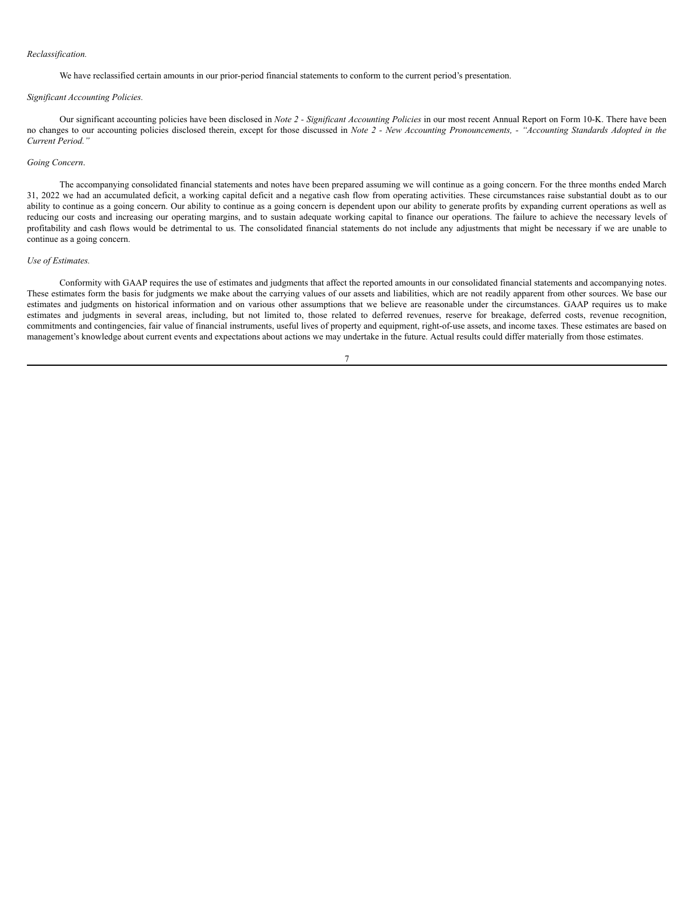*Reclassification.*

We have reclassified certain amounts in our prior-period financial statements to conform to the current period's presentation.

*Significant Accounting Policies.*

Our significant accounting policies have been disclosed in *Note 2 - Significant Accounting Policies* in our most recent Annual Report on Form 10-K. There have been no changes to our accounting policies disclosed therein, except for those discussed in *Note 2 - New Accounting Pronouncements, - "Accounting Standards Adopted in the Current Period."*

*Going Concern*.

The accompanying consolidated financial statements and notes have been prepared assuming we will continue as a going concern. For the three months ended March 31, 2022 we had an accumulated deficit, a working capital deficit and a negative cash flow from operating activities. These circumstances raise substantial doubt as to our ability to continue as a going concern. Our ability to continue as a going concern is dependent upon our ability to generate profits by expanding current operations as well as reducing our costs and increasing our operating margins, and to sustain adequate working capital to finance our operations. The failure to achieve the necessary levels of profitability and cash flows would be detrimental to us. The consolidated financial statements do not include any adjustments that might be necessary if we are unable to continue as a going concern.

*Use of Estimates.*

Conformity with GAAP requires the use of estimates and judgments that affect the reported amounts in our consolidated financial statements and accompanying notes. These estimates form the basis for judgments we make about the carrying values of our assets and liabilities, which are not readily apparent from other sources. We base our estimates and judgments on historical information and on various other assumptions that we believe are reasonable under the circumstances. GAAP requires us to make estimates and judgments in several areas, including, but not limited to, those related to deferred revenues, reserve for breakage, deferred costs, revenue recognition, commitments and contingencies, fair value of financial instruments, useful lives of property and equipment, right-of-use assets, and income taxes. These estimates are based on management's knowledge about current events and expectations about actions we may undertake in the future. Actual results could differ materially from those estimates.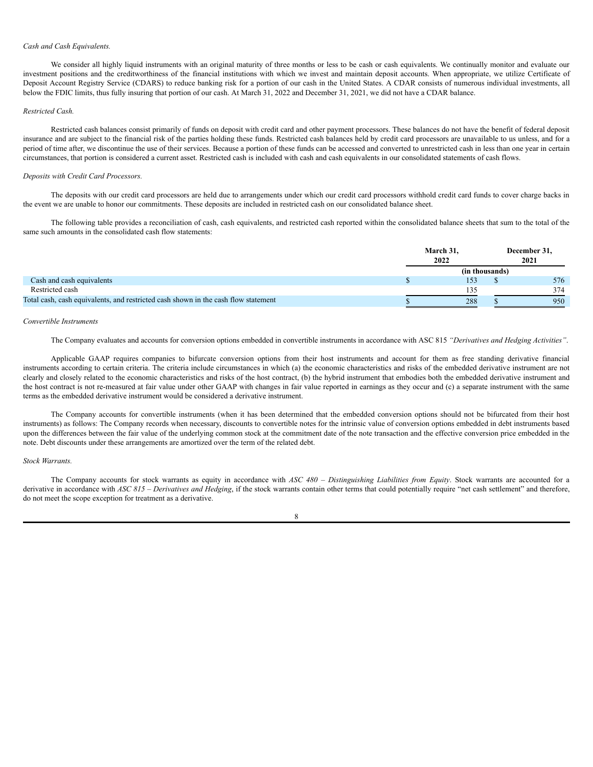*Cash and Cash Equivalents.*

We consider all highly liquid instruments with an original maturity of three months or less to be cash or cash equivalents. We continually monitor and evaluate our investment positions and the creditworthiness of the financial institutions with which we invest and maintain deposit accounts. When appropriate, we utilize Certificate of Deposit Account Registry Service (CDARS) to reduce banking risk for a portion of our cash in the United States. A CDAR consists of numerous individual investments, all below the FDIC limits, thus fully insuring that portion of our cash. At March 31, 2022 and December 31, 2021, we did not have a CDAR balance.

*Restricted Cash.*

Restricted cash balances consist primarily of funds on deposit with credit card and other payment processors. These balances do not have the benefit of federal deposit insurance and are subject to the financial risk of the parties holding these funds. Restricted cash balances held by credit card processors are unavailable to us unless, and for a period of time after, we discontinue the use of their services. Because a portion of these funds can be accessed and converted to unrestricted cash in less than one year in certain circumstances, that portion is considered a current asset. Restricted cash is included with cash and cash equivalents in our consolidated statements of cash flows.

*Deposits with Credit Card Processors.*

The deposits with our credit card processors are held due to arrangements under which our credit card processors withhold credit card funds to cover charge backs in the event we are unable to honor our commitments. These deposits are included in restricted cash on our consolidated balance sheet.

The following table provides a reconciliation of cash, cash equivalents, and restricted cash reported within the consolidated balance sheets that sum to the total of the same such amounts in the consolidated cash flow statements:

| | March 31, 2022 | December 31, 2021 |
|---|---|---|
| | (in thousands) | |
| Cash and cash equivalents | $ 153 | $ 576 |
| Restricted cash | 135 | 374 |
| Total cash, cash equivalents, and restricted cash shown in the cash flow statement | $ 288 | $ 950 |

*Convertible Instruments*

The Company evaluates and accounts for conversion options embedded in convertible instruments in accordance with ASC 815 *"Derivatives and Hedging Activities"*.

Applicable GAAP requires companies to bifurcate conversion options from their host instruments and account for them as free standing derivative financial instruments according to certain criteria. The criteria include circumstances in which (a) the economic characteristics and risks of the embedded derivative instrument are not clearly and closely related to the economic characteristics and risks of the host contract, (b) the hybrid instrument that embodies both the embedded derivative instrument and the host contract is not re-measured at fair value under other GAAP with changes in fair value reported in earnings as they occur and (c) a separate instrument with the same terms as the embedded derivative instrument would be considered a derivative instrument.

The Company accounts for convertible instruments (when it has been determined that the embedded conversion options should not be bifurcated from their host instruments) as follows: The Company records when necessary, discounts to convertible notes for the intrinsic value of conversion options embedded in debt instruments based upon the differences between the fair value of the underlying common stock at the commitment date of the note transaction and the effective conversion price embedded in the note. Debt discounts under these arrangements are amortized over the term of the related debt.

*Stock Warrants.*

The Company accounts for stock warrants as equity in accordance with *ASC 480 – Distinguishing Liabilities from Equity*. Stock warrants are accounted for a derivative in accordance with *ASC 815 – Derivatives and Hedging*, if the stock warrants contain other terms that could potentially require "net cash settlement" and therefore, do not meet the scope exception for treatment as a derivative.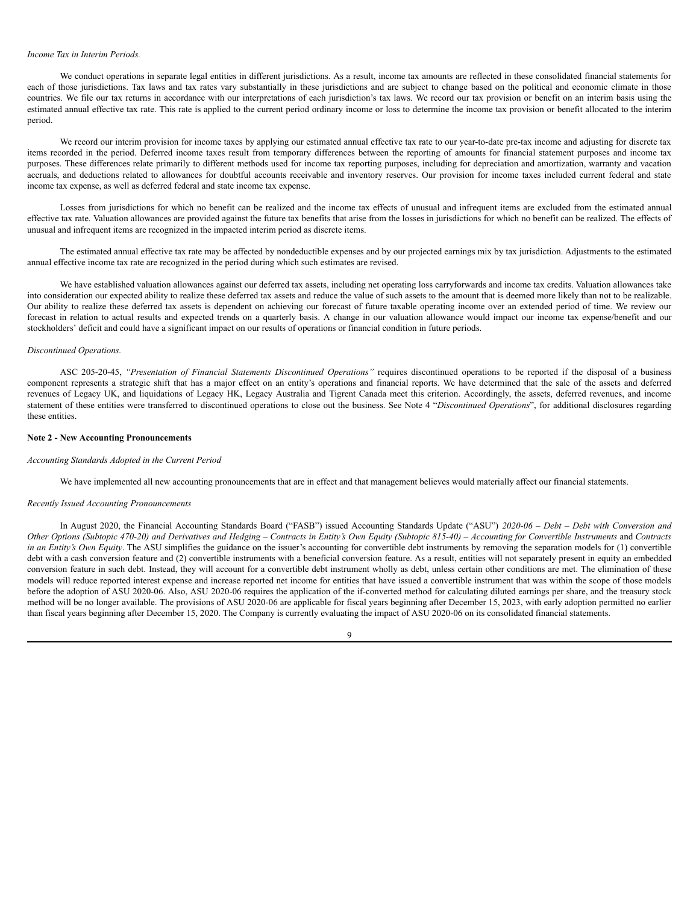*Income Tax in Interim Periods.*

We conduct operations in separate legal entities in different jurisdictions. As a result, income tax amounts are reflected in these consolidated financial statements for each of those jurisdictions. Tax laws and tax rates vary substantially in these jurisdictions and are subject to change based on the political and economic climate in those countries. We file our tax returns in accordance with our interpretations of each jurisdiction's tax laws. We record our tax provision or benefit on an interim basis using the estimated annual effective tax rate. This rate is applied to the current period ordinary income or loss to determine the income tax provision or benefit allocated to the interim period.

We record our interim provision for income taxes by applying our estimated annual effective tax rate to our year-to-date pre-tax income and adjusting for discrete tax items recorded in the period. Deferred income taxes result from temporary differences between the reporting of amounts for financial statement purposes and income tax purposes. These differences relate primarily to different methods used for income tax reporting purposes, including for depreciation and amortization, warranty and vacation accruals, and deductions related to allowances for doubtful accounts receivable and inventory reserves. Our provision for income taxes included current federal and state income tax expense, as well as deferred federal and state income tax expense.

Losses from jurisdictions for which no benefit can be realized and the income tax effects of unusual and infrequent items are excluded from the estimated annual effective tax rate. Valuation allowances are provided against the future tax benefits that arise from the losses in jurisdictions for which no benefit can be realized. The effects of unusual and infrequent items are recognized in the impacted interim period as discrete items.

The estimated annual effective tax rate may be affected by nondeductible expenses and by our projected earnings mix by tax jurisdiction. Adjustments to the estimated annual effective income tax rate are recognized in the period during which such estimates are revised.

We have established valuation allowances against our deferred tax assets, including net operating loss carryforwards and income tax credits. Valuation allowances take into consideration our expected ability to realize these deferred tax assets and reduce the value of such assets to the amount that is deemed more likely than not to be realizable. Our ability to realize these deferred tax assets is dependent on achieving our forecast of future taxable operating income over an extended period of time. We review our forecast in relation to actual results and expected trends on a quarterly basis. A change in our valuation allowance would impact our income tax expense/benefit and our stockholders' deficit and could have a significant impact on our results of operations or financial condition in future periods.

*Discontinued Operations.*

ASC 205-20-45, *"Presentation of Financial Statements Discontinued Operations"* requires discontinued operations to be reported if the disposal of a business component represents a strategic shift that has a major effect on an entity's operations and financial reports. We have determined that the sale of the assets and deferred revenues of Legacy UK, and liquidations of Legacy HK, Legacy Australia and Tigrent Canada meet this criterion. Accordingly, the assets, deferred revenues, and income statement of these entities were transferred to discontinued operations to close out the business. See Note 4 "*Discontinued Operations*", for additional disclosures regarding these entities.

**Note 2 - New Accounting Pronouncements**

*Accounting Standards Adopted in the Current Period*

We have implemented all new accounting pronouncements that are in effect and that management believes would materially affect our financial statements.

*Recently Issued Accounting Pronouncements*

In August 2020, the Financial Accounting Standards Board ("FASB") issued Accounting Standards Update ("ASU") *2020-06 – Debt – Debt with Conversion and Other Options (Subtopic 470-20) and Derivatives and Hedging – Contracts in Entity's Own Equity (Subtopic 815-40) – Accounting for Convertible Instruments* and *Contracts in an Entity's Own Equity*. The ASU simplifies the guidance on the issuer's accounting for convertible debt instruments by removing the separation models for (1) convertible debt with a cash conversion feature and (2) convertible instruments with a beneficial conversion feature. As a result, entities will not separately present in equity an embedded conversion feature in such debt. Instead, they will account for a convertible debt instrument wholly as debt, unless certain other conditions are met. The elimination of these models will reduce reported interest expense and increase reported net income for entities that have issued a convertible instrument that was within the scope of those models before the adoption of ASU 2020-06. Also, ASU 2020-06 requires the application of the if-converted method for calculating diluted earnings per share, and the treasury stock method will be no longer available. The provisions of ASU 2020-06 are applicable for fiscal years beginning after December 15, 2023, with early adoption permitted no earlier than fiscal years beginning after December 15, 2020. The Company is currently evaluating the impact of ASU 2020-06 on its consolidated financial statements.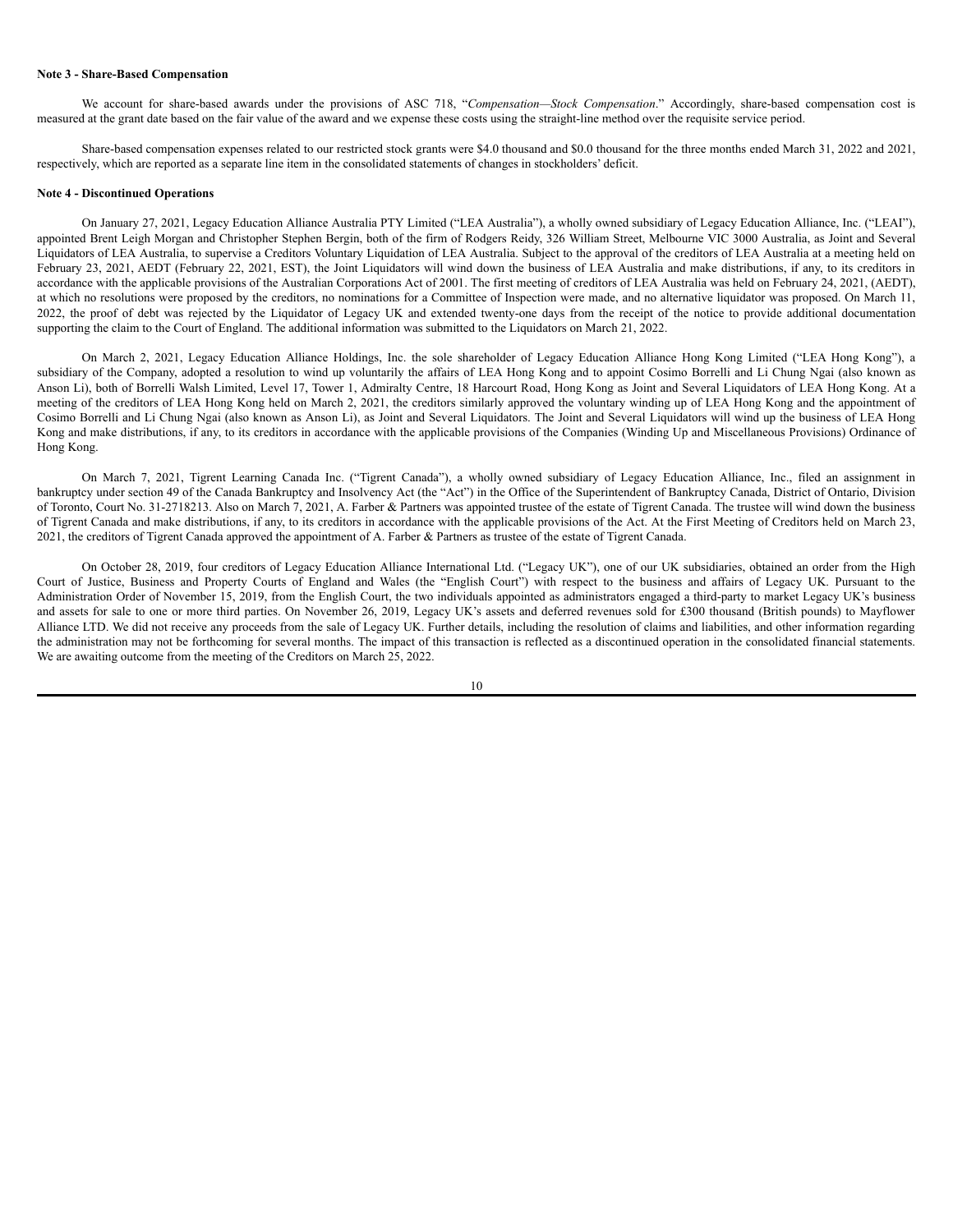**Note 3 - Share-Based Compensation**

We account for share-based awards under the provisions of ASC 718, "*Compensation—Stock Compensation*." Accordingly, share-based compensation cost is measured at the grant date based on the fair value of the award and we expense these costs using the straight-line method over the requisite service period.

Share-based compensation expenses related to our restricted stock grants were $4.0 thousand and $0.0 thousand for the three months ended March 31, 2022 and 2021, respectively, which are reported as a separate line item in the consolidated statements of changes in stockholders' deficit.

**Note 4 - Discontinued Operations**

On January 27, 2021, Legacy Education Alliance Australia PTY Limited ("LEA Australia"), a wholly owned subsidiary of Legacy Education Alliance, Inc. ("LEAI"), appointed Brent Leigh Morgan and Christopher Stephen Bergin, both of the firm of Rodgers Reidy, 326 William Street, Melbourne VIC 3000 Australia, as Joint and Several Liquidators of LEA Australia, to supervise a Creditors Voluntary Liquidation of LEA Australia. Subject to the approval of the creditors of LEA Australia at a meeting held on February 23, 2021, AEDT (February 22, 2021, EST), the Joint Liquidators will wind down the business of LEA Australia and make distributions, if any, to its creditors in accordance with the applicable provisions of the Australian Corporations Act of 2001. The first meeting of creditors of LEA Australia was held on February 24, 2021, (AEDT), at which no resolutions were proposed by the creditors, no nominations for a Committee of Inspection were made, and no alternative liquidator was proposed. On March 11, 2022, the proof of debt was rejected by the Liquidator of Legacy UK and extended twenty-one days from the receipt of the notice to provide additional documentation supporting the claim to the Court of England. The additional information was submitted to the Liquidators on March 21, 2022.

On March 2, 2021, Legacy Education Alliance Holdings, Inc. the sole shareholder of Legacy Education Alliance Hong Kong Limited ("LEA Hong Kong"), a subsidiary of the Company, adopted a resolution to wind up voluntarily the affairs of LEA Hong Kong and to appoint Cosimo Borrelli and Li Chung Ngai (also known as Anson Li), both of Borrelli Walsh Limited, Level 17, Tower 1, Admiralty Centre, 18 Harcourt Road, Hong Kong as Joint and Several Liquidators of LEA Hong Kong. At a meeting of the creditors of LEA Hong Kong held on March 2, 2021, the creditors similarly approved the voluntary winding up of LEA Hong Kong and the appointment of Cosimo Borrelli and Li Chung Ngai (also known as Anson Li), as Joint and Several Liquidators. The Joint and Several Liquidators will wind up the business of LEA Hong Kong and make distributions, if any, to its creditors in accordance with the applicable provisions of the Companies (Winding Up and Miscellaneous Provisions) Ordinance of Hong Kong.

On March 7, 2021, Tigrent Learning Canada Inc. ("Tigrent Canada"), a wholly owned subsidiary of Legacy Education Alliance, Inc., filed an assignment in bankruptcy under section 49 of the Canada Bankruptcy and Insolvency Act (the "Act") in the Office of the Superintendent of Bankruptcy Canada, District of Ontario, Division of Toronto, Court No. 31-2718213. Also on March 7, 2021, A. Farber & Partners was appointed trustee of the estate of Tigrent Canada. The trustee will wind down the business of Tigrent Canada and make distributions, if any, to its creditors in accordance with the applicable provisions of the Act. At the First Meeting of Creditors held on March 23, 2021, the creditors of Tigrent Canada approved the appointment of A. Farber & Partners as trustee of the estate of Tigrent Canada.

On October 28, 2019, four creditors of Legacy Education Alliance International Ltd. ("Legacy UK"), one of our UK subsidiaries, obtained an order from the High Court of Justice, Business and Property Courts of England and Wales (the "English Court") with respect to the business and affairs of Legacy UK. Pursuant to the Administration Order of November 15, 2019, from the English Court, the two individuals appointed as administrators engaged a third-party to market Legacy UK's business and assets for sale to one or more third parties. On November 26, 2019, Legacy UK's assets and deferred revenues sold for £300 thousand (British pounds) to Mayflower Alliance LTD. We did not receive any proceeds from the sale of Legacy UK. Further details, including the resolution of claims and liabilities, and other information regarding the administration may not be forthcoming for several months. The impact of this transaction is reflected as a discontinued operation in the consolidated financial statements. We are awaiting outcome from the meeting of the Creditors on March 25, 2022.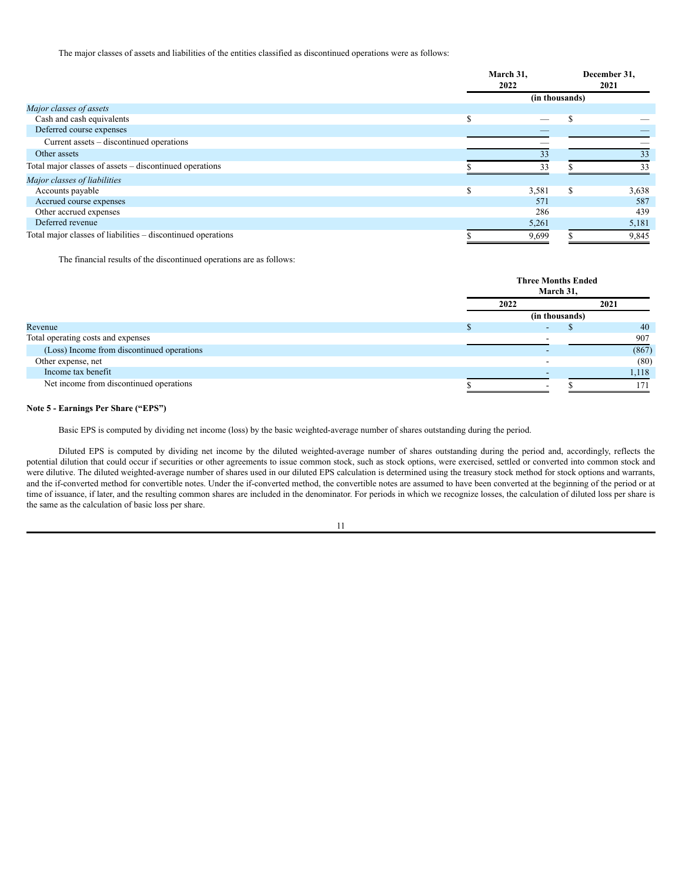The major classes of assets and liabilities of the entities classified as discontinued operations were as follows:

| | March 31, 2022 | December 31, 2021 |
|---|---|---|
| | (in thousands) | |
| *Major classes of assets* | | |
| Cash and cash equivalents | $ — | $ — |
| Deferred course expenses | — | — |
| Current assets – discontinued operations | — | — |
| Other assets | 33 | 33 |
| Total major classes of assets – discontinued operations | $ 33 | $ 33 |
| *Major classes of liabilities* | | |
| Accounts payable | $ 3,581 | $ 3,638 |
| Accrued course expenses | 571 | 587 |
| Other accrued expenses | 286 | 439 |
| Deferred revenue | 5,261 | 5,181 |
| Total major classes of liabilities – discontinued operations | $ 9,699 | $ 9,845 |

The financial results of the discontinued operations are as follows:

| | Three Months Ended March 31, | |
|---|---|---|
| | 2022 | 2021 |
| | (in thousands) | |
| Revenue | $ - | $ 40 |
| Total operating costs and expenses | - | 907 |
| (Loss) Income from discontinued operations | - | (867) |
| Other expense, net | - | (80) |
| Income tax benefit | - | 1,118 |
| Net income from discontinued operations | $ - | $ 171 |

**Note 5 - Earnings Per Share ("EPS")**

Basic EPS is computed by dividing net income (loss) by the basic weighted-average number of shares outstanding during the period.

Diluted EPS is computed by dividing net income by the diluted weighted-average number of shares outstanding during the period and, accordingly, reflects the potential dilution that could occur if securities or other agreements to issue common stock, such as stock options, were exercised, settled or converted into common stock and were dilutive. The diluted weighted-average number of shares used in our diluted EPS calculation is determined using the treasury stock method for stock options and warrants, and the if-converted method for convertible notes. Under the if-converted method, the convertible notes are assumed to have been converted at the beginning of the period or at time of issuance, if later, and the resulting common shares are included in the denominator. For periods in which we recognize losses, the calculation of diluted loss per share is the same as the calculation of basic loss per share.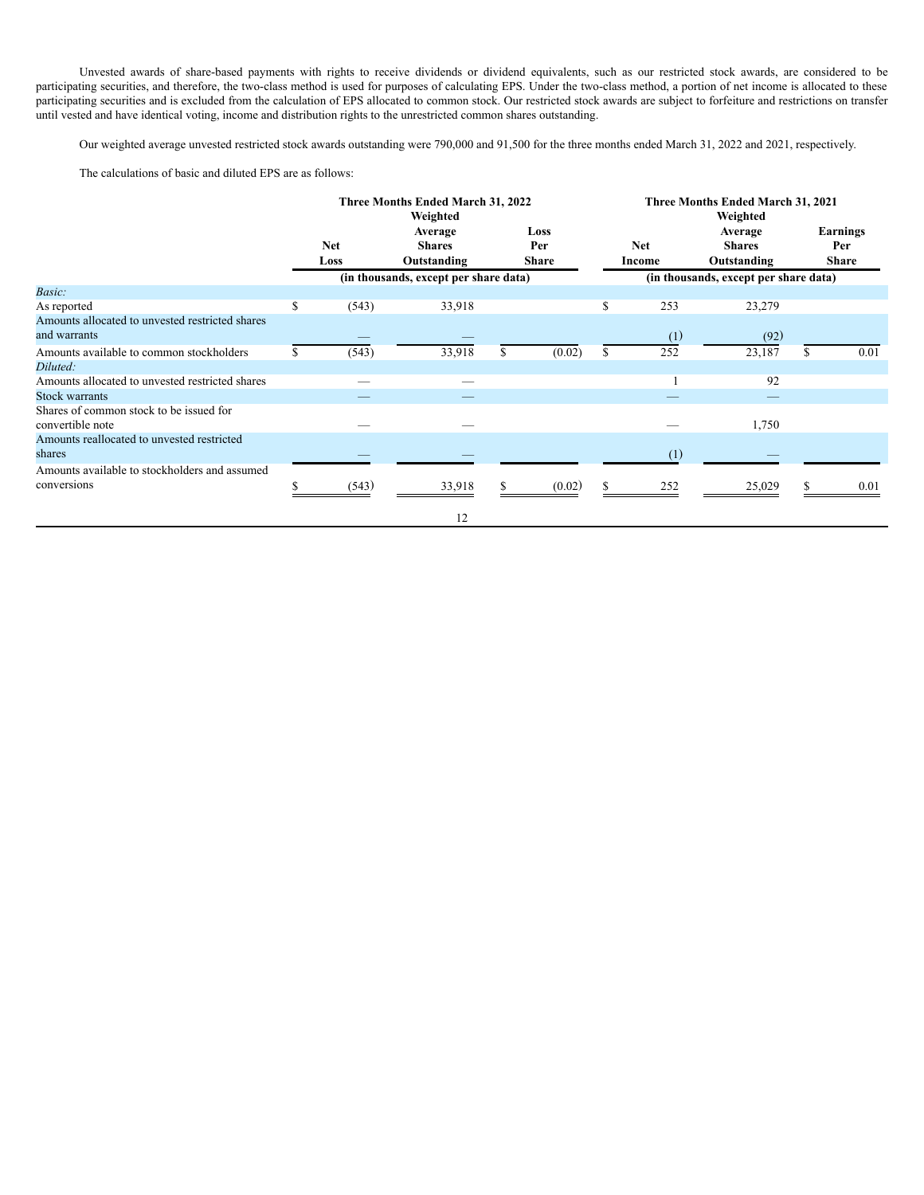Unvested awards of share-based payments with rights to receive dividends or dividend equivalents, such as our restricted stock awards, are considered to be participating securities, and therefore, the two-class method is used for purposes of calculating EPS. Under the two-class method, a portion of net income is allocated to these participating securities and is excluded from the calculation of EPS allocated to common stock. Our restricted stock awards are subject to forfeiture and restrictions on transfer until vested and have identical voting, income and distribution rights to the unrestricted common shares outstanding.

Our weighted average unvested restricted stock awards outstanding were 790,000 and 91,500 for the three months ended March 31, 2022 and 2021, respectively.

The calculations of basic and diluted EPS are as follows:

| | Three Months Ended March 31, 2022 | | | Three Months Ended March 31, 2021 | | |
|---|---|---|---|---|---|---|
| | Net Loss | Weighted Average Shares Outstanding | Loss Per Share | Net Income | Weighted Average Shares Outstanding | Earnings Per Share |
| | (in thousands, except per share data) | | | (in thousands, except per share data) | | |
| *Basic:* | | | | | | |
| As reported | $ (543) | 33,918 | | $ 253 | 23,279 | |
| Amounts allocated to unvested restricted shares and warrants | — | — | | (1) | (92) | |
| Amounts available to common stockholders | $ (543) | 33,918 | $ (0.02) | $ 252 | 23,187 | $ 0.01 |
| *Diluted:* | | | | | | |
| Amounts allocated to unvested restricted shares | — | — | | 1 | 92 | |
| Stock warrants | — | — | | — | — | |
| Shares of common stock to be issued for convertible note | — | — | | — | 1,750 | |
| Amounts reallocated to unvested restricted shares | — | — | | (1) | — | |
| Amounts available to stockholders and assumed conversions | $ (543) | 33,918 | $ (0.02) | $ 252 | 25,029 | $ 0.01 |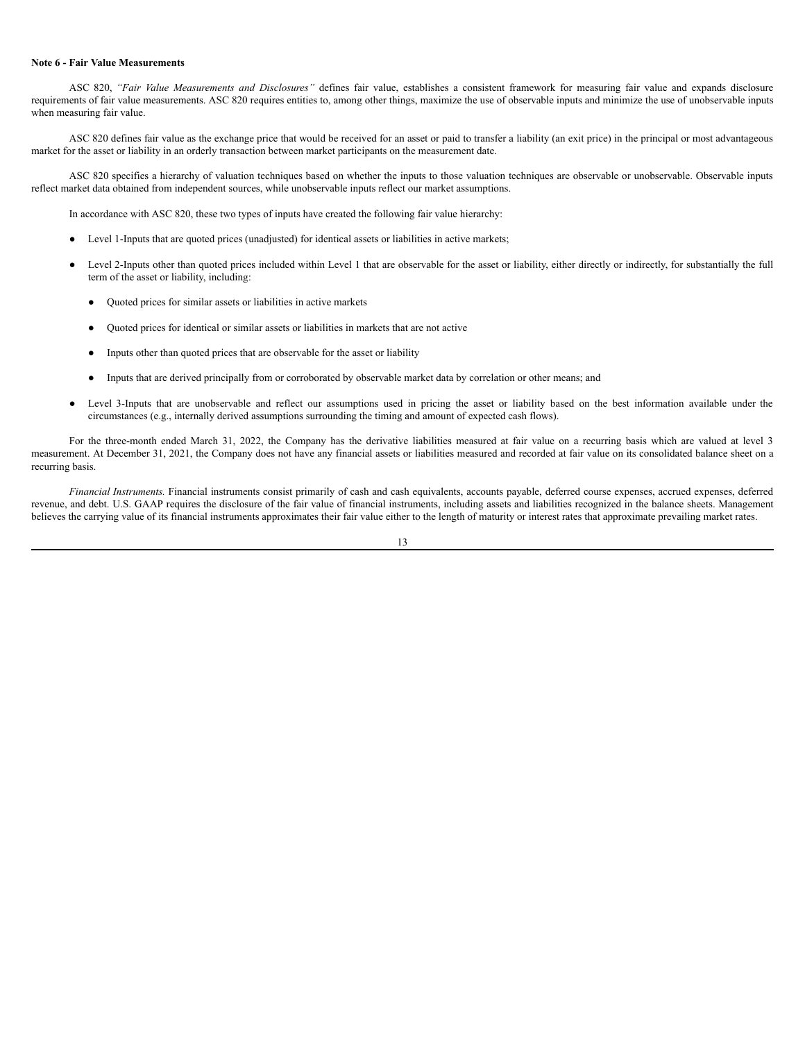**Note 6 - Fair Value Measurements**

ASC 820, *"Fair Value Measurements and Disclosures"* defines fair value, establishes a consistent framework for measuring fair value and expands disclosure requirements of fair value measurements. ASC 820 requires entities to, among other things, maximize the use of observable inputs and minimize the use of unobservable inputs when measuring fair value.

ASC 820 defines fair value as the exchange price that would be received for an asset or paid to transfer a liability (an exit price) in the principal or most advantageous market for the asset or liability in an orderly transaction between market participants on the measurement date.

ASC 820 specifies a hierarchy of valuation techniques based on whether the inputs to those valuation techniques are observable or unobservable. Observable inputs reflect market data obtained from independent sources, while unobservable inputs reflect our market assumptions.

In accordance with ASC 820, these two types of inputs have created the following fair value hierarchy:

- Level 1-Inputs that are quoted prices (unadjusted) for identical assets or liabilities in active markets;
- Level 2-Inputs other than quoted prices included within Level 1 that are observable for the asset or liability, either directly or indirectly, for substantially the full term of the asset or liability, including:
  - Quoted prices for similar assets or liabilities in active markets
  - Quoted prices for identical or similar assets or liabilities in markets that are not active
  - Inputs other than quoted prices that are observable for the asset or liability
  - Inputs that are derived principally from or corroborated by observable market data by correlation or other means; and
- Level 3-Inputs that are unobservable and reflect our assumptions used in pricing the asset or liability based on the best information available under the circumstances (e.g., internally derived assumptions surrounding the timing and amount of expected cash flows).

For the three-month ended March 31, 2022, the Company has the derivative liabilities measured at fair value on a recurring basis which are valued at level 3 measurement. At December 31, 2021, the Company does not have any financial assets or liabilities measured and recorded at fair value on its consolidated balance sheet on a recurring basis.

*Financial Instruments.* Financial instruments consist primarily of cash and cash equivalents, accounts payable, deferred course expenses, accrued expenses, deferred revenue, and debt. U.S. GAAP requires the disclosure of the fair value of financial instruments, including assets and liabilities recognized in the balance sheets. Management believes the carrying value of its financial instruments approximates their fair value either to the length of maturity or interest rates that approximate prevailing market rates.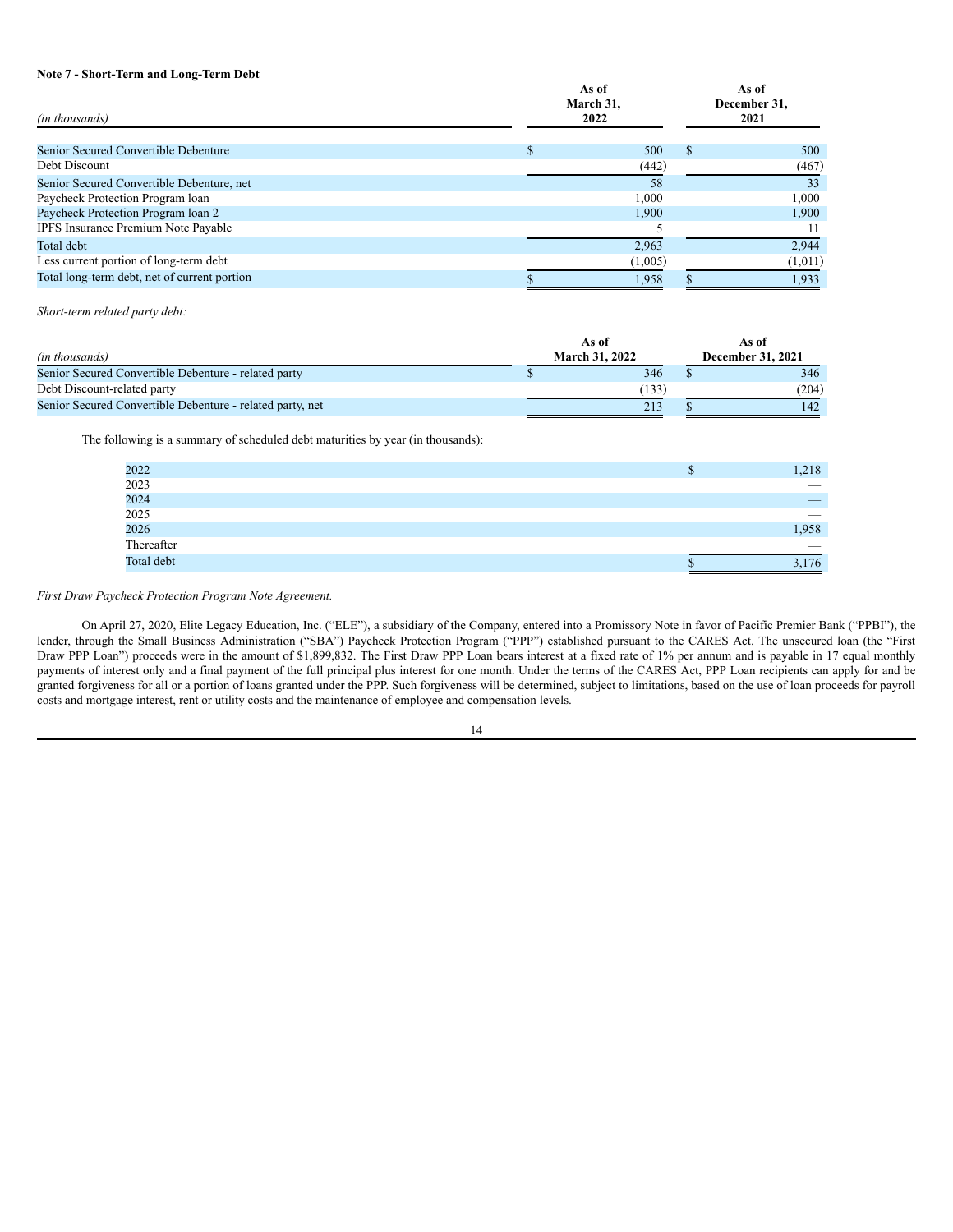**Note 7 - Short-Term and Long-Term Debt**

| *(in thousands)* | As of March 31, 2022 | As of December 31, 2021 |
|---|---|---|
| Senior Secured Convertible Debenture | $ 500 | $ 500 |
| Debt Discount | (442) | (467) |
| Senior Secured Convertible Debenture, net | 58 | 33 |
| Paycheck Protection Program loan | 1,000 | 1,000 |
| Paycheck Protection Program loan 2 | 1,900 | 1,900 |
| IPFS Insurance Premium Note Payable | 5 | 11 |
| Total debt | 2,963 | 2,944 |
| Less current portion of long-term debt | (1,005) | (1,011) |
| Total long-term debt, net of current portion | $ 1,958 | $ 1,933 |

*Short-term related party debt:*

| *(in thousands)* | As of March 31, 2022 | As of December 31, 2021 |
|---|---|---|
| Senior Secured Convertible Debenture - related party | $ 346 | $ 346 |
| Debt Discount-related party | (133) | (204) |
| Senior Secured Convertible Debenture - related party, net | 213 | $ 142 |

The following is a summary of scheduled debt maturities by year (in thousands):

| | |
|---|---|
| 2022 | $ 1,218 |
| 2023 | — |
| 2024 | — |
| 2025 | — |
| 2026 | 1,958 |
| Thereafter | — |
| Total debt | $ 3,176 |

*First Draw Paycheck Protection Program Note Agreement.*

On April 27, 2020, Elite Legacy Education, Inc. ("ELE"), a subsidiary of the Company, entered into a Promissory Note in favor of Pacific Premier Bank ("PPBI"), the lender, through the Small Business Administration ("SBA") Paycheck Protection Program ("PPP") established pursuant to the CARES Act. The unsecured loan (the "First Draw PPP Loan") proceeds were in the amount of $1,899,832. The First Draw PPP Loan bears interest at a fixed rate of 1% per annum and is payable in 17 equal monthly payments of interest only and a final payment of the full principal plus interest for one month. Under the terms of the CARES Act, PPP Loan recipients can apply for and be granted forgiveness for all or a portion of loans granted under the PPP. Such forgiveness will be determined, subject to limitations, based on the use of loan proceeds for payroll costs and mortgage interest, rent or utility costs and the maintenance of employee and compensation levels.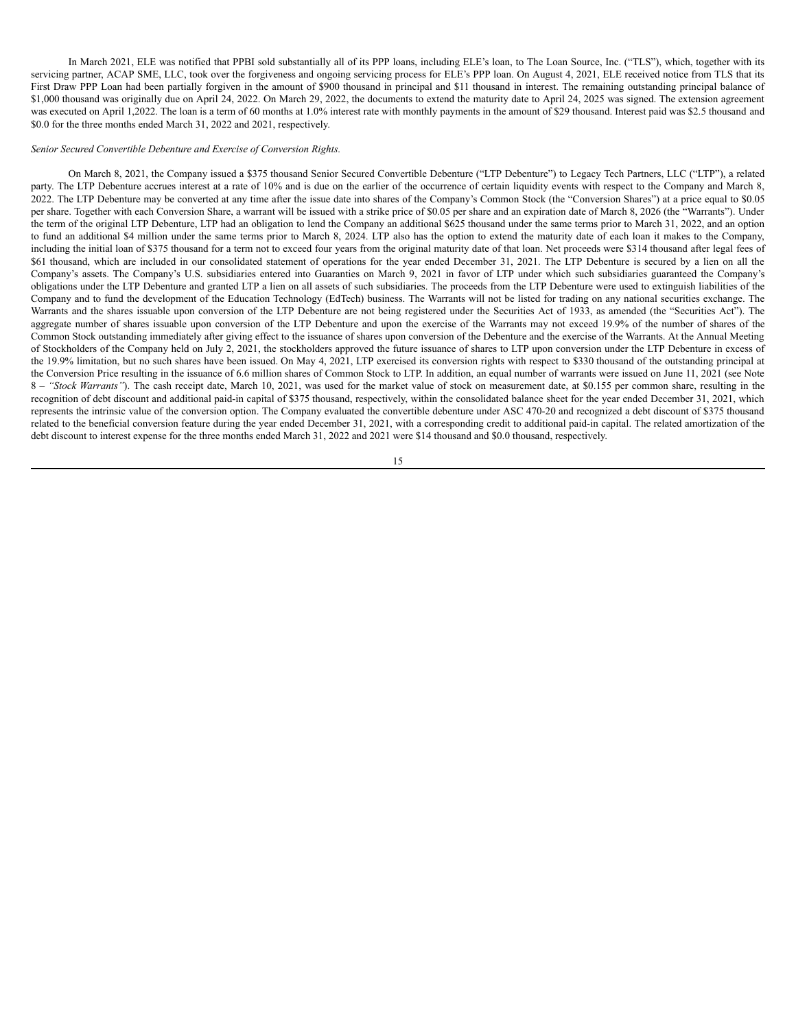In March 2021, ELE was notified that PPBI sold substantially all of its PPP loans, including ELE's loan, to The Loan Source, Inc. ("TLS"), which, together with its servicing partner, ACAP SME, LLC, took over the forgiveness and ongoing servicing process for ELE's PPP loan. On August 4, 2021, ELE received notice from TLS that its First Draw PPP Loan had been partially forgiven in the amount of $900 thousand in principal and $11 thousand in interest. The remaining outstanding principal balance of $1,000 thousand was originally due on April 24, 2022. On March 29, 2022, the documents to extend the maturity date to April 24, 2025 was signed. The extension agreement was executed on April 1,2022. The loan is a term of 60 months at 1.0% interest rate with monthly payments in the amount of $29 thousand. Interest paid was $2.5 thousand and $0.0 for the three months ended March 31, 2022 and 2021, respectively.

*Senior Secured Convertible Debenture and Exercise of Conversion Rights.*

On March 8, 2021, the Company issued a $375 thousand Senior Secured Convertible Debenture ("LTP Debenture") to Legacy Tech Partners, LLC ("LTP"), a related party. The LTP Debenture accrues interest at a rate of 10% and is due on the earlier of the occurrence of certain liquidity events with respect to the Company and March 8, 2022. The LTP Debenture may be converted at any time after the issue date into shares of the Company's Common Stock (the "Conversion Shares") at a price equal to $0.05 per share. Together with each Conversion Share, a warrant will be issued with a strike price of $0.05 per share and an expiration date of March 8, 2026 (the "Warrants"). Under the term of the original LTP Debenture, LTP had an obligation to lend the Company an additional $625 thousand under the same terms prior to March 31, 2022, and an option to fund an additional $4 million under the same terms prior to March 8, 2024. LTP also has the option to extend the maturity date of each loan it makes to the Company, including the initial loan of $375 thousand for a term not to exceed four years from the original maturity date of that loan. Net proceeds were $314 thousand after legal fees of $61 thousand, which are included in our consolidated statement of operations for the year ended December 31, 2021. The LTP Debenture is secured by a lien on all the Company's assets. The Company's U.S. subsidiaries entered into Guaranties on March 9, 2021 in favor of LTP under which such subsidiaries guaranteed the Company's obligations under the LTP Debenture and granted LTP a lien on all assets of such subsidiaries. The proceeds from the LTP Debenture were used to extinguish liabilities of the Company and to fund the development of the Education Technology (EdTech) business. The Warrants will not be listed for trading on any national securities exchange. The Warrants and the shares issuable upon conversion of the LTP Debenture are not being registered under the Securities Act of 1933, as amended (the "Securities Act"). The aggregate number of shares issuable upon conversion of the LTP Debenture and upon the exercise of the Warrants may not exceed 19.9% of the number of shares of the Common Stock outstanding immediately after giving effect to the issuance of shares upon conversion of the Debenture and the exercise of the Warrants. At the Annual Meeting of Stockholders of the Company held on July 2, 2021, the stockholders approved the future issuance of shares to LTP upon conversion under the LTP Debenture in excess of the 19.9% limitation, but no such shares have been issued. On May 4, 2021, LTP exercised its conversion rights with respect to $330 thousand of the outstanding principal at the Conversion Price resulting in the issuance of 6.6 million shares of Common Stock to LTP. In addition, an equal number of warrants were issued on June 11, 2021 (see Note 8 – *"Stock Warrants"*). The cash receipt date, March 10, 2021, was used for the market value of stock on measurement date, at $0.155 per common share, resulting in the recognition of debt discount and additional paid-in capital of $375 thousand, respectively, within the consolidated balance sheet for the year ended December 31, 2021, which represents the intrinsic value of the conversion option. The Company evaluated the convertible debenture under ASC 470-20 and recognized a debt discount of $375 thousand related to the beneficial conversion feature during the year ended December 31, 2021, with a corresponding credit to additional paid-in capital. The related amortization of the debt discount to interest expense for the three months ended March 31, 2022 and 2021 were $14 thousand and $0.0 thousand, respectively.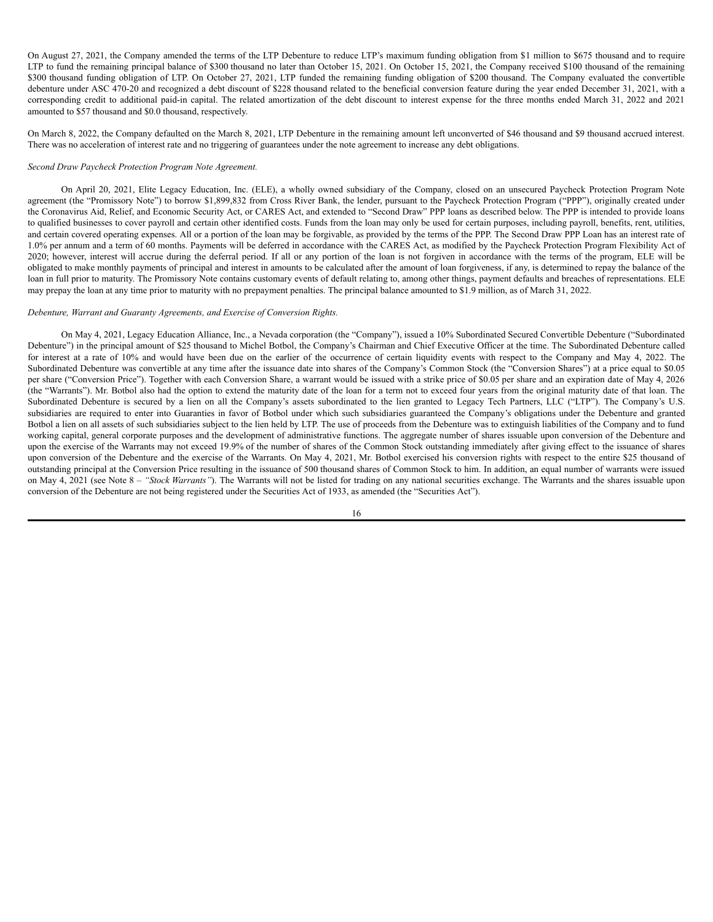On August 27, 2021, the Company amended the terms of the LTP Debenture to reduce LTP's maximum funding obligation from $1 million to $675 thousand and to require LTP to fund the remaining principal balance of $300 thousand no later than October 15, 2021. On October 15, 2021, the Company received $100 thousand of the remaining $300 thousand funding obligation of LTP. On October 27, 2021, LTP funded the remaining funding obligation of $200 thousand. The Company evaluated the convertible debenture under ASC 470-20 and recognized a debt discount of $228 thousand related to the beneficial conversion feature during the year ended December 31, 2021, with a corresponding credit to additional paid-in capital. The related amortization of the debt discount to interest expense for the three months ended March 31, 2022 and 2021 amounted to $57 thousand and $0.0 thousand, respectively.

On March 8, 2022, the Company defaulted on the March 8, 2021, LTP Debenture in the remaining amount left unconverted of $46 thousand and $9 thousand accrued interest. There was no acceleration of interest rate and no triggering of guarantees under the note agreement to increase any debt obligations.

*Second Draw Paycheck Protection Program Note Agreement.*

On April 20, 2021, Elite Legacy Education, Inc. (ELE), a wholly owned subsidiary of the Company, closed on an unsecured Paycheck Protection Program Note agreement (the "Promissory Note") to borrow $1,899,832 from Cross River Bank, the lender, pursuant to the Paycheck Protection Program ("PPP"), originally created under the Coronavirus Aid, Relief, and Economic Security Act, or CARES Act, and extended to "Second Draw" PPP loans as described below. The PPP is intended to provide loans to qualified businesses to cover payroll and certain other identified costs. Funds from the loan may only be used for certain purposes, including payroll, benefits, rent, utilities, and certain covered operating expenses. All or a portion of the loan may be forgivable, as provided by the terms of the PPP. The Second Draw PPP Loan has an interest rate of 1.0% per annum and a term of 60 months. Payments will be deferred in accordance with the CARES Act, as modified by the Paycheck Protection Program Flexibility Act of 2020; however, interest will accrue during the deferral period. If all or any portion of the loan is not forgiven in accordance with the terms of the program, ELE will be obligated to make monthly payments of principal and interest in amounts to be calculated after the amount of loan forgiveness, if any, is determined to repay the balance of the loan in full prior to maturity. The Promissory Note contains customary events of default relating to, among other things, payment defaults and breaches of representations. ELE may prepay the loan at any time prior to maturity with no prepayment penalties. The principal balance amounted to $1.9 million, as of March 31, 2022.

*Debenture, Warrant and Guaranty Agreements, and Exercise of Conversion Rights.*

On May 4, 2021, Legacy Education Alliance, Inc., a Nevada corporation (the "Company"), issued a 10% Subordinated Secured Convertible Debenture ("Subordinated Debenture") in the principal amount of $25 thousand to Michel Botbol, the Company's Chairman and Chief Executive Officer at the time. The Subordinated Debenture called for interest at a rate of 10% and would have been due on the earlier of the occurrence of certain liquidity events with respect to the Company and May 4, 2022. The Subordinated Debenture was convertible at any time after the issuance date into shares of the Company's Common Stock (the "Conversion Shares") at a price equal to $0.05 per share ("Conversion Price"). Together with each Conversion Share, a warrant would be issued with a strike price of $0.05 per share and an expiration date of May 4, 2026 (the "Warrants"). Mr. Botbol also had the option to extend the maturity date of the loan for a term not to exceed four years from the original maturity date of that loan. The Subordinated Debenture is secured by a lien on all the Company's assets subordinated to the lien granted to Legacy Tech Partners, LLC ("LTP"). The Company's U.S. subsidiaries are required to enter into Guaranties in favor of Botbol under which such subsidiaries guaranteed the Company's obligations under the Debenture and granted Botbol a lien on all assets of such subsidiaries subject to the lien held by LTP. The use of proceeds from the Debenture was to extinguish liabilities of the Company and to fund working capital, general corporate purposes and the development of administrative functions. The aggregate number of shares issuable upon conversion of the Debenture and upon the exercise of the Warrants may not exceed 19.9% of the number of shares of the Common Stock outstanding immediately after giving effect to the issuance of shares upon conversion of the Debenture and the exercise of the Warrants. On May 4, 2021, Mr. Botbol exercised his conversion rights with respect to the entire $25 thousand of outstanding principal at the Conversion Price resulting in the issuance of 500 thousand shares of Common Stock to him. In addition, an equal number of warrants were issued on May 4, 2021 (see Note 8 – *"Stock Warrants"*). The Warrants will not be listed for trading on any national securities exchange. The Warrants and the shares issuable upon conversion of the Debenture are not being registered under the Securities Act of 1933, as amended (the "Securities Act").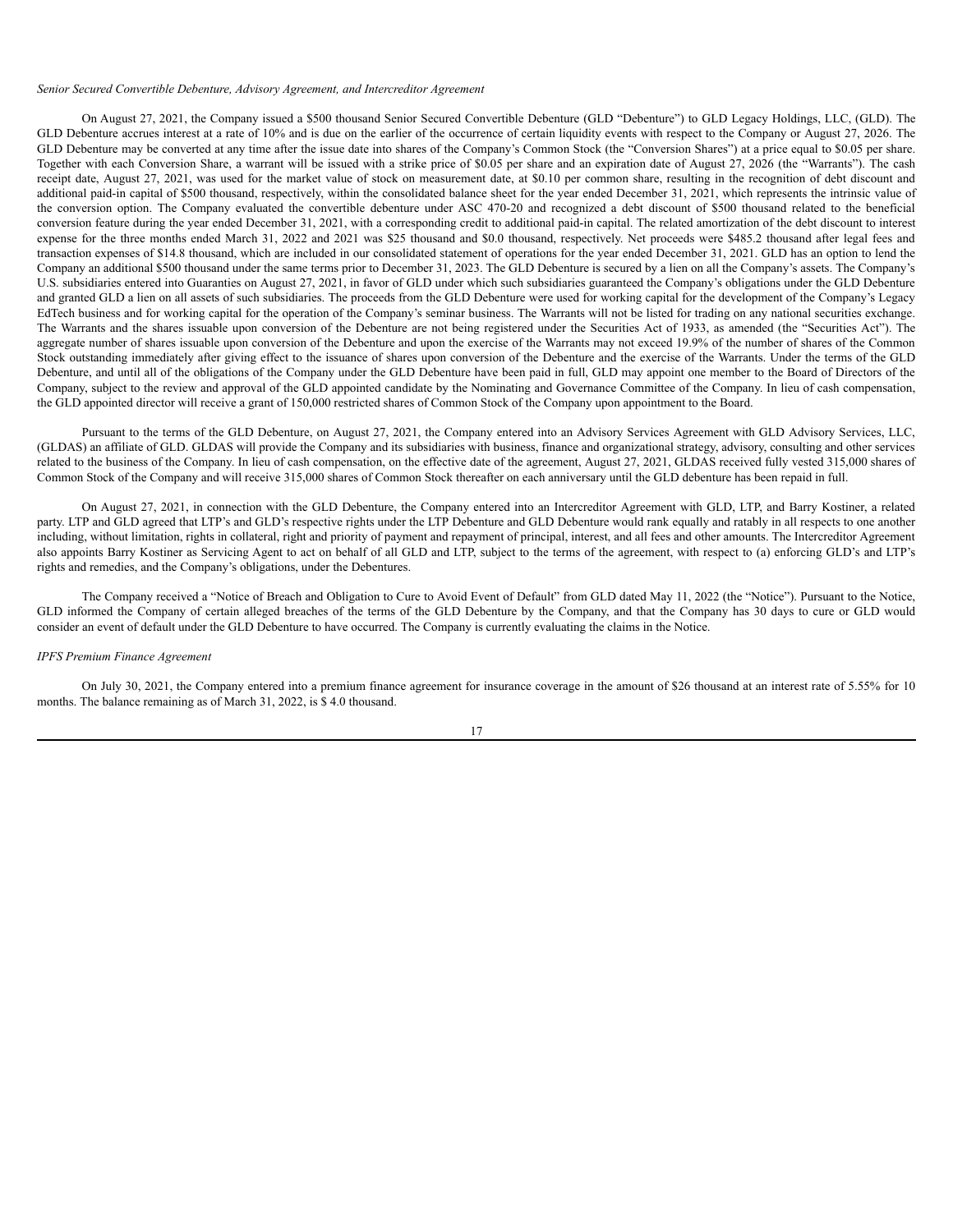*Senior Secured Convertible Debenture, Advisory Agreement, and Intercreditor Agreement*

On August 27, 2021, the Company issued a $500 thousand Senior Secured Convertible Debenture (GLD "Debenture") to GLD Legacy Holdings, LLC, (GLD). The GLD Debenture accrues interest at a rate of 10% and is due on the earlier of the occurrence of certain liquidity events with respect to the Company or August 27, 2026. The GLD Debenture may be converted at any time after the issue date into shares of the Company's Common Stock (the "Conversion Shares") at a price equal to $0.05 per share. Together with each Conversion Share, a warrant will be issued with a strike price of $0.05 per share and an expiration date of August 27, 2026 (the "Warrants"). The cash receipt date, August 27, 2021, was used for the market value of stock on measurement date, at $0.10 per common share, resulting in the recognition of debt discount and additional paid-in capital of $500 thousand, respectively, within the consolidated balance sheet for the year ended December 31, 2021, which represents the intrinsic value of the conversion option. The Company evaluated the convertible debenture under ASC 470-20 and recognized a debt discount of $500 thousand related to the beneficial conversion feature during the year ended December 31, 2021, with a corresponding credit to additional paid-in capital. The related amortization of the debt discount to interest expense for the three months ended March 31, 2022 and 2021 was $25 thousand and $0.0 thousand, respectively. Net proceeds were $485.2 thousand after legal fees and transaction expenses of $14.8 thousand, which are included in our consolidated statement of operations for the year ended December 31, 2021. GLD has an option to lend the Company an additional $500 thousand under the same terms prior to December 31, 2023. The GLD Debenture is secured by a lien on all the Company's assets. The Company's U.S. subsidiaries entered into Guaranties on August 27, 2021, in favor of GLD under which such subsidiaries guaranteed the Company's obligations under the GLD Debenture and granted GLD a lien on all assets of such subsidiaries. The proceeds from the GLD Debenture were used for working capital for the development of the Company's Legacy EdTech business and for working capital for the operation of the Company's seminar business. The Warrants will not be listed for trading on any national securities exchange. The Warrants and the shares issuable upon conversion of the Debenture are not being registered under the Securities Act of 1933, as amended (the "Securities Act"). The aggregate number of shares issuable upon conversion of the Debenture and upon the exercise of the Warrants may not exceed 19.9% of the number of shares of the Common Stock outstanding immediately after giving effect to the issuance of shares upon conversion of the Debenture and the exercise of the Warrants. Under the terms of the GLD Debenture, and until all of the obligations of the Company under the GLD Debenture have been paid in full, GLD may appoint one member to the Board of Directors of the Company, subject to the review and approval of the GLD appointed candidate by the Nominating and Governance Committee of the Company. In lieu of cash compensation, the GLD appointed director will receive a grant of 150,000 restricted shares of Common Stock of the Company upon appointment to the Board.

Pursuant to the terms of the GLD Debenture, on August 27, 2021, the Company entered into an Advisory Services Agreement with GLD Advisory Services, LLC, (GLDAS) an affiliate of GLD. GLDAS will provide the Company and its subsidiaries with business, finance and organizational strategy, advisory, consulting and other services related to the business of the Company. In lieu of cash compensation, on the effective date of the agreement, August 27, 2021, GLDAS received fully vested 315,000 shares of Common Stock of the Company and will receive 315,000 shares of Common Stock thereafter on each anniversary until the GLD debenture has been repaid in full.

On August 27, 2021, in connection with the GLD Debenture, the Company entered into an Intercreditor Agreement with GLD, LTP, and Barry Kostiner, a related party. LTP and GLD agreed that LTP's and GLD's respective rights under the LTP Debenture and GLD Debenture would rank equally and ratably in all respects to one another including, without limitation, rights in collateral, right and priority of payment and repayment of principal, interest, and all fees and other amounts. The Intercreditor Agreement also appoints Barry Kostiner as Servicing Agent to act on behalf of all GLD and LTP, subject to the terms of the agreement, with respect to (a) enforcing GLD's and LTP's rights and remedies, and the Company's obligations, under the Debentures.

The Company received a "Notice of Breach and Obligation to Cure to Avoid Event of Default" from GLD dated May 11, 2022 (the "Notice"). Pursuant to the Notice, GLD informed the Company of certain alleged breaches of the terms of the GLD Debenture by the Company, and that the Company has 30 days to cure or GLD would consider an event of default under the GLD Debenture to have occurred. The Company is currently evaluating the claims in the Notice.

*IPFS Premium Finance Agreement*

On July 30, 2021, the Company entered into a premium finance agreement for insurance coverage in the amount of $26 thousand at an interest rate of 5.55% for 10 months. The balance remaining as of March 31, 2022, is $ 4.0 thousand.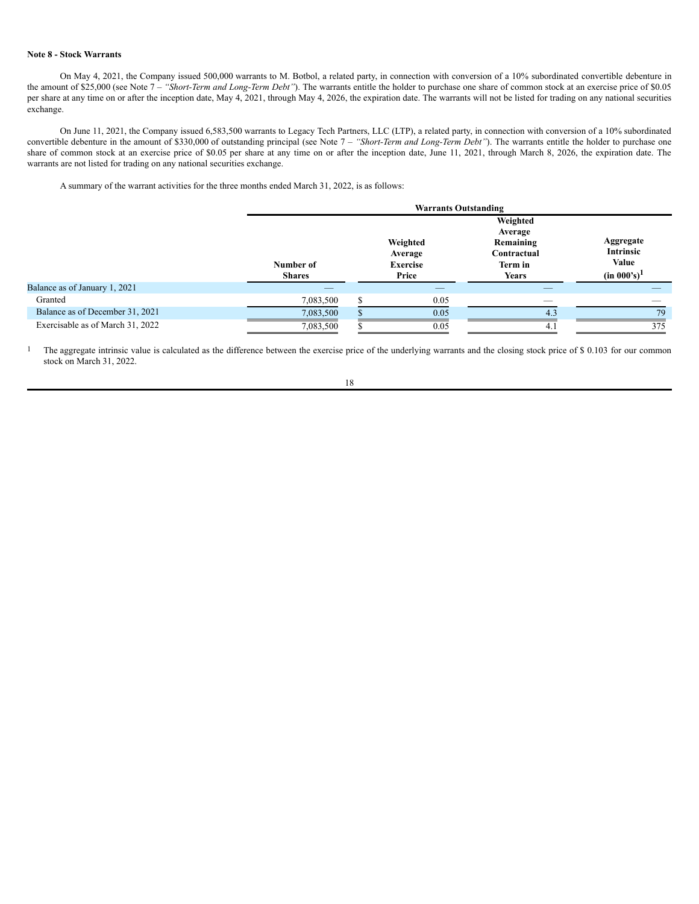**Note 8 - Stock Warrants**

On May 4, 2021, the Company issued 500,000 warrants to M. Botbol, a related party, in connection with conversion of a 10% subordinated convertible debenture in the amount of $25,000 (see Note 7 – *"Short-Term and Long-Term Debt"*). The warrants entitle the holder to purchase one share of common stock at an exercise price of $0.05 per share at any time on or after the inception date, May 4, 2021, through May 4, 2026, the expiration date. The warrants will not be listed for trading on any national securities exchange.

On June 11, 2021, the Company issued 6,583,500 warrants to Legacy Tech Partners, LLC (LTP), a related party, in connection with conversion of a 10% subordinated convertible debenture in the amount of $330,000 of outstanding principal (see Note 7 – *"Short-Term and Long-Term Debt"*). The warrants entitle the holder to purchase one share of common stock at an exercise price of $0.05 per share at any time on or after the inception date, June 11, 2021, through March 8, 2026, the expiration date. The warrants are not listed for trading on any national securities exchange.

A summary of the warrant activities for the three months ended March 31, 2022, is as follows:

| | Warrants Outstanding | | | |
|---|---|---|---|---|
| | Number of Shares | Weighted Average Exercise Price | Weighted Average Remaining Contractual Term in Years | Aggregate Intrinsic Value (in 000's)[1] |
| Balance as of January 1, 2021 | — | — | — | — |
| Granted | 7,083,500 | $ 0.05 | — | — |
| Balance as of December 31, 2021 | 7,083,500 | $ 0.05 | 4.3 | 79 |
| Exercisable as of March 31, 2022 | 7,083,500 | $ 0.05 | 4.1 | 375 |

[1] The aggregate intrinsic value is calculated as the difference between the exercise price of the underlying warrants and the closing stock price of $ 0.103 for our common stock on March 31, 2022.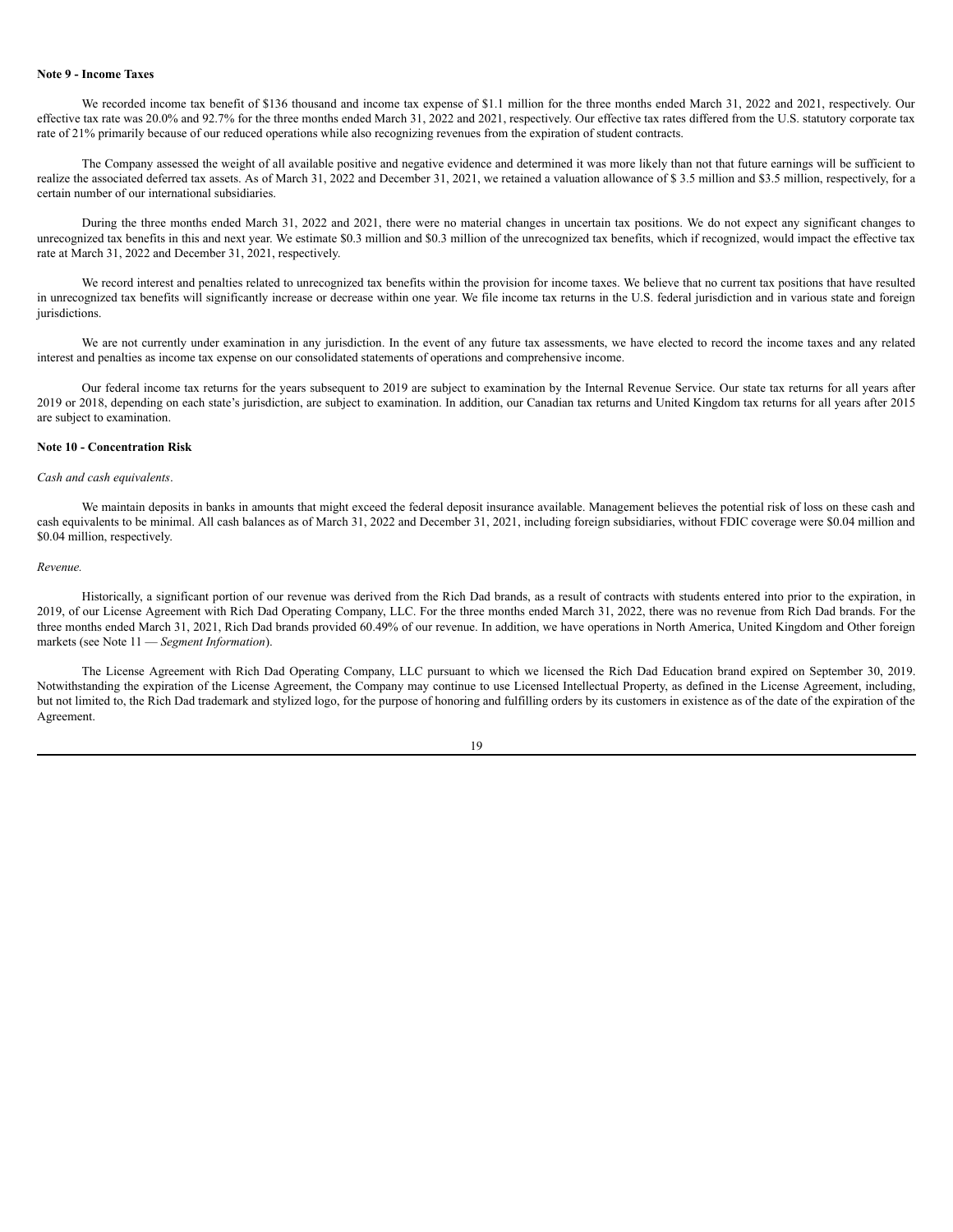**Note 9 - Income Taxes**

We recorded income tax benefit of $136 thousand and income tax expense of $1.1 million for the three months ended March 31, 2022 and 2021, respectively. Our effective tax rate was 20.0% and 92.7% for the three months ended March 31, 2022 and 2021, respectively. Our effective tax rates differed from the U.S. statutory corporate tax rate of 21% primarily because of our reduced operations while also recognizing revenues from the expiration of student contracts.

The Company assessed the weight of all available positive and negative evidence and determined it was more likely than not that future earnings will be sufficient to realize the associated deferred tax assets. As of March 31, 2022 and December 31, 2021, we retained a valuation allowance of $ 3.5 million and $3.5 million, respectively, for a certain number of our international subsidiaries.

During the three months ended March 31, 2022 and 2021, there were no material changes in uncertain tax positions. We do not expect any significant changes to unrecognized tax benefits in this and next year. We estimate $0.3 million and $0.3 million of the unrecognized tax benefits, which if recognized, would impact the effective tax rate at March 31, 2022 and December 31, 2021, respectively.

We record interest and penalties related to unrecognized tax benefits within the provision for income taxes. We believe that no current tax positions that have resulted in unrecognized tax benefits will significantly increase or decrease within one year. We file income tax returns in the U.S. federal jurisdiction and in various state and foreign jurisdictions.

We are not currently under examination in any jurisdiction. In the event of any future tax assessments, we have elected to record the income taxes and any related interest and penalties as income tax expense on our consolidated statements of operations and comprehensive income.

Our federal income tax returns for the years subsequent to 2019 are subject to examination by the Internal Revenue Service. Our state tax returns for all years after 2019 or 2018, depending on each state's jurisdiction, are subject to examination. In addition, our Canadian tax returns and United Kingdom tax returns for all years after 2015 are subject to examination.

**Note 10 - Concentration Risk**

*Cash and cash equivalents*.

We maintain deposits in banks in amounts that might exceed the federal deposit insurance available. Management believes the potential risk of loss on these cash and cash equivalents to be minimal. All cash balances as of March 31, 2022 and December 31, 2021, including foreign subsidiaries, without FDIC coverage were $0.04 million and $0.04 million, respectively.

*Revenue.*

Historically, a significant portion of our revenue was derived from the Rich Dad brands, as a result of contracts with students entered into prior to the expiration, in 2019, of our License Agreement with Rich Dad Operating Company, LLC. For the three months ended March 31, 2022, there was no revenue from Rich Dad brands. For the three months ended March 31, 2021, Rich Dad brands provided 60.49% of our revenue. In addition, we have operations in North America, United Kingdom and Other foreign markets (see Note 11 — *Segment Information*).

The License Agreement with Rich Dad Operating Company, LLC pursuant to which we licensed the Rich Dad Education brand expired on September 30, 2019. Notwithstanding the expiration of the License Agreement, the Company may continue to use Licensed Intellectual Property, as defined in the License Agreement, including, but not limited to, the Rich Dad trademark and stylized logo, for the purpose of honoring and fulfilling orders by its customers in existence as of the date of the expiration of the Agreement.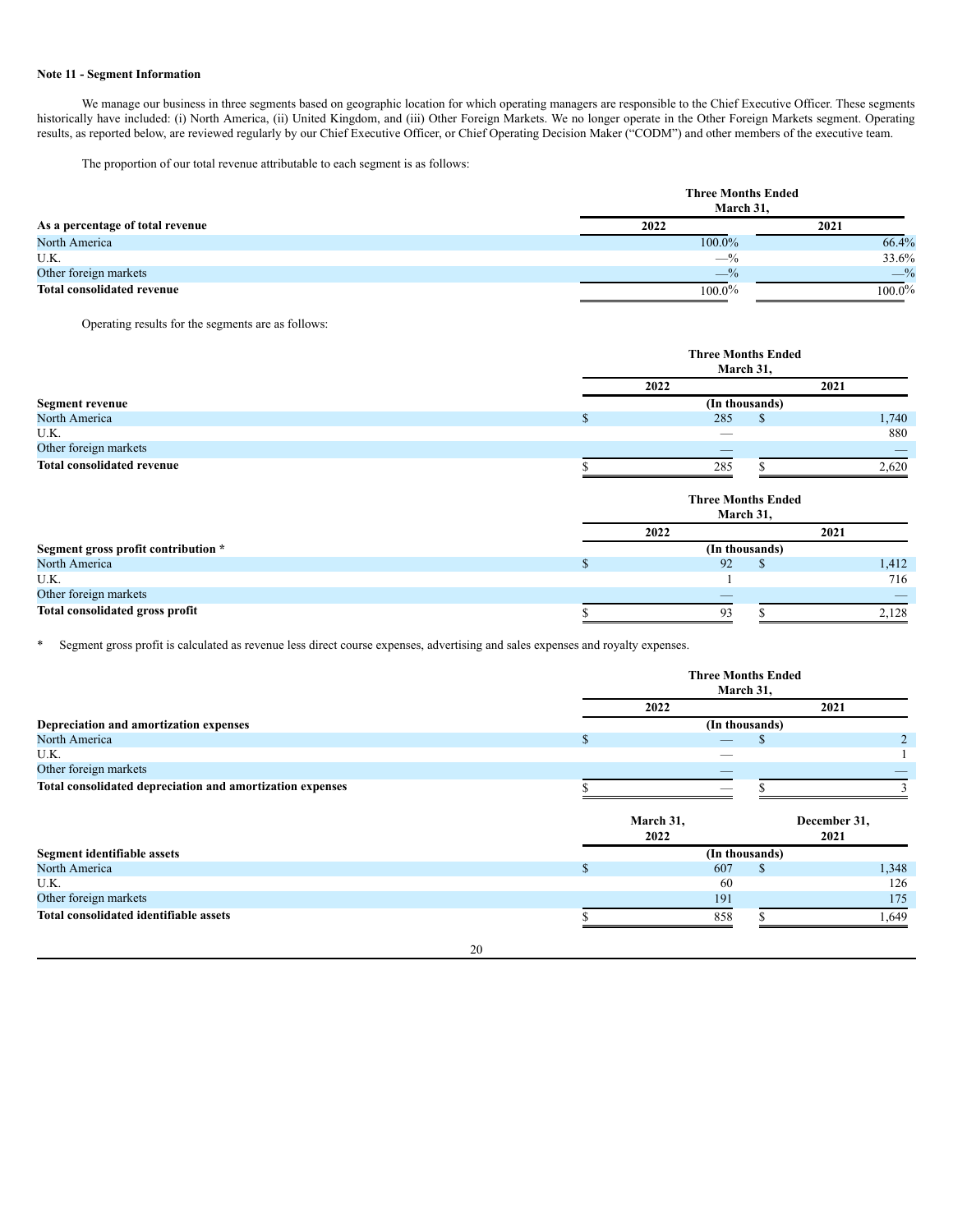### Note 11 - Segment Information

We manage our business in three segments based on geographic location for which operating managers are responsible to the Chief Executive Officer. These segments historically have included: (i) North America, (ii) United Kingdom, and (iii) Other Foreign Markets. We no longer operate in the Other Foreign Markets segment. Operating results, as reported below, are reviewed regularly by our Chief Executive Officer, or Chief Operating Decision Maker ("CODM") and other members of the executive team.

The proportion of our total revenue attributable to each segment is as follows:

| | Three Months Ended March 31, | |
|---|---|---|
| **As a percentage of total revenue** | **2022** | **2021** |
| North America | 100.0% | 66.4% |
| U.K. | —% | 33.6% |
| Other foreign markets | —% | —% |
| **Total consolidated revenue** | 100.0% | 100.0% |

Operating results for the segments are as follows:

| | Three Months Ended March 31, | |
|---|---|---|
| | **2022** | **2021** |
| **Segment revenue** | (In thousands) | |
| North America | $ 285 | $ 1,740 |
| U.K. | — | 880 |
| Other foreign markets | — | — |
| **Total consolidated revenue** | $ 285 | $ 2,620 |

| | Three Months Ended March 31, | |
|---|---|---|
| | **2022** | **2021** |
| **Segment gross profit contribution *** | (In thousands) | |
| North America | $ 92 | $ 1,412 |
| U.K. | 1 | 716 |
| Other foreign markets | — | — |
| **Total consolidated gross profit** | $ 93 | $ 2,128 |

\* Segment gross profit is calculated as revenue less direct course expenses, advertising and sales expenses and royalty expenses.

| | Three Months Ended March 31, | |
|---|---|---|
| | **2022** | **2021** |
| **Depreciation and amortization expenses** | (In thousands) | |
| North America | $ — | $ 2 |
| U.K. | — | 1 |
| Other foreign markets | — | — |
| **Total consolidated depreciation and amortization expenses** | $ — | $ 3 |

| | **March 31, 2022** | **December 31, 2021** |
|---|---|---|
| **Segment identifiable assets** | (In thousands) | |
| North America | $ 607 | $ 1,348 |
| U.K. | 60 | 126 |
| Other foreign markets | 191 | 175 |
| **Total consolidated identifiable assets** | $ 858 | $ 1,649 |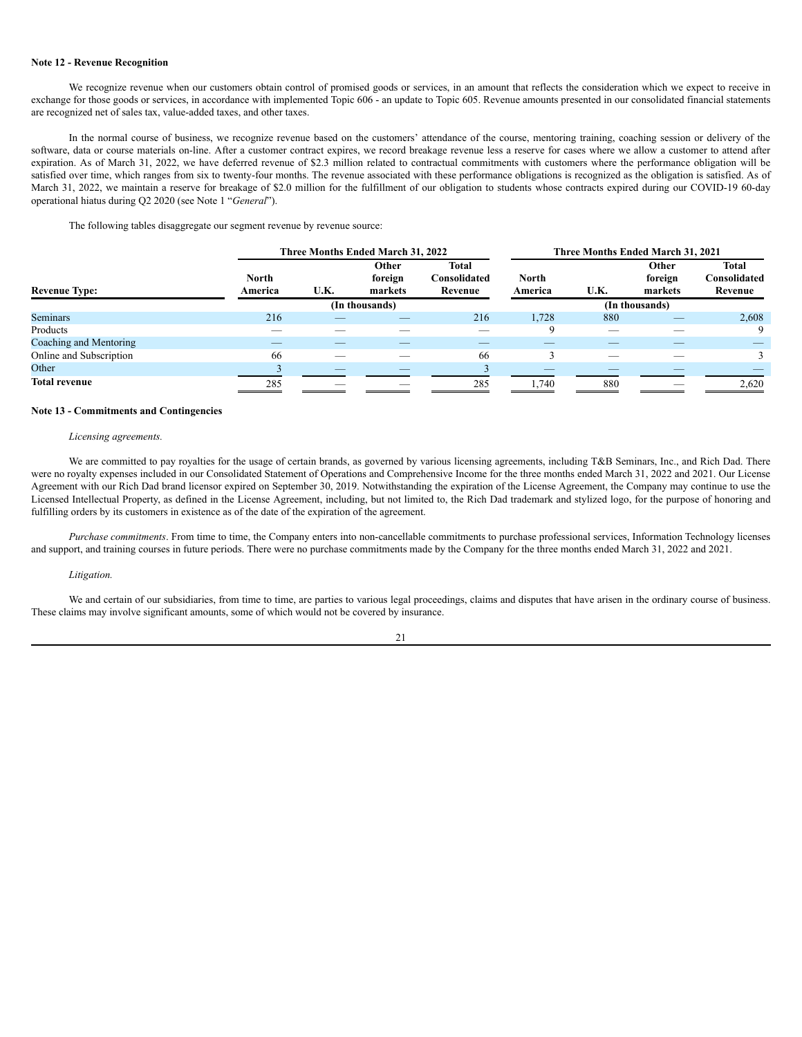**Note 12 - Revenue Recognition**

We recognize revenue when our customers obtain control of promised goods or services, in an amount that reflects the consideration which we expect to receive in exchange for those goods or services, in accordance with implemented Topic 606 - an update to Topic 605. Revenue amounts presented in our consolidated financial statements are recognized net of sales tax, value-added taxes, and other taxes.

In the normal course of business, we recognize revenue based on the customers' attendance of the course, mentoring training, coaching session or delivery of the software, data or course materials on-line. After a customer contract expires, we record breakage revenue less a reserve for cases where we allow a customer to attend after expiration. As of March 31, 2022, we have deferred revenue of \$2.3 million related to contractual commitments with customers where the performance obligation will be satisfied over time, which ranges from six to twenty-four months. The revenue associated with these performance obligations is recognized as the obligation is satisfied. As of March 31, 2022, we maintain a reserve for breakage of \$2.0 million for the fulfillment of our obligation to students whose contracts expired during our COVID-19 60-day operational hiatus during Q2 2020 (see Note 1 "*General*").

The following tables disaggregate our segment revenue by revenue source:

| | Three Months Ended March 31, 2022 | | | | Three Months Ended March 31, 2021 | | | |
|---|---|---|---|---|---|---|---|---|
| **Revenue Type:** | **North America** | **U.K.** | **Other foreign markets** | **Total Consolidated Revenue** | **North America** | **U.K.** | **Other foreign markets** | **Total Consolidated Revenue** |
| | (In thousands) | | | | (In thousands) | | | |
| Seminars | 216 | — | — | 216 | 1,728 | 880 | — | 2,608 |
| Products | — | — | — | — | 9 | — | — | 9 |
| Coaching and Mentoring | — | — | — | — | — | — | — | — |
| Online and Subscription | 66 | — | — | 66 | 3 | — | — | 3 |
| Other | 3 | — | — | 3 | — | — | — | — |
| **Total revenue** | 285 | — | — | 285 | 1,740 | 880 | — | 2,620 |

**Note 13 - Commitments and Contingencies**

*Licensing agreements.*

We are committed to pay royalties for the usage of certain brands, as governed by various licensing agreements, including T&B Seminars, Inc., and Rich Dad. There were no royalty expenses included in our Consolidated Statement of Operations and Comprehensive Income for the three months ended March 31, 2022 and 2021. Our License Agreement with our Rich Dad brand licensor expired on September 30, 2019. Notwithstanding the expiration of the License Agreement, the Company may continue to use the Licensed Intellectual Property, as defined in the License Agreement, including, but not limited to, the Rich Dad trademark and stylized logo, for the purpose of honoring and fulfilling orders by its customers in existence as of the date of the expiration of the agreement.

*Purchase commitments*. From time to time, the Company enters into non-cancellable commitments to purchase professional services, Information Technology licenses and support, and training courses in future periods. There were no purchase commitments made by the Company for the three months ended March 31, 2022 and 2021.

*Litigation.*

We and certain of our subsidiaries, from time to time, are parties to various legal proceedings, claims and disputes that have arisen in the ordinary course of business. These claims may involve significant amounts, some of which would not be covered by insurance.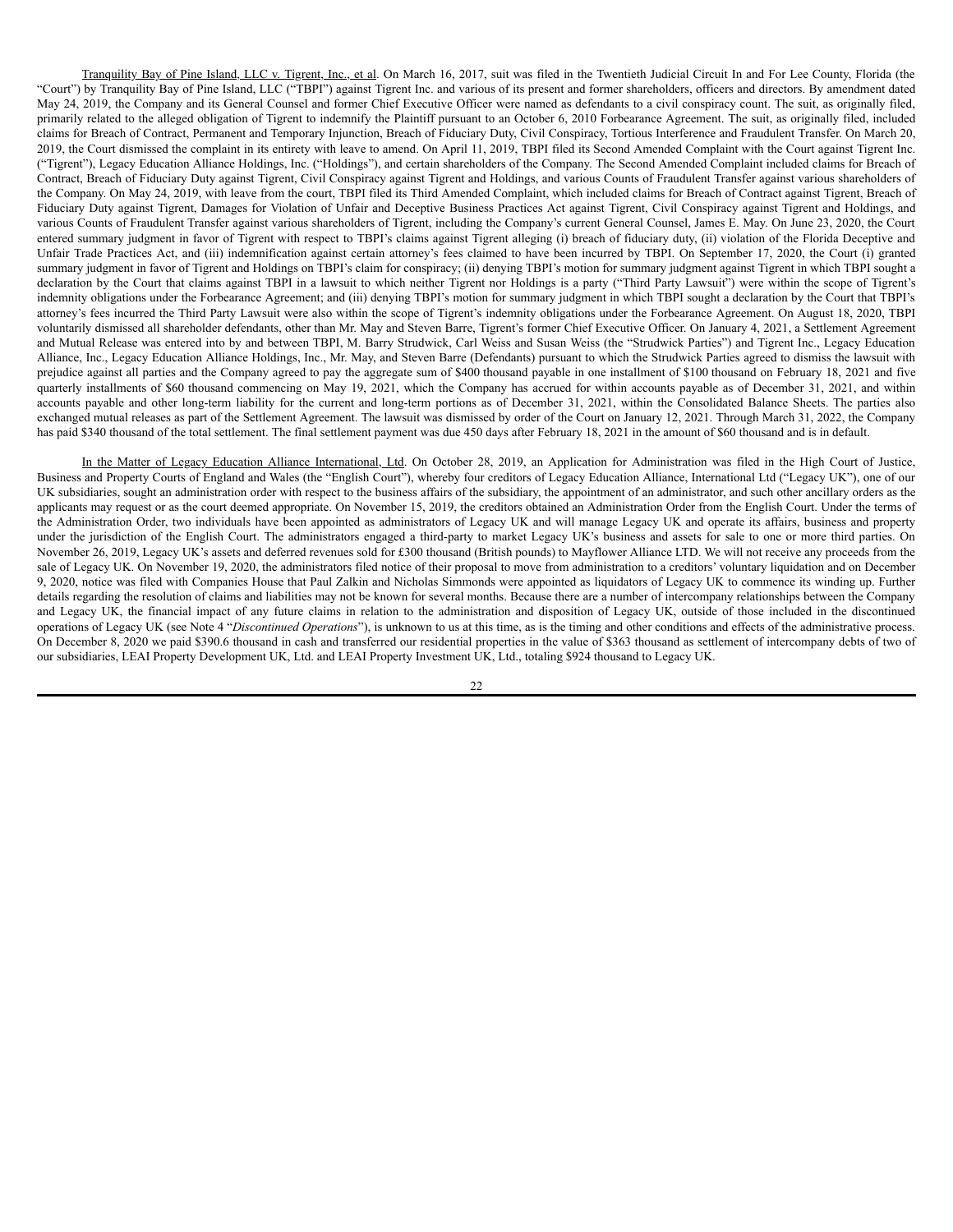Tranquility Bay of Pine Island, LLC v. Tigrent, Inc., et al. On March 16, 2017, suit was filed in the Twentieth Judicial Circuit In and For Lee County, Florida (the "Court") by Tranquility Bay of Pine Island, LLC ("TBPI") against Tigrent Inc. and various of its present and former shareholders, officers and directors. By amendment dated May 24, 2019, the Company and its General Counsel and former Chief Executive Officer were named as defendants to a civil conspiracy count. The suit, as originally filed, primarily related to the alleged obligation of Tigrent to indemnify the Plaintiff pursuant to an October 6, 2010 Forbearance Agreement. The suit, as originally filed, included claims for Breach of Contract, Permanent and Temporary Injunction, Breach of Fiduciary Duty, Civil Conspiracy, Tortious Interference and Fraudulent Transfer. On March 20, 2019, the Court dismissed the complaint in its entirety with leave to amend. On April 11, 2019, TBPI filed its Second Amended Complaint with the Court against Tigrent Inc. ("Tigrent"), Legacy Education Alliance Holdings, Inc. ("Holdings"), and certain shareholders of the Company. The Second Amended Complaint included claims for Breach of Contract, Breach of Fiduciary Duty against Tigrent, Civil Conspiracy against Tigrent and Holdings, and various Counts of Fraudulent Transfer against various shareholders of the Company. On May 24, 2019, with leave from the court, TBPI filed its Third Amended Complaint, which included claims for Breach of Contract against Tigrent, Breach of Fiduciary Duty against Tigrent, Damages for Violation of Unfair and Deceptive Business Practices Act against Tigrent, Civil Conspiracy against Tigrent and Holdings, and various Counts of Fraudulent Transfer against various shareholders of Tigrent, including the Company's current General Counsel, James E. May. On June 23, 2020, the Court entered summary judgment in favor of Tigrent with respect to TBPI's claims against Tigrent alleging (i) breach of fiduciary duty, (ii) violation of the Florida Deceptive and Unfair Trade Practices Act, and (iii) indemnification against certain attorney's fees claimed to have been incurred by TBPI. On September 17, 2020, the Court (i) granted summary judgment in favor of Tigrent and Holdings on TBPI's claim for conspiracy; (ii) denying TBPI's motion for summary judgment against Tigrent in which TBPI sought a declaration by the Court that claims against TBPI in a lawsuit to which neither Tigrent nor Holdings is a party ("Third Party Lawsuit") were within the scope of Tigrent's indemnity obligations under the Forbearance Agreement; and (iii) denying TBPI's motion for summary judgment in which TBPI sought a declaration by the Court that TBPI's attorney's fees incurred the Third Party Lawsuit were also within the scope of Tigrent's indemnity obligations under the Forbearance Agreement. On August 18, 2020, TBPI voluntarily dismissed all shareholder defendants, other than Mr. May and Steven Barre, Tigrent's former Chief Executive Officer. On January 4, 2021, a Settlement Agreement and Mutual Release was entered into by and between TBPI, M. Barry Strudwick, Carl Weiss and Susan Weiss (the "Strudwick Parties") and Tigrent Inc., Legacy Education Alliance, Inc., Legacy Education Alliance Holdings, Inc., Mr. May, and Steven Barre (Defendants) pursuant to which the Strudwick Parties agreed to dismiss the lawsuit with prejudice against all parties and the Company agreed to pay the aggregate sum of $400 thousand payable in one installment of $100 thousand on February 18, 2021 and five quarterly installments of $60 thousand commencing on May 19, 2021, which the Company has accrued for within accounts payable as of December 31, 2021, and within accounts payable and other long-term liability for the current and long-term portions as of December 31, 2021, within the Consolidated Balance Sheets. The parties also exchanged mutual releases as part of the Settlement Agreement. The lawsuit was dismissed by order of the Court on January 12, 2021. Through March 31, 2022, the Company has paid $340 thousand of the total settlement. The final settlement payment was due 450 days after February 18, 2021 in the amount of $60 thousand and is in default.

In the Matter of Legacy Education Alliance International, Ltd. On October 28, 2019, an Application for Administration was filed in the High Court of Justice, Business and Property Courts of England and Wales (the "English Court"), whereby four creditors of Legacy Education Alliance, International Ltd ("Legacy UK"), one of our UK subsidiaries, sought an administration order with respect to the business affairs of the subsidiary, the appointment of an administrator, and such other ancillary orders as the applicants may request or as the court deemed appropriate. On November 15, 2019, the creditors obtained an Administration Order from the English Court. Under the terms of the Administration Order, two individuals have been appointed as administrators of Legacy UK and will manage Legacy UK and operate its affairs, business and property under the jurisdiction of the English Court. The administrators engaged a third-party to market Legacy UK's business and assets for sale to one or more third parties. On November 26, 2019, Legacy UK's assets and deferred revenues sold for £300 thousand (British pounds) to Mayflower Alliance LTD. We will not receive any proceeds from the sale of Legacy UK. On November 19, 2020, the administrators filed notice of their proposal to move from administration to a creditors' voluntary liquidation and on December 9, 2020, notice was filed with Companies House that Paul Zalkin and Nicholas Simmonds were appointed as liquidators of Legacy UK to commence its winding up. Further details regarding the resolution of claims and liabilities may not be known for several months. Because there are a number of intercompany relationships between the Company and Legacy UK, the financial impact of any future claims in relation to the administration and disposition of Legacy UK, outside of those included in the discontinued operations of Legacy UK (see Note 4 "*Discontinued Operations*"), is unknown to us at this time, as is the timing and other conditions and effects of the administrative process. On December 8, 2020 we paid $390.6 thousand in cash and transferred our residential properties in the value of $363 thousand as settlement of intercompany debts of two of our subsidiaries, LEAI Property Development UK, Ltd. and LEAI Property Investment UK, Ltd., totaling $924 thousand to Legacy UK.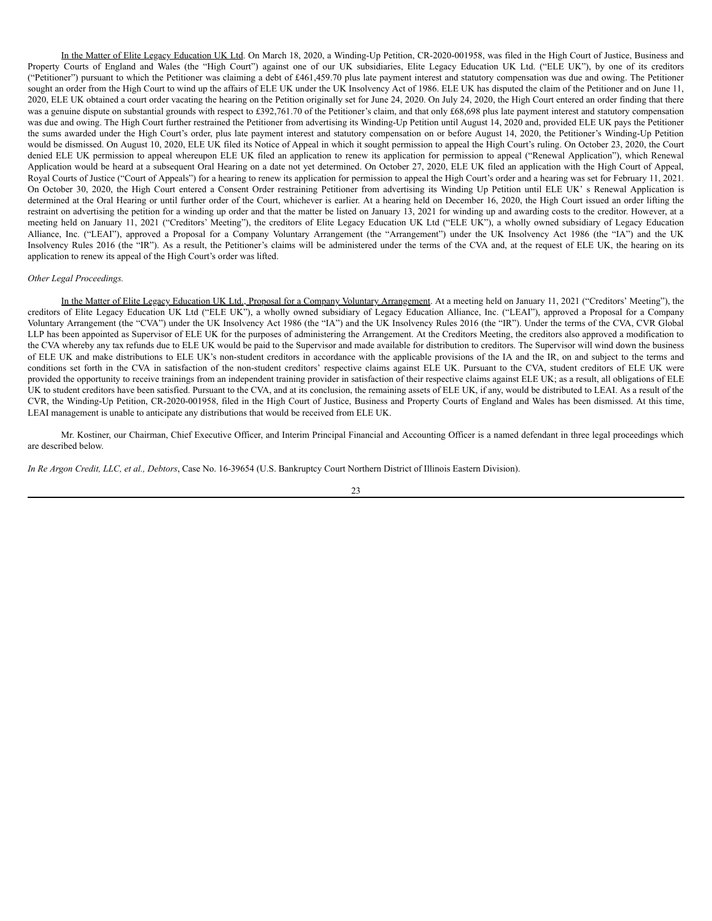In the Matter of Elite Legacy Education UK Ltd. On March 18, 2020, a Winding-Up Petition, CR-2020-001958, was filed in the High Court of Justice, Business and Property Courts of England and Wales (the "High Court") against one of our UK subsidiaries, Elite Legacy Education UK Ltd. ("ELE UK"), by one of its creditors ("Petitioner") pursuant to which the Petitioner was claiming a debt of £461,459.70 plus late payment interest and statutory compensation was due and owing. The Petitioner sought an order from the High Court to wind up the affairs of ELE UK under the UK Insolvency Act of 1986. ELE UK has disputed the claim of the Petitioner and on June 11, 2020, ELE UK obtained a court order vacating the hearing on the Petition originally set for June 24, 2020. On July 24, 2020, the High Court entered an order finding that there was a genuine dispute on substantial grounds with respect to £392,761.70 of the Petitioner's claim, and that only £68,698 plus late payment interest and statutory compensation was due and owing. The High Court further restrained the Petitioner from advertising its Winding-Up Petition until August 14, 2020 and, provided ELE UK pays the Petitioner the sums awarded under the High Court's order, plus late payment interest and statutory compensation on or before August 14, 2020, the Petitioner's Winding-Up Petition would be dismissed. On August 10, 2020, ELE UK filed its Notice of Appeal in which it sought permission to appeal the High Court's ruling. On October 23, 2020, the Court denied ELE UK permission to appeal whereupon ELE UK filed an application to renew its application for permission to appeal ("Renewal Application"), which Renewal Application would be heard at a subsequent Oral Hearing on a date not yet determined. On October 27, 2020, ELE UK filed an application with the High Court of Appeal, Royal Courts of Justice ("Court of Appeals") for a hearing to renew its application for permission to appeal the High Court's order and a hearing was set for February 11, 2021. On October 30, 2020, the High Court entered a Consent Order restraining Petitioner from advertising its Winding Up Petition until ELE UK' s Renewal Application is determined at the Oral Hearing or until further order of the Court, whichever is earlier. At a hearing held on December 16, 2020, the High Court issued an order lifting the restraint on advertising the petition for a winding up order and that the matter be listed on January 13, 2021 for winding up and awarding costs to the creditor. However, at a meeting held on January 11, 2021 ("Creditors' Meeting"), the creditors of Elite Legacy Education UK Ltd ("ELE UK"), a wholly owned subsidiary of Legacy Education Alliance, Inc. ("LEAI"), approved a Proposal for a Company Voluntary Arrangement (the "Arrangement") under the UK Insolvency Act 1986 (the "IA") and the UK Insolvency Rules 2016 (the "IR"). As a result, the Petitioner's claims will be administered under the terms of the CVA and, at the request of ELE UK, the hearing on its application to renew its appeal of the High Court's order was lifted.

*Other Legal Proceedings.*

In the Matter of Elite Legacy Education UK Ltd., Proposal for a Company Voluntary Arrangement. At a meeting held on January 11, 2021 ("Creditors' Meeting"), the creditors of Elite Legacy Education UK Ltd ("ELE UK"), a wholly owned subsidiary of Legacy Education Alliance, Inc. ("LEAI"), approved a Proposal for a Company Voluntary Arrangement (the "CVA") under the UK Insolvency Act 1986 (the "IA") and the UK Insolvency Rules 2016 (the "IR"). Under the terms of the CVA, CVR Global LLP has been appointed as Supervisor of ELE UK for the purposes of administering the Arrangement. At the Creditors Meeting, the creditors also approved a modification to the CVA whereby any tax refunds due to ELE UK would be paid to the Supervisor and made available for distribution to creditors. The Supervisor will wind down the business of ELE UK and make distributions to ELE UK's non-student creditors in accordance with the applicable provisions of the IA and the IR, on and subject to the terms and conditions set forth in the CVA in satisfaction of the non-student creditors' respective claims against ELE UK. Pursuant to the CVA, student creditors of ELE UK were provided the opportunity to receive trainings from an independent training provider in satisfaction of their respective claims against ELE UK; as a result, all obligations of ELE UK to student creditors have been satisfied. Pursuant to the CVA, and at its conclusion, the remaining assets of ELE UK, if any, would be distributed to LEAI. As a result of the CVR, the Winding-Up Petition, CR-2020-001958, filed in the High Court of Justice, Business and Property Courts of England and Wales has been dismissed. At this time, LEAI management is unable to anticipate any distributions that would be received from ELE UK.

Mr. Kostiner, our Chairman, Chief Executive Officer, and Interim Principal Financial and Accounting Officer is a named defendant in three legal proceedings which are described below.

*In Re Argon Credit, LLC, et al., Debtors*, Case No. 16-39654 (U.S. Bankruptcy Court Northern District of Illinois Eastern Division).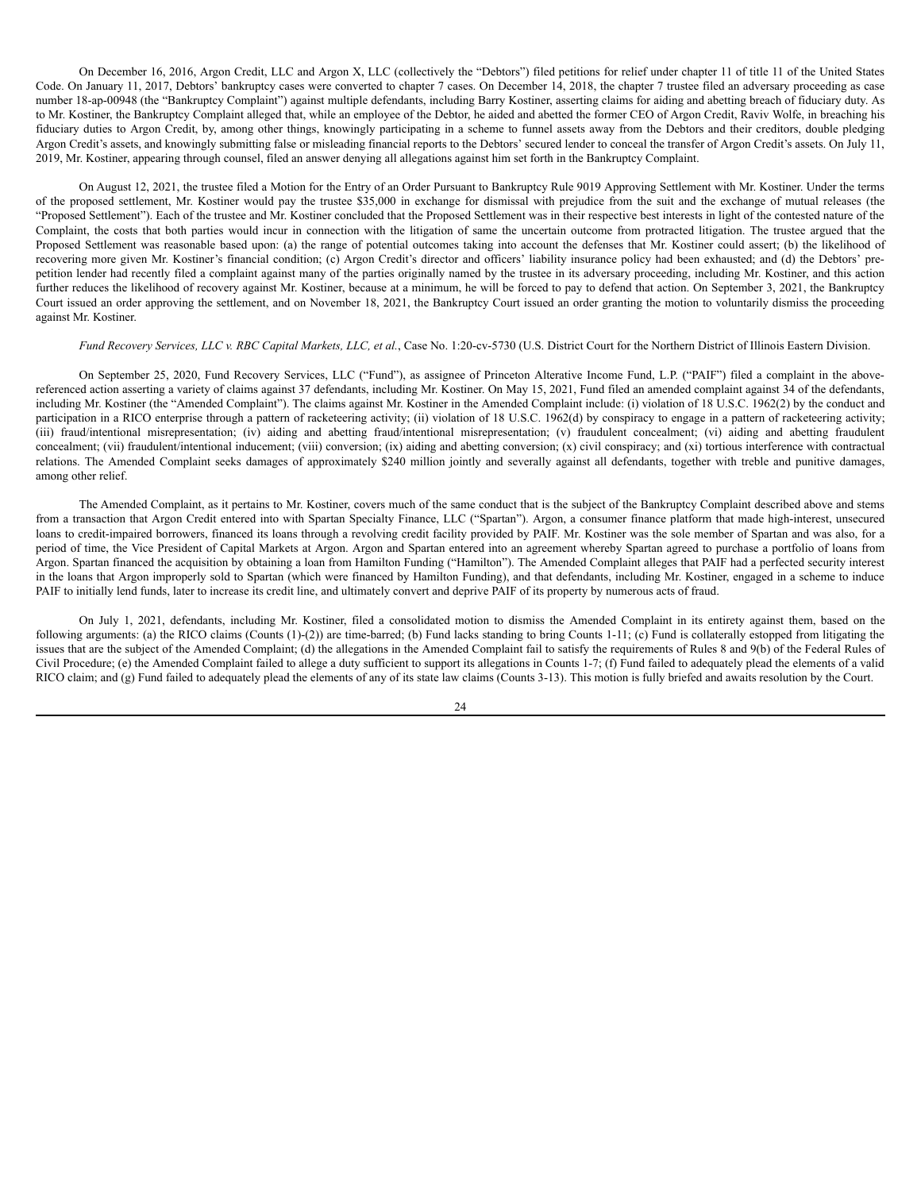On December 16, 2016, Argon Credit, LLC and Argon X, LLC (collectively the "Debtors") filed petitions for relief under chapter 11 of title 11 of the United States Code. On January 11, 2017, Debtors' bankruptcy cases were converted to chapter 7 cases. On December 14, 2018, the chapter 7 trustee filed an adversary proceeding as case number 18-ap-00948 (the "Bankruptcy Complaint") against multiple defendants, including Barry Kostiner, asserting claims for aiding and abetting breach of fiduciary duty. As to Mr. Kostiner, the Bankruptcy Complaint alleged that, while an employee of the Debtor, he aided and abetted the former CEO of Argon Credit, Raviv Wolfe, in breaching his fiduciary duties to Argon Credit, by, among other things, knowingly participating in a scheme to funnel assets away from the Debtors and their creditors, double pledging Argon Credit's assets, and knowingly submitting false or misleading financial reports to the Debtors' secured lender to conceal the transfer of Argon Credit's assets. On July 11, 2019, Mr. Kostiner, appearing through counsel, filed an answer denying all allegations against him set forth in the Bankruptcy Complaint.

On August 12, 2021, the trustee filed a Motion for the Entry of an Order Pursuant to Bankruptcy Rule 9019 Approving Settlement with Mr. Kostiner. Under the terms of the proposed settlement, Mr. Kostiner would pay the trustee $35,000 in exchange for dismissal with prejudice from the suit and the exchange of mutual releases (the "Proposed Settlement"). Each of the trustee and Mr. Kostiner concluded that the Proposed Settlement was in their respective best interests in light of the contested nature of the Complaint, the costs that both parties would incur in connection with the litigation of same the uncertain outcome from protracted litigation. The trustee argued that the Proposed Settlement was reasonable based upon: (a) the range of potential outcomes taking into account the defenses that Mr. Kostiner could assert; (b) the likelihood of recovering more given Mr. Kostiner's financial condition; (c) Argon Credit's director and officers' liability insurance policy had been exhausted; and (d) the Debtors' pre-petition lender had recently filed a complaint against many of the parties originally named by the trustee in its adversary proceeding, including Mr. Kostiner, and this action further reduces the likelihood of recovery against Mr. Kostiner, because at a minimum, he will be forced to pay to defend that action. On September 3, 2021, the Bankruptcy Court issued an order approving the settlement, and on November 18, 2021, the Bankruptcy Court issued an order granting the motion to voluntarily dismiss the proceeding against Mr. Kostiner.

*Fund Recovery Services, LLC v. RBC Capital Markets, LLC, et al.*, Case No. 1:20-cv-5730 (U.S. District Court for the Northern District of Illinois Eastern Division.

On September 25, 2020, Fund Recovery Services, LLC ("Fund"), as assignee of Princeton Alterative Income Fund, L.P. ("PAIF") filed a complaint in the above-referenced action asserting a variety of claims against 37 defendants, including Mr. Kostiner. On May 15, 2021, Fund filed an amended complaint against 34 of the defendants, including Mr. Kostiner (the "Amended Complaint"). The claims against Mr. Kostiner in the Amended Complaint include: (i) violation of 18 U.S.C. 1962(2) by the conduct and participation in a RICO enterprise through a pattern of racketeering activity; (ii) violation of 18 U.S.C. 1962(d) by conspiracy to engage in a pattern of racketeering activity; (iii) fraud/intentional misrepresentation; (iv) aiding and abetting fraud/intentional misrepresentation; (v) fraudulent concealment; (vi) aiding and abetting fraudulent concealment; (vii) fraudulent/intentional inducement; (viii) conversion; (ix) aiding and abetting conversion; (x) civil conspiracy; and (xi) tortious interference with contractual relations. The Amended Complaint seeks damages of approximately $240 million jointly and severally against all defendants, together with treble and punitive damages, among other relief.

The Amended Complaint, as it pertains to Mr. Kostiner, covers much of the same conduct that is the subject of the Bankruptcy Complaint described above and stems from a transaction that Argon Credit entered into with Spartan Specialty Finance, LLC ("Spartan"). Argon, a consumer finance platform that made high-interest, unsecured loans to credit-impaired borrowers, financed its loans through a revolving credit facility provided by PAIF. Mr. Kostiner was the sole member of Spartan and was also, for a period of time, the Vice President of Capital Markets at Argon. Argon and Spartan entered into an agreement whereby Spartan agreed to purchase a portfolio of loans from Argon. Spartan financed the acquisition by obtaining a loan from Hamilton Funding ("Hamilton"). The Amended Complaint alleges that PAIF had a perfected security interest in the loans that Argon improperly sold to Spartan (which were financed by Hamilton Funding), and that defendants, including Mr. Kostiner, engaged in a scheme to induce PAIF to initially lend funds, later to increase its credit line, and ultimately convert and deprive PAIF of its property by numerous acts of fraud.

On July 1, 2021, defendants, including Mr. Kostiner, filed a consolidated motion to dismiss the Amended Complaint in its entirety against them, based on the following arguments: (a) the RICO claims (Counts (1)-(2)) are time-barred; (b) Fund lacks standing to bring Counts 1-11; (c) Fund is collaterally estopped from litigating the issues that are the subject of the Amended Complaint; (d) the allegations in the Amended Complaint fail to satisfy the requirements of Rules 8 and 9(b) of the Federal Rules of Civil Procedure; (e) the Amended Complaint failed to allege a duty sufficient to support its allegations in Counts 1-7; (f) Fund failed to adequately plead the elements of a valid RICO claim; and (g) Fund failed to adequately plead the elements of any of its state law claims (Counts 3-13). This motion is fully briefed and awaits resolution by the Court.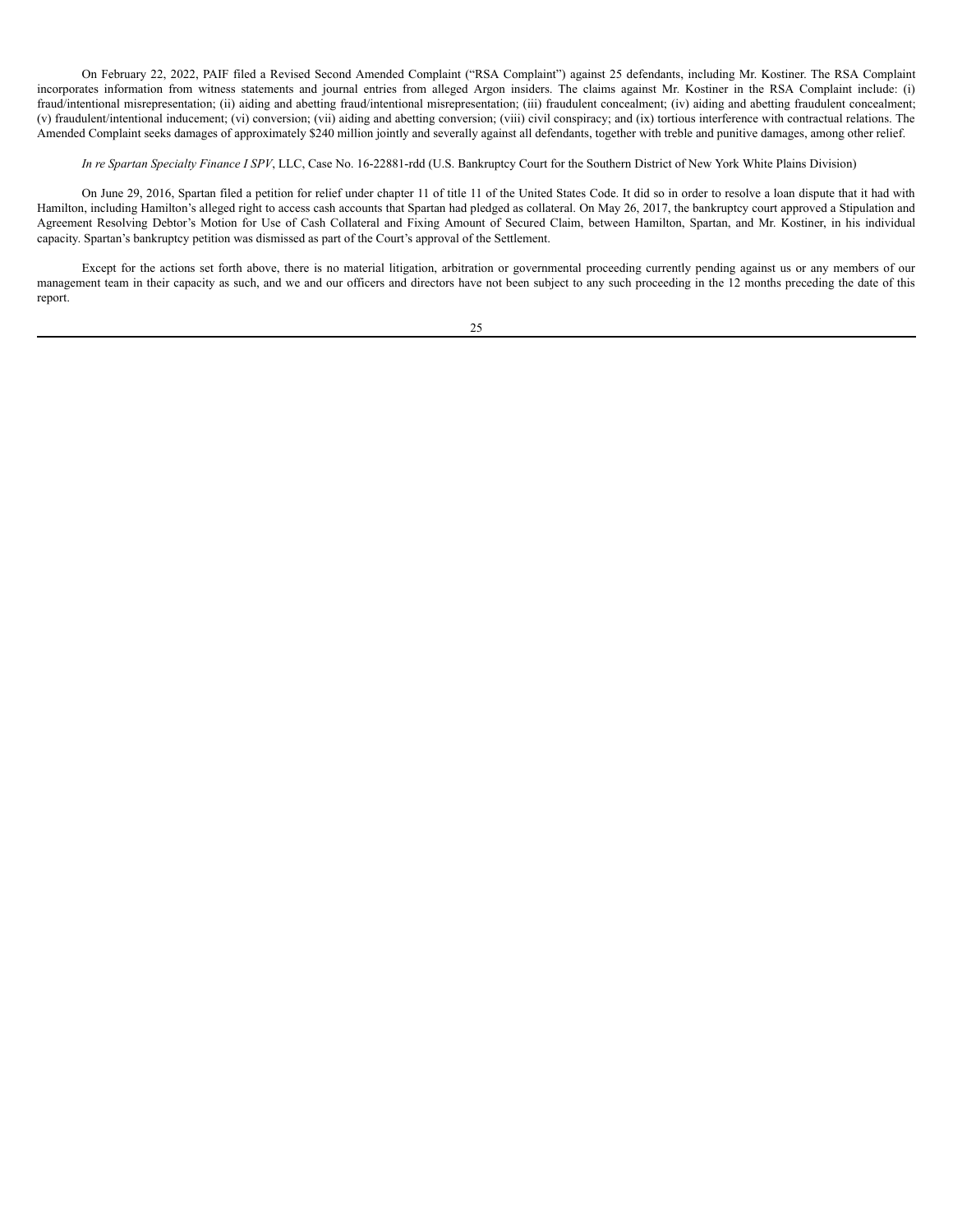On February 22, 2022, PAIF filed a Revised Second Amended Complaint ("RSA Complaint") against 25 defendants, including Mr. Kostiner. The RSA Complaint incorporates information from witness statements and journal entries from alleged Argon insiders. The claims against Mr. Kostiner in the RSA Complaint include: (i) fraud/intentional misrepresentation; (ii) aiding and abetting fraud/intentional misrepresentation; (iii) fraudulent concealment; (iv) aiding and abetting fraudulent concealment; (v) fraudulent/intentional inducement; (vi) conversion; (vii) aiding and abetting conversion; (viii) civil conspiracy; and (ix) tortious interference with contractual relations. The Amended Complaint seeks damages of approximately $240 million jointly and severally against all defendants, together with treble and punitive damages, among other relief.

*In re Spartan Specialty Finance I SPV*, LLC, Case No. 16-22881-rdd (U.S. Bankruptcy Court for the Southern District of New York White Plains Division)

On June 29, 2016, Spartan filed a petition for relief under chapter 11 of title 11 of the United States Code. It did so in order to resolve a loan dispute that it had with Hamilton, including Hamilton's alleged right to access cash accounts that Spartan had pledged as collateral. On May 26, 2017, the bankruptcy court approved a Stipulation and Agreement Resolving Debtor's Motion for Use of Cash Collateral and Fixing Amount of Secured Claim, between Hamilton, Spartan, and Mr. Kostiner, in his individual capacity. Spartan's bankruptcy petition was dismissed as part of the Court's approval of the Settlement.

Except for the actions set forth above, there is no material litigation, arbitration or governmental proceeding currently pending against us or any members of our management team in their capacity as such, and we and our officers and directors have not been subject to any such proceeding in the 12 months preceding the date of this report.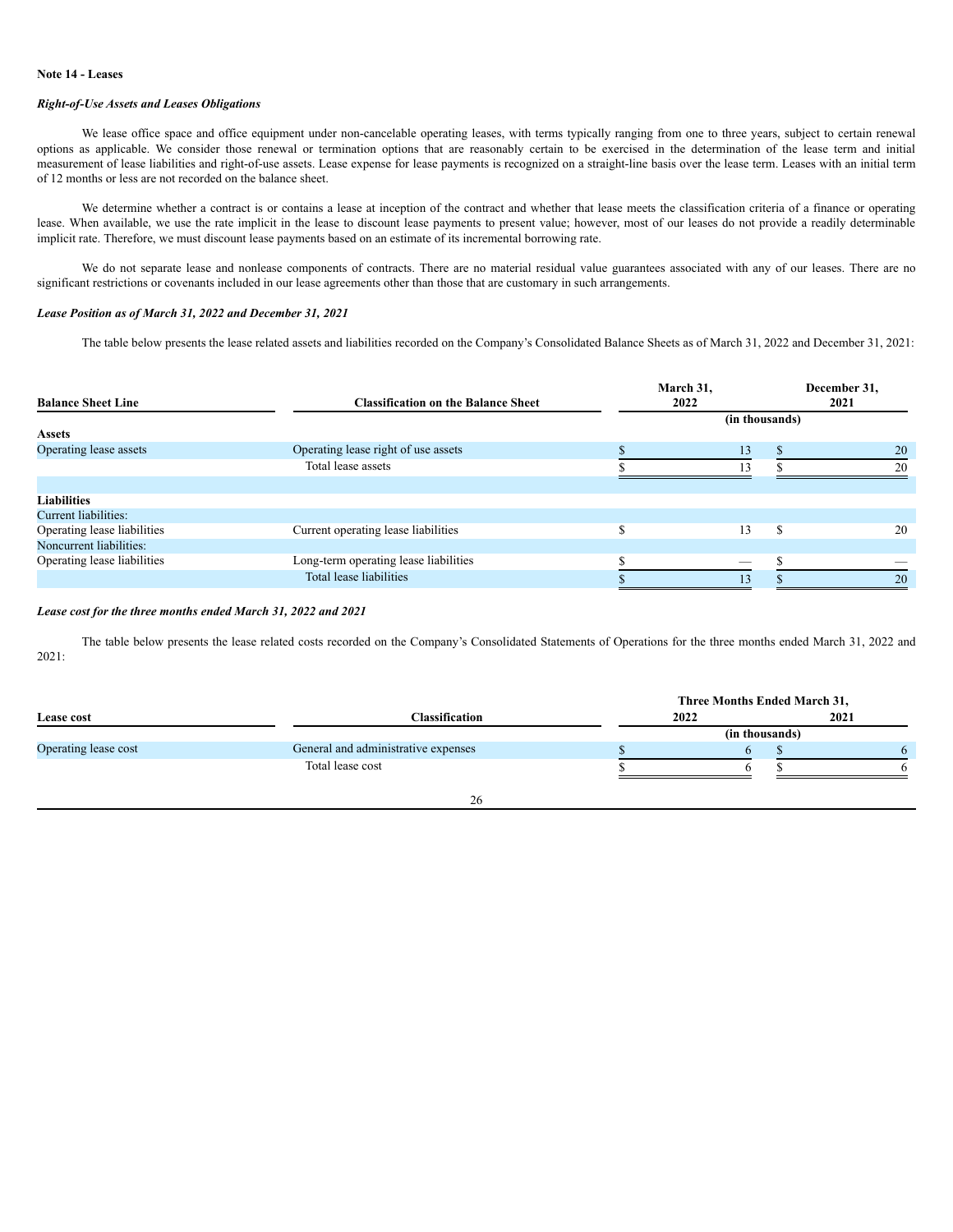## Note 14 - Leases

### *Right-of-Use Assets and Leases Obligations*

We lease office space and office equipment under non-cancelable operating leases, with terms typically ranging from one to three years, subject to certain renewal options as applicable. We consider those renewal or termination options that are reasonably certain to be exercised in the determination of the lease term and initial measurement of lease liabilities and right-of-use assets. Lease expense for lease payments is recognized on a straight-line basis over the lease term. Leases with an initial term of 12 months or less are not recorded on the balance sheet.

We determine whether a contract is or contains a lease at inception of the contract and whether that lease meets the classification criteria of a finance or operating lease. When available, we use the rate implicit in the lease to discount lease payments to present value; however, most of our leases do not provide a readily determinable implicit rate. Therefore, we must discount lease payments based on an estimate of its incremental borrowing rate.

We do not separate lease and nonlease components of contracts. There are no material residual value guarantees associated with any of our leases. There are no significant restrictions or covenants included in our lease agreements other than those that are customary in such arrangements.

### *Lease Position as of March 31, 2022 and December 31, 2021*

The table below presents the lease related assets and liabilities recorded on the Company's Consolidated Balance Sheets as of March 31, 2022 and December 31, 2021:

| Balance Sheet Line | Classification on the Balance Sheet | March 31, 2022 | December 31, 2021 |
|---|---|---|---|
| | | (in thousands) | |
| **Assets** | | | |
| Operating lease assets | Operating lease right of use assets | $ 13 | $ 20 |
| | Total lease assets | $ 13 | $ 20 |
| | | | |
| **Liabilities** | | | |
| Current liabilities: | | | |
| Operating lease liabilities | Current operating lease liabilities | $ 13 | $ 20 |
| Noncurrent liabilities: | | | |
| Operating lease liabilities | Long-term operating lease liabilities | $ — | $ — |
| | Total lease liabilities | $ 13 | $ 20 |

### *Lease cost for the three months ended March 31, 2022 and 2021*

The table below presents the lease related costs recorded on the Company's Consolidated Statements of Operations for the three months ended March 31, 2022 and 2021:

| Lease cost | Classification | Three Months Ended March 31, 2022 | 2021 |
|---|---|---|---|
| | | (in thousands) | |
| Operating lease cost | General and administrative expenses | $ 6 | $ 6 |
| | Total lease cost | $ 6 | $ 6 |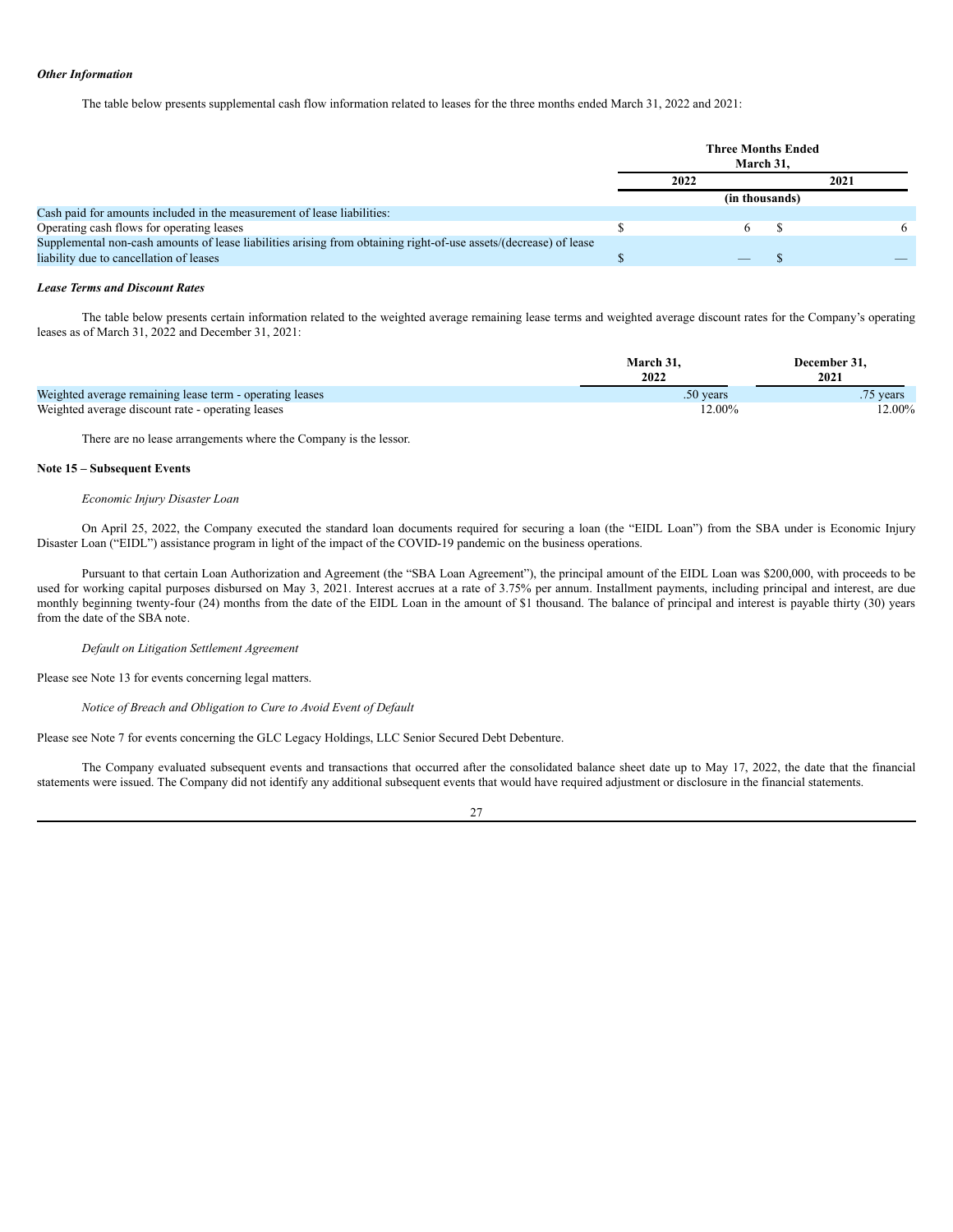***Other Information***

The table below presents supplemental cash flow information related to leases for the three months ended March 31, 2022 and 2021:

| | Three Months Ended March 31, | |
|---|---|---|
| | 2022 | 2021 |
| | (in thousands) | |
| Cash paid for amounts included in the measurement of lease liabilities: | | |
| Operating cash flows for operating leases | $ 6 | $ 6 |
| Supplemental non-cash amounts of lease liabilities arising from obtaining right-of-use assets/(decrease) of lease liability due to cancellation of leases | $ — | $ — |

***Lease Terms and Discount Rates***

The table below presents certain information related to the weighted average remaining lease terms and weighted average discount rates for the Company's operating leases as of March 31, 2022 and December 31, 2021:

| | March 31, 2022 | December 31, 2021 |
|---|---|---|
| Weighted average remaining lease term - operating leases | .50 years | .75 years |
| Weighted average discount rate - operating leases | 12.00% | 12.00% |

There are no lease arrangements where the Company is the lessor.

**Note 15 – Subsequent Events**

*Economic Injury Disaster Loan*

On April 25, 2022, the Company executed the standard loan documents required for securing a loan (the "EIDL Loan") from the SBA under is Economic Injury Disaster Loan ("EIDL") assistance program in light of the impact of the COVID-19 pandemic on the business operations.

Pursuant to that certain Loan Authorization and Agreement (the "SBA Loan Agreement"), the principal amount of the EIDL Loan was $200,000, with proceeds to be used for working capital purposes disbursed on May 3, 2021. Interest accrues at a rate of 3.75% per annum. Installment payments, including principal and interest, are due monthly beginning twenty-four (24) months from the date of the EIDL Loan in the amount of $1 thousand. The balance of principal and interest is payable thirty (30) years from the date of the SBA note.

*Default on Litigation Settlement Agreement*

Please see Note 13 for events concerning legal matters.

*Notice of Breach and Obligation to Cure to Avoid Event of Default*

Please see Note 7 for events concerning the GLC Legacy Holdings, LLC Senior Secured Debt Debenture.

The Company evaluated subsequent events and transactions that occurred after the consolidated balance sheet date up to May 17, 2022, the date that the financial statements were issued. The Company did not identify any additional subsequent events that would have required adjustment or disclosure in the financial statements.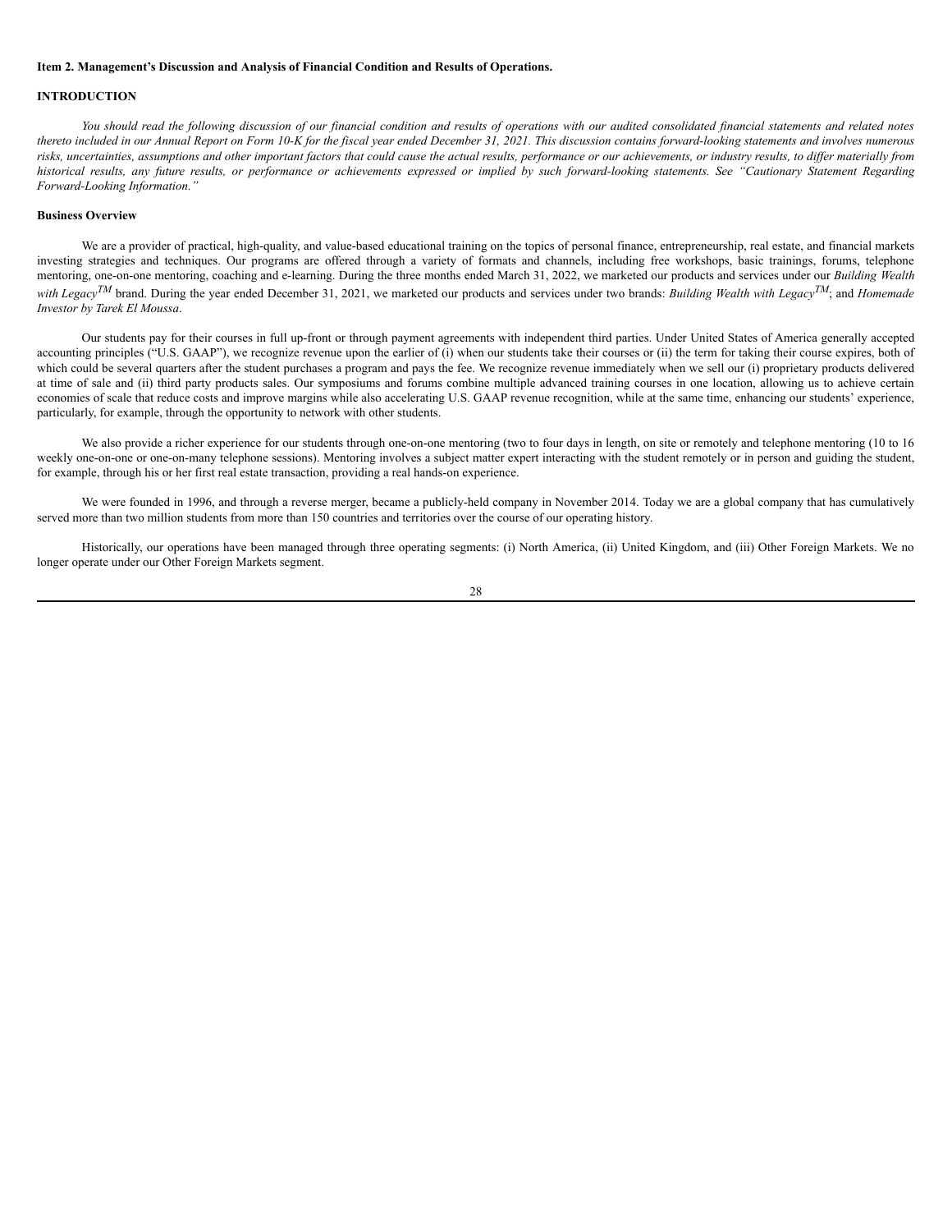**Item 2. Management's Discussion and Analysis of Financial Condition and Results of Operations.**

**INTRODUCTION**

*You should read the following discussion of our financial condition and results of operations with our audited consolidated financial statements and related notes thereto included in our Annual Report on Form 10-K for the fiscal year ended December 31, 2021. This discussion contains forward-looking statements and involves numerous risks, uncertainties, assumptions and other important factors that could cause the actual results, performance or our achievements, or industry results, to differ materially from historical results, any future results, or performance or achievements expressed or implied by such forward-looking statements. See "Cautionary Statement Regarding Forward-Looking Information."*

**Business Overview**

We are a provider of practical, high-quality, and value-based educational training on the topics of personal finance, entrepreneurship, real estate, and financial markets investing strategies and techniques. Our programs are offered through a variety of formats and channels, including free workshops, basic trainings, forums, telephone mentoring, one-on-one mentoring, coaching and e-learning. During the three months ended March 31, 2022, we marketed our products and services under our *Building Wealth with Legacy*™ brand. During the year ended December 31, 2021, we marketed our products and services under two brands: *Building Wealth with Legacy*™; and *Homemade Investor by Tarek El Moussa*.

Our students pay for their courses in full up-front or through payment agreements with independent third parties. Under United States of America generally accepted accounting principles ("U.S. GAAP"), we recognize revenue upon the earlier of (i) when our students take their courses or (ii) the term for taking their course expires, both of which could be several quarters after the student purchases a program and pays the fee. We recognize revenue immediately when we sell our (i) proprietary products delivered at time of sale and (ii) third party products sales. Our symposiums and forums combine multiple advanced training courses in one location, allowing us to achieve certain economies of scale that reduce costs and improve margins while also accelerating U.S. GAAP revenue recognition, while at the same time, enhancing our students' experience, particularly, for example, through the opportunity to network with other students.

We also provide a richer experience for our students through one-on-one mentoring (two to four days in length, on site or remotely and telephone mentoring (10 to 16 weekly one-on-one or one-on-many telephone sessions). Mentoring involves a subject matter expert interacting with the student remotely or in person and guiding the student, for example, through his or her first real estate transaction, providing a real hands-on experience.

We were founded in 1996, and through a reverse merger, became a publicly-held company in November 2014. Today we are a global company that has cumulatively served more than two million students from more than 150 countries and territories over the course of our operating history.

Historically, our operations have been managed through three operating segments: (i) North America, (ii) United Kingdom, and (iii) Other Foreign Markets. We no longer operate under our Other Foreign Markets segment.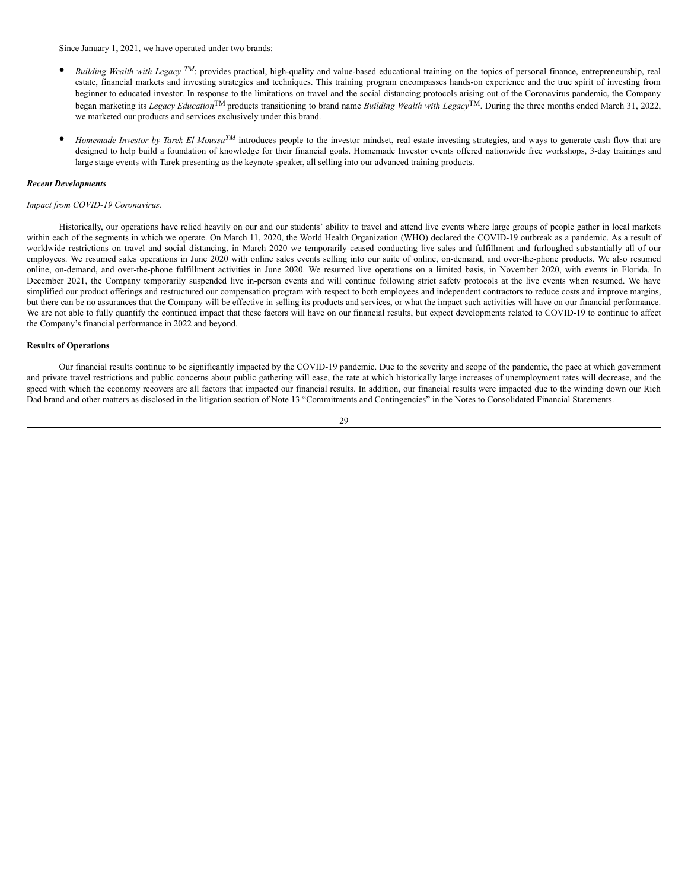Since January 1, 2021, we have operated under two brands:

- *Building Wealth with Legacy* TM: provides practical, high-quality and value-based educational training on the topics of personal finance, entrepreneurship, real estate, financial markets and investing strategies and techniques. This training program encompasses hands-on experience and the true spirit of investing from beginner to educated investor. In response to the limitations on travel and the social distancing protocols arising out of the Coronavirus pandemic, the Company began marketing its *Legacy Education*TM products transitioning to brand name *Building Wealth with Legacy*TM. During the three months ended March 31, 2022, we marketed our products and services exclusively under this brand.

- *Homemade Investor by Tarek El Moussa*TM introduces people to the investor mindset, real estate investing strategies, and ways to generate cash flow that are designed to help build a foundation of knowledge for their financial goals. Homemade Investor events offered nationwide free workshops, 3-day trainings and large stage events with Tarek presenting as the keynote speaker, all selling into our advanced training products.

***Recent Developments***

*Impact from COVID-19 Coronavirus*.

Historically, our operations have relied heavily on our and our students' ability to travel and attend live events where large groups of people gather in local markets within each of the segments in which we operate. On March 11, 2020, the World Health Organization (WHO) declared the COVID-19 outbreak as a pandemic. As a result of worldwide restrictions on travel and social distancing, in March 2020 we temporarily ceased conducting live sales and fulfillment and furloughed substantially all of our employees. We resumed sales operations in June 2020 with online sales events selling into our suite of online, on-demand, and over-the-phone products. We also resumed online, on-demand, and over-the-phone fulfillment activities in June 2020. We resumed live operations on a limited basis, in November 2020, with events in Florida. In December 2021, the Company temporarily suspended live in-person events and will continue following strict safety protocols at the live events when resumed. We have simplified our product offerings and restructured our compensation program with respect to both employees and independent contractors to reduce costs and improve margins, but there can be no assurances that the Company will be effective in selling its products and services, or what the impact such activities will have on our financial performance. We are not able to fully quantify the continued impact that these factors will have on our financial results, but expect developments related to COVID-19 to continue to affect the Company's financial performance in 2022 and beyond.

**Results of Operations**

Our financial results continue to be significantly impacted by the COVID-19 pandemic. Due to the severity and scope of the pandemic, the pace at which government and private travel restrictions and public concerns about public gathering will ease, the rate at which historically large increases of unemployment rates will decrease, and the speed with which the economy recovers are all factors that impacted our financial results. In addition, our financial results were impacted due to the winding down our Rich Dad brand and other matters as disclosed in the litigation section of Note 13 "Commitments and Contingencies" in the Notes to Consolidated Financial Statements.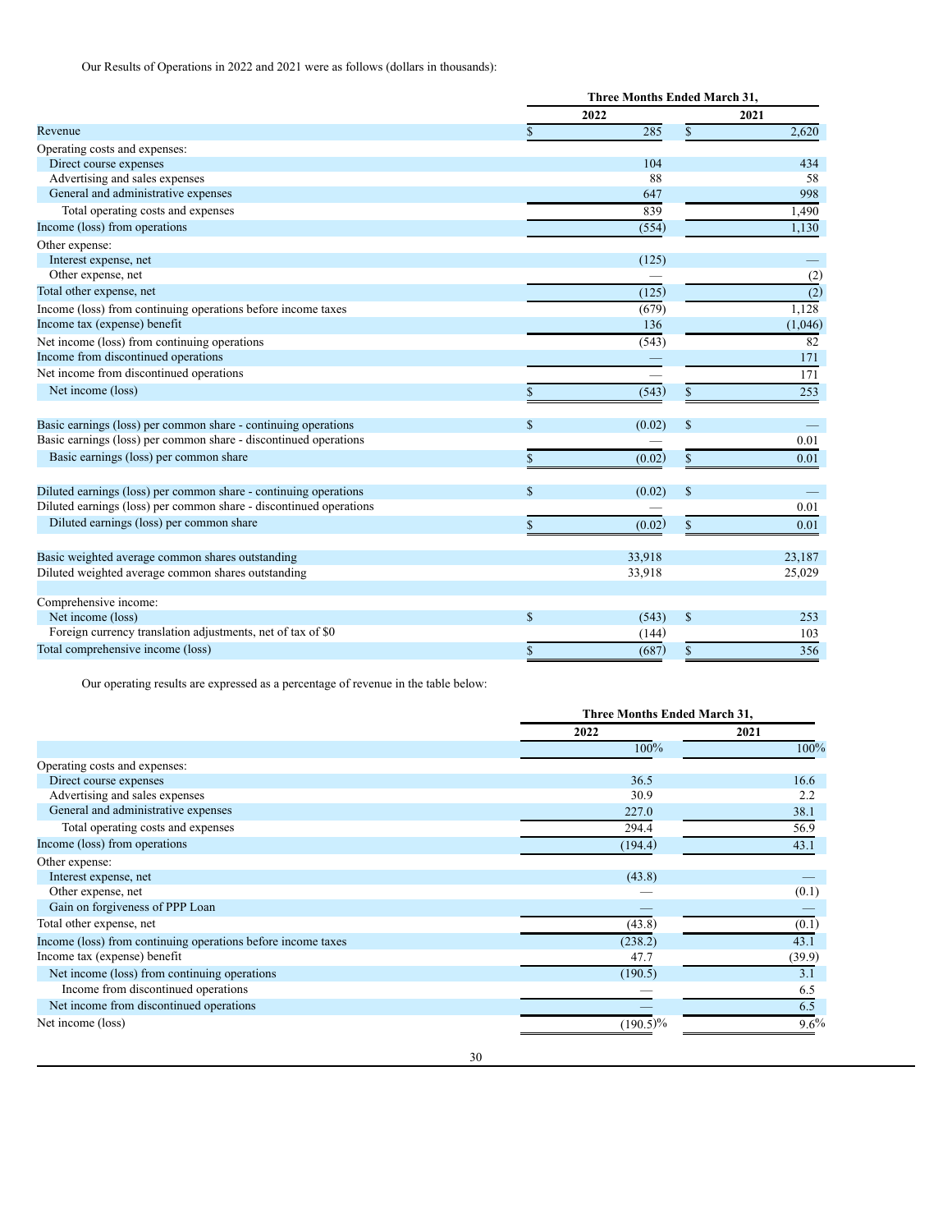Our Results of Operations in 2022 and 2021 were as follows (dollars in thousands):

| | Three Months Ended March 31, | |
|---|---|---|
| | 2022 | 2021 |
| Revenue | $ 285 | $ 2,620 |
| Operating costs and expenses: | | |
| Direct course expenses | 104 | 434 |
| Advertising and sales expenses | 88 | 58 |
| General and administrative expenses | 647 | 998 |
| Total operating costs and expenses | 839 | 1,490 |
| Income (loss) from operations | (554) | 1,130 |
| Other expense: | | |
| Interest expense, net | (125) | — |
| Other expense, net | — | (2) |
| Total other expense, net | (125) | (2) |
| Income (loss) from continuing operations before income taxes | (679) | 1,128 |
| Income tax (expense) benefit | 136 | (1,046) |
| Net income (loss) from continuing operations | (543) | 82 |
| Income from discontinued operations | — | 171 |
| Net income from discontinued operations | — | 171 |
| Net income (loss) | $ (543) | $ 253 |
| | | |
| Basic earnings (loss) per common share - continuing operations | $ (0.02) | $ — |
| Basic earnings (loss) per common share - discontinued operations | — | 0.01 |
| Basic earnings (loss) per common share | $ (0.02) | $ 0.01 |
| | | |
| Diluted earnings (loss) per common share - continuing operations | $ (0.02) | $ — |
| Diluted earnings (loss) per common share - discontinued operations | — | 0.01 |
| Diluted earnings (loss) per common share | $ (0.02) | $ 0.01 |
| | | |
| Basic weighted average common shares outstanding | 33,918 | 23,187 |
| Diluted weighted average common shares outstanding | 33,918 | 25,029 |
| | | |
| Comprehensive income: | | |
| Net income (loss) | $ (543) | $ 253 |
| Foreign currency translation adjustments, net of tax of $0 | (144) | 103 |
| Total comprehensive income (loss) | $ (687) | $ 356 |

Our operating results are expressed as a percentage of revenue in the table below:

| | Three Months Ended March 31, | |
|---|---|---|
| | 2022 | 2021 |
| | 100% | 100% |
| Operating costs and expenses: | | |
| Direct course expenses | 36.5 | 16.6 |
| Advertising and sales expenses | 30.9 | 2.2 |
| General and administrative expenses | 227.0 | 38.1 |
| Total operating costs and expenses | 294.4 | 56.9 |
| Income (loss) from operations | (194.4) | 43.1 |
| Other expense: | | |
| Interest expense, net | (43.8) | — |
| Other expense, net | — | (0.1) |
| Gain on forgiveness of PPP Loan | — | — |
| Total other expense, net | (43.8) | (0.1) |
| Income (loss) from continuing operations before income taxes | (238.2) | 43.1 |
| Income tax (expense) benefit | 47.7 | (39.9) |
| Net income (loss) from continuing operations | (190.5) | 3.1 |
| Income from discontinued operations | — | 6.5 |
| Net income from discontinued operations | — | 6.5 |
| Net income (loss) | (190.5)% | 9.6% |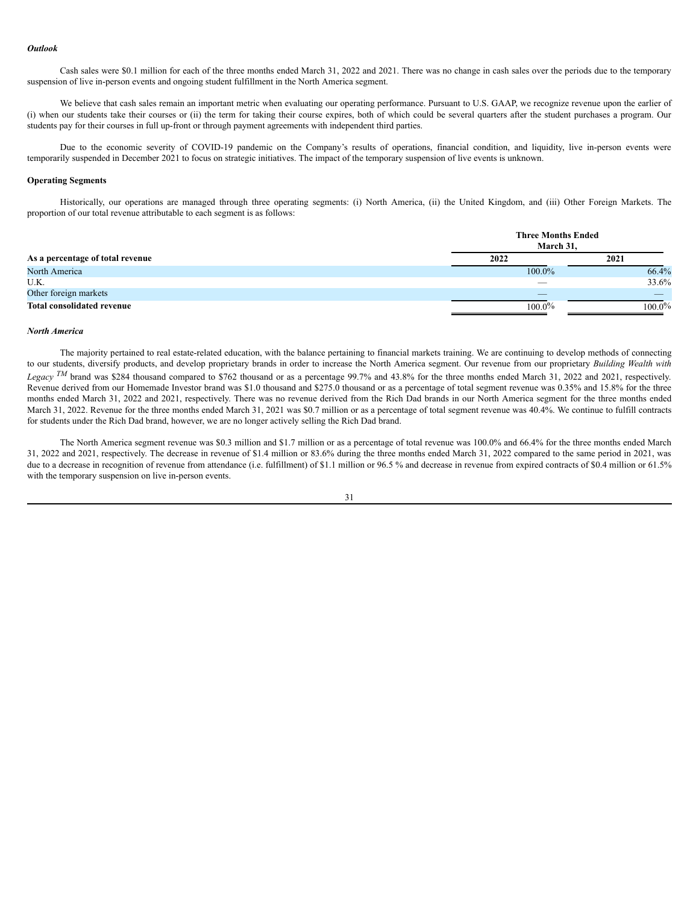***Outlook***

Cash sales were $0.1 million for each of the three months ended March 31, 2022 and 2021. There was no change in cash sales over the periods due to the temporary suspension of live in-person events and ongoing student fulfillment in the North America segment.

We believe that cash sales remain an important metric when evaluating our operating performance. Pursuant to U.S. GAAP, we recognize revenue upon the earlier of (i) when our students take their courses or (ii) the term for taking their course expires, both of which could be several quarters after the student purchases a program. Our students pay for their courses in full up-front or through payment agreements with independent third parties.

Due to the economic severity of COVID-19 pandemic on the Company's results of operations, financial condition, and liquidity, live in-person events were temporarily suspended in December 2021 to focus on strategic initiatives. The impact of the temporary suspension of live events is unknown.

**Operating Segments**

Historically, our operations are managed through three operating segments: (i) North America, (ii) the United Kingdom, and (iii) Other Foreign Markets. The proportion of our total revenue attributable to each segment is as follows:

| | Three Months Ended March 31, | |
|---|---|---|
| **As a percentage of total revenue** | **2022** | **2021** |
| North America | 100.0% | 66.4% |
| U.K. | — | 33.6% |
| Other foreign markets | — | — |
| **Total consolidated revenue** | 100.0% | 100.0% |

***North America***

The majority pertained to real estate-related education, with the balance pertaining to financial markets training. We are continuing to develop methods of connecting to our students, diversify products, and develop proprietary brands in order to increase the North America segment. Our revenue from our proprietary *Building Wealth with Legacy* [TM] brand was $284 thousand compared to $762 thousand or as a percentage 99.7% and 43.8% for the three months ended March 31, 2022 and 2021, respectively. Revenue derived from our Homemade Investor brand was $1.0 thousand and $275.0 thousand or as a percentage of total segment revenue was 0.35% and 15.8% for the three months ended March 31, 2022 and 2021, respectively. There was no revenue derived from the Rich Dad brands in our North America segment for the three months ended March 31, 2022. Revenue for the three months ended March 31, 2021 was $0.7 million or as a percentage of total segment revenue was 40.4%. We continue to fulfill contracts for students under the Rich Dad brand, however, we are no longer actively selling the Rich Dad brand.

The North America segment revenue was $0.3 million and $1.7 million or as a percentage of total revenue was 100.0% and 66.4% for the three months ended March 31, 2022 and 2021, respectively. The decrease in revenue of $1.4 million or 83.6% during the three months ended March 31, 2022 compared to the same period in 2021, was due to a decrease in recognition of revenue from attendance (i.e. fulfillment) of $1.1 million or 96.5 % and decrease in revenue from expired contracts of $0.4 million or 61.5% with the temporary suspension on live in-person events.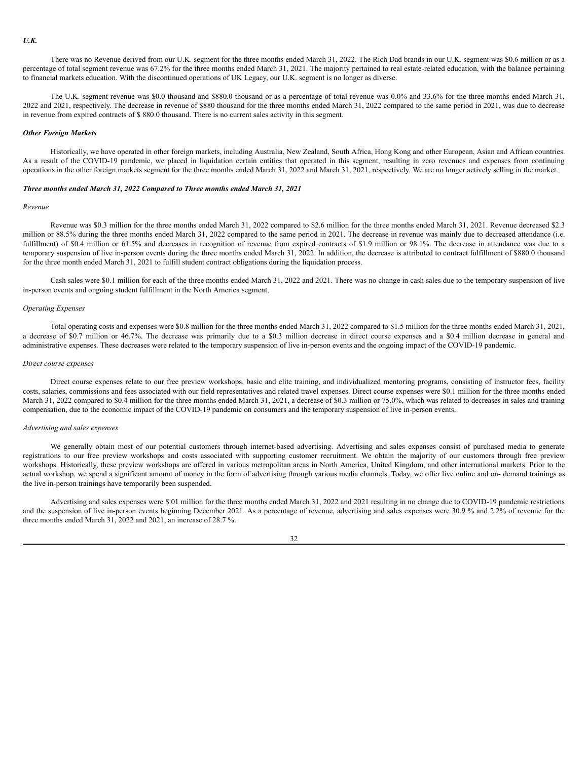***U.K.***

There was no Revenue derived from our U.K. segment for the three months ended March 31, 2022. The Rich Dad brands in our U.K. segment was $0.6 million or as a percentage of total segment revenue was 67.2% for the three months ended March 31, 2021. The majority pertained to real estate-related education, with the balance pertaining to financial markets education. With the discontinued operations of UK Legacy, our U.K. segment is no longer as diverse.

The U.K. segment revenue was $0.0 thousand and $880.0 thousand or as a percentage of total revenue was 0.0% and 33.6% for the three months ended March 31, 2022 and 2021, respectively. The decrease in revenue of $880 thousand for the three months ended March 31, 2022 compared to the same period in 2021, was due to decrease in revenue from expired contracts of $ 880.0 thousand. There is no current sales activity in this segment.

***Other Foreign Markets***

Historically, we have operated in other foreign markets, including Australia, New Zealand, South Africa, Hong Kong and other European, Asian and African countries. As a result of the COVID-19 pandemic, we placed in liquidation certain entities that operated in this segment, resulting in zero revenues and expenses from continuing operations in the other foreign markets segment for the three months ended March 31, 2022 and March 31, 2021, respectively. We are no longer actively selling in the market.

***Three months ended March 31, 2022 Compared to Three months ended March 31, 2021***

*Revenue*

Revenue was $0.3 million for the three months ended March 31, 2022 compared to $2.6 million for the three months ended March 31, 2021. Revenue decreased $2.3 million or 88.5% during the three months ended March 31, 2022 compared to the same period in 2021. The decrease in revenue was mainly due to decreased attendance (i.e. fulfillment) of $0.4 million or 61.5% and decreases in recognition of revenue from expired contracts of $1.9 million or 98.1%. The decrease in attendance was due to a temporary suspension of live in-person events during the three months ended March 31, 2022. In addition, the decrease is attributed to contract fulfillment of $880.0 thousand for the three month ended March 31, 2021 to fulfill student contract obligations during the liquidation process.

Cash sales were $0.1 million for each of the three months ended March 31, 2022 and 2021. There was no change in cash sales due to the temporary suspension of live in-person events and ongoing student fulfillment in the North America segment.

*Operating Expenses*

Total operating costs and expenses were $0.8 million for the three months ended March 31, 2022 compared to $1.5 million for the three months ended March 31, 2021, a decrease of $0.7 million or 46.7%. The decrease was primarily due to a $0.3 million decrease in direct course expenses and a $0.4 million decrease in general and administrative expenses. These decreases were related to the temporary suspension of live in-person events and the ongoing impact of the COVID-19 pandemic.

*Direct course expenses*

Direct course expenses relate to our free preview workshops, basic and elite training, and individualized mentoring programs, consisting of instructor fees, facility costs, salaries, commissions and fees associated with our field representatives and related travel expenses. Direct course expenses were $0.1 million for the three months ended March 31, 2022 compared to $0.4 million for the three months ended March 31, 2021, a decrease of $0.3 million or 75.0%, which was related to decreases in sales and training compensation, due to the economic impact of the COVID-19 pandemic on consumers and the temporary suspension of live in-person events.

*Advertising and sales expenses*

We generally obtain most of our potential customers through internet-based advertising. Advertising and sales expenses consist of purchased media to generate registrations to our free preview workshops and costs associated with supporting customer recruitment. We obtain the majority of our customers through free preview workshops. Historically, these preview workshops are offered in various metropolitan areas in North America, United Kingdom, and other international markets. Prior to the actual workshop, we spend a significant amount of money in the form of advertising through various media channels. Today, we offer live online and on- demand trainings as the live in-person trainings have temporarily been suspended.

Advertising and sales expenses were $.01 million for the three months ended March 31, 2022 and 2021 resulting in no change due to COVID-19 pandemic restrictions and the suspension of live in-person events beginning December 2021. As a percentage of revenue, advertising and sales expenses were 30.9 % and 2.2% of revenue for the three months ended March 31, 2022 and 2021, an increase of 28.7 %.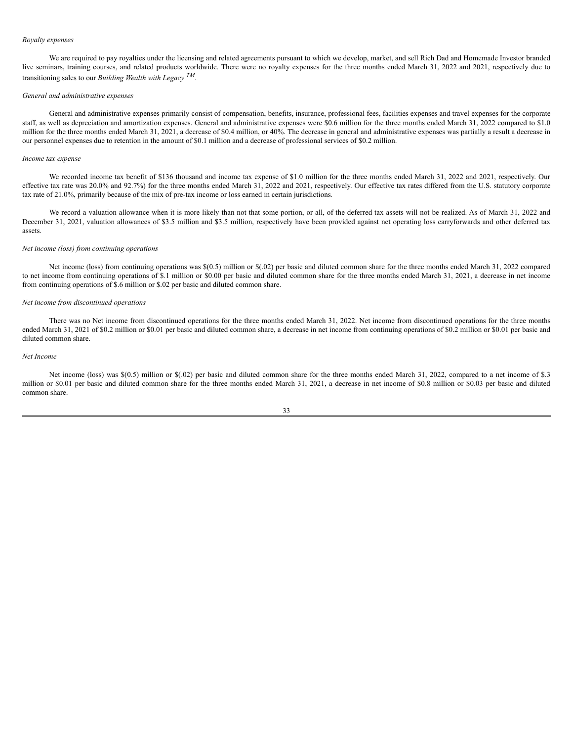*Royalty expenses*

We are required to pay royalties under the licensing and related agreements pursuant to which we develop, market, and sell Rich Dad and Homemade Investor branded live seminars, training courses, and related products worldwide. There were no royalty expenses for the three months ended March 31, 2022 and 2021, respectively due to transitioning sales to our *Building Wealth with Legacy* TM.

*General and administrative expenses*

General and administrative expenses primarily consist of compensation, benefits, insurance, professional fees, facilities expenses and travel expenses for the corporate staff, as well as depreciation and amortization expenses. General and administrative expenses were $0.6 million for the three months ended March 31, 2022 compared to $1.0 million for the three months ended March 31, 2021, a decrease of $0.4 million, or 40%. The decrease in general and administrative expenses was partially a result a decrease in our personnel expenses due to retention in the amount of $0.1 million and a decrease of professional services of $0.2 million.

*Income tax expense*

We recorded income tax benefit of $136 thousand and income tax expense of $1.0 million for the three months ended March 31, 2022 and 2021, respectively. Our effective tax rate was 20.0% and 92.7%) for the three months ended March 31, 2022 and 2021, respectively. Our effective tax rates differed from the U.S. statutory corporate tax rate of 21.0%, primarily because of the mix of pre-tax income or loss earned in certain jurisdictions.

We record a valuation allowance when it is more likely than not that some portion, or all, of the deferred tax assets will not be realized. As of March 31, 2022 and December 31, 2021, valuation allowances of $3.5 million and $3.5 million, respectively have been provided against net operating loss carryforwards and other deferred tax assets.

*Net income (loss) from continuing operations*

Net income (loss) from continuing operations was $(0.5) million or $(.02) per basic and diluted common share for the three months ended March 31, 2022 compared to net income from continuing operations of $.1 million or $0.00 per basic and diluted common share for the three months ended March 31, 2021, a decrease in net income from continuing operations of $.6 million or $.02 per basic and diluted common share.

*Net income from discontinued operations*

There was no Net income from discontinued operations for the three months ended March 31, 2022. Net income from discontinued operations for the three months ended March 31, 2021 of $0.2 million or $0.01 per basic and diluted common share, a decrease in net income from continuing operations of $0.2 million or $0.01 per basic and diluted common share.

*Net Income*

Net income (loss) was $(0.5) million or $(.02) per basic and diluted common share for the three months ended March 31, 2022, compared to a net income of $.3 million or $0.01 per basic and diluted common share for the three months ended March 31, 2021, a decrease in net income of $0.8 million or $0.03 per basic and diluted common share.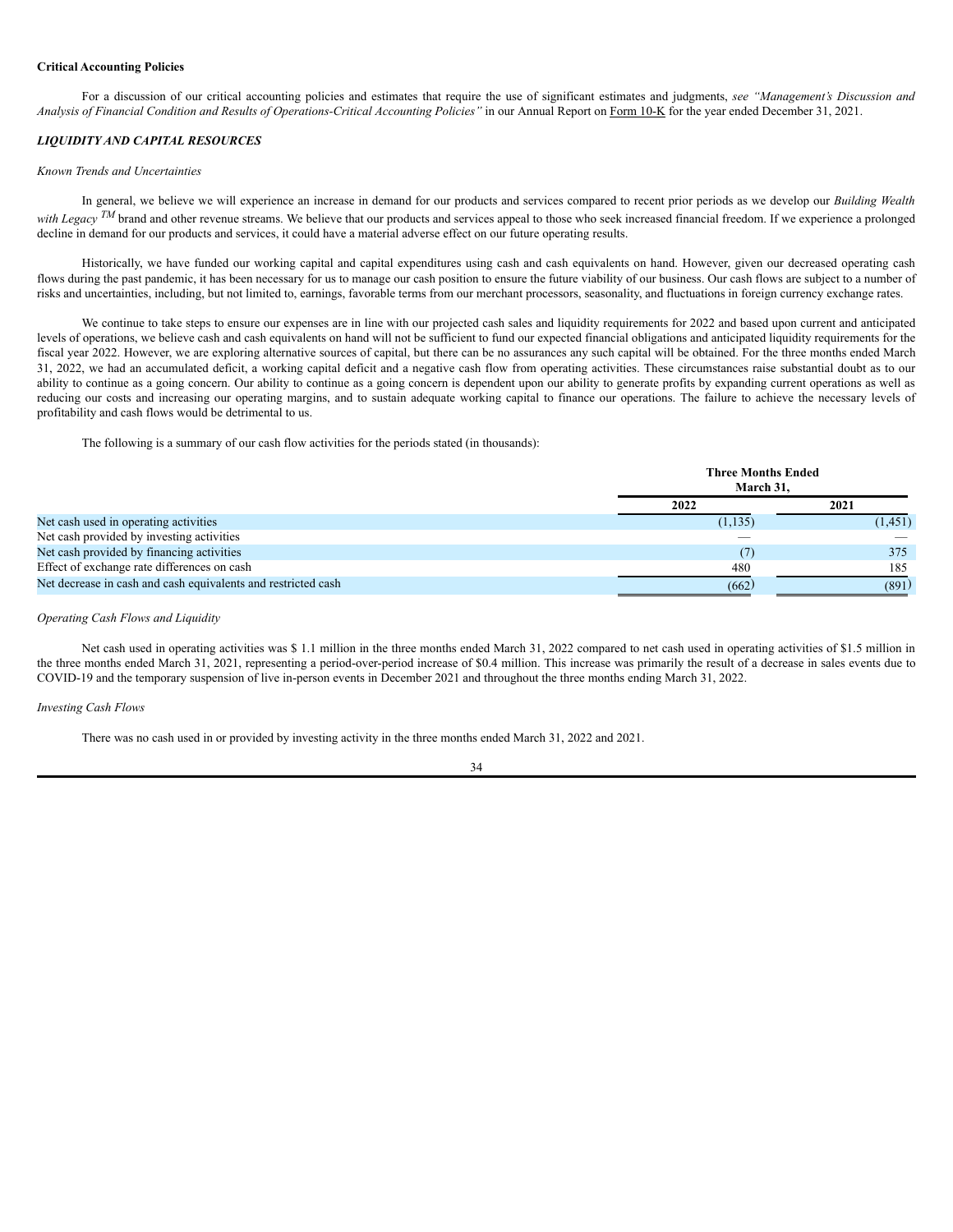**Critical Accounting Policies**

For a discussion of our critical accounting policies and estimates that require the use of significant estimates and judgments, *see "Management's Discussion and Analysis of Financial Condition and Results of Operations-Critical Accounting Policies"* in our Annual Report on Form 10-K for the year ended December 31, 2021.

***LIQUIDITY AND CAPITAL RESOURCES***

*Known Trends and Uncertainties*

In general, we believe we will experience an increase in demand for our products and services compared to recent prior periods as we develop our *Building Wealth with Legacy* TM brand and other revenue streams. We believe that our products and services appeal to those who seek increased financial freedom. If we experience a prolonged decline in demand for our products and services, it could have a material adverse effect on our future operating results.

Historically, we have funded our working capital and capital expenditures using cash and cash equivalents on hand. However, given our decreased operating cash flows during the past pandemic, it has been necessary for us to manage our cash position to ensure the future viability of our business. Our cash flows are subject to a number of risks and uncertainties, including, but not limited to, earnings, favorable terms from our merchant processors, seasonality, and fluctuations in foreign currency exchange rates.

We continue to take steps to ensure our expenses are in line with our projected cash sales and liquidity requirements for 2022 and based upon current and anticipated levels of operations, we believe cash and cash equivalents on hand will not be sufficient to fund our expected financial obligations and anticipated liquidity requirements for the fiscal year 2022. However, we are exploring alternative sources of capital, but there can be no assurances any such capital will be obtained. For the three months ended March 31, 2022, we had an accumulated deficit, a working capital deficit and a negative cash flow from operating activities. These circumstances raise substantial doubt as to our ability to continue as a going concern. Our ability to continue as a going concern is dependent upon our ability to generate profits by expanding current operations as well as reducing our costs and increasing our operating margins, and to sustain adequate working capital to finance our operations. The failure to achieve the necessary levels of profitability and cash flows would be detrimental to us.

The following is a summary of our cash flow activities for the periods stated (in thousands):

| | Three Months Ended March 31, | |
|---|---|---|
| | 2022 | 2021 |
| Net cash used in operating activities | (1,135) | (1,451) |
| Net cash provided by investing activities | — | — |
| Net cash provided by financing activities | (7) | 375 |
| Effect of exchange rate differences on cash | 480 | 185 |
| Net decrease in cash and cash equivalents and restricted cash | (662) | (891) |

*Operating Cash Flows and Liquidity*

Net cash used in operating activities was $ 1.1 million in the three months ended March 31, 2022 compared to net cash used in operating activities of $1.5 million in the three months ended March 31, 2021, representing a period-over-period increase of $0.4 million. This increase was primarily the result of a decrease in sales events due to COVID-19 and the temporary suspension of live in-person events in December 2021 and throughout the three months ending March 31, 2022.

*Investing Cash Flows*

There was no cash used in or provided by investing activity in the three months ended March 31, 2022 and 2021.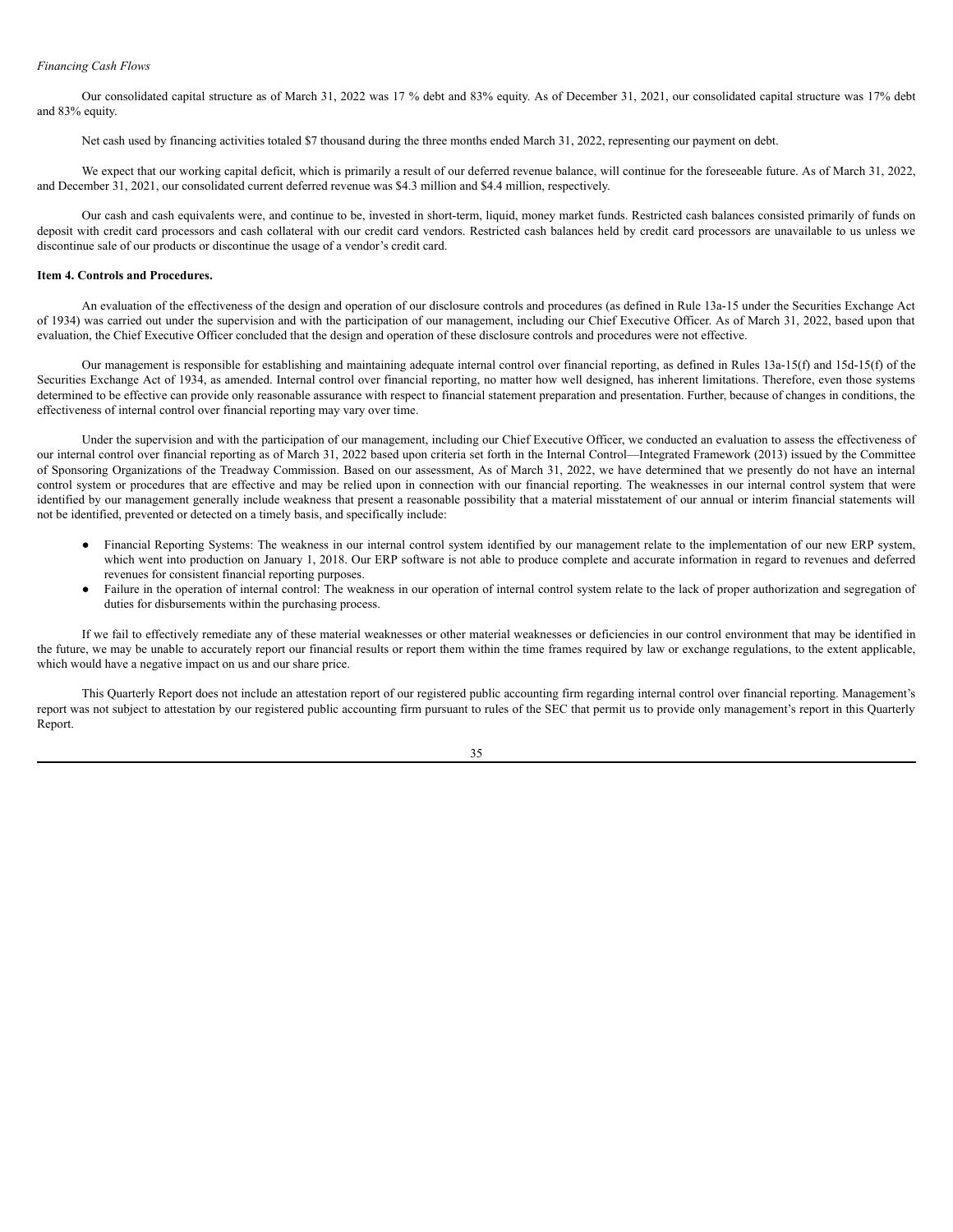*Financing Cash Flows*

Our consolidated capital structure as of March 31, 2022 was 17 % debt and 83% equity. As of December 31, 2021, our consolidated capital structure was 17% debt and 83% equity.

Net cash used by financing activities totaled $7 thousand during the three months ended March 31, 2022, representing our payment on debt.

We expect that our working capital deficit, which is primarily a result of our deferred revenue balance, will continue for the foreseeable future. As of March 31, 2022, and December 31, 2021, our consolidated current deferred revenue was $4.3 million and $4.4 million, respectively.

Our cash and cash equivalents were, and continue to be, invested in short-term, liquid, money market funds. Restricted cash balances consisted primarily of funds on deposit with credit card processors and cash collateral with our credit card vendors. Restricted cash balances held by credit card processors are unavailable to us unless we discontinue sale of our products or discontinue the usage of a vendor's credit card.

**Item 4. Controls and Procedures.**

An evaluation of the effectiveness of the design and operation of our disclosure controls and procedures (as defined in Rule 13a-15 under the Securities Exchange Act of 1934) was carried out under the supervision and with the participation of our management, including our Chief Executive Officer. As of March 31, 2022, based upon that evaluation, the Chief Executive Officer concluded that the design and operation of these disclosure controls and procedures were not effective.

Our management is responsible for establishing and maintaining adequate internal control over financial reporting, as defined in Rules 13a-15(f) and 15d-15(f) of the Securities Exchange Act of 1934, as amended. Internal control over financial reporting, no matter how well designed, has inherent limitations. Therefore, even those systems determined to be effective can provide only reasonable assurance with respect to financial statement preparation and presentation. Further, because of changes in conditions, the effectiveness of internal control over financial reporting may vary over time.

Under the supervision and with the participation of our management, including our Chief Executive Officer, we conducted an evaluation to assess the effectiveness of our internal control over financial reporting as of March 31, 2022 based upon criteria set forth in the Internal Control—Integrated Framework (2013) issued by the Committee of Sponsoring Organizations of the Treadway Commission. Based on our assessment, As of March 31, 2022, we have determined that we presently do not have an internal control system or procedures that are effective and may be relied upon in connection with our financial reporting. The weaknesses in our internal control system that were identified by our management generally include weakness that present a reasonable possibility that a material misstatement of our annual or interim financial statements will not be identified, prevented or detected on a timely basis, and specifically include:

- Financial Reporting Systems: The weakness in our internal control system identified by our management relate to the implementation of our new ERP system, which went into production on January 1, 2018. Our ERP software is not able to produce complete and accurate information in regard to revenues and deferred revenues for consistent financial reporting purposes.
- Failure in the operation of internal control: The weakness in our operation of internal control system relate to the lack of proper authorization and segregation of duties for disbursements within the purchasing process.

If we fail to effectively remediate any of these material weaknesses or other material weaknesses or deficiencies in our control environment that may be identified in the future, we may be unable to accurately report our financial results or report them within the time frames required by law or exchange regulations, to the extent applicable, which would have a negative impact on us and our share price.

This Quarterly Report does not include an attestation report of our registered public accounting firm regarding internal control over financial reporting. Management's report was not subject to attestation by our registered public accounting firm pursuant to rules of the SEC that permit us to provide only management's report in this Quarterly Report.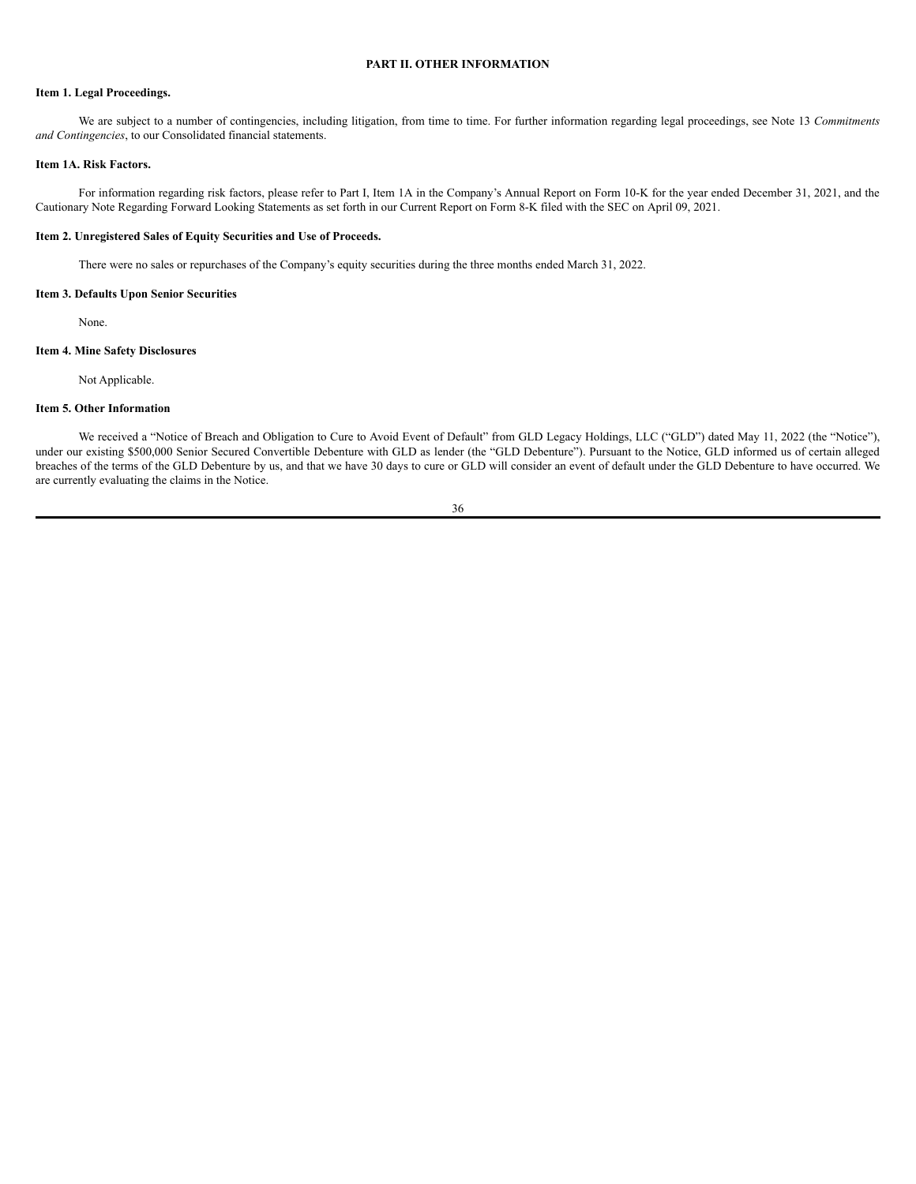# PART II. OTHER INFORMATION

### Item 1. Legal Proceedings.

We are subject to a number of contingencies, including litigation, from time to time. For further information regarding legal proceedings, see Note 13 *Commitments and Contingencies*, to our Consolidated financial statements.

### Item 1A. Risk Factors.

For information regarding risk factors, please refer to Part I, Item 1A in the Company's Annual Report on Form 10-K for the year ended December 31, 2021, and the Cautionary Note Regarding Forward Looking Statements as set forth in our Current Report on Form 8-K filed with the SEC on April 09, 2021.

### Item 2. Unregistered Sales of Equity Securities and Use of Proceeds.

There were no sales or repurchases of the Company's equity securities during the three months ended March 31, 2022.

### Item 3. Defaults Upon Senior Securities

None.

### Item 4. Mine Safety Disclosures

Not Applicable.

### Item 5. Other Information

We received a "Notice of Breach and Obligation to Cure to Avoid Event of Default" from GLD Legacy Holdings, LLC ("GLD") dated May 11, 2022 (the "Notice"), under our existing $500,000 Senior Secured Convertible Debenture with GLD as lender (the "GLD Debenture"). Pursuant to the Notice, GLD informed us of certain alleged breaches of the terms of the GLD Debenture by us, and that we have 30 days to cure or GLD will consider an event of default under the GLD Debenture to have occurred. We are currently evaluating the claims in the Notice.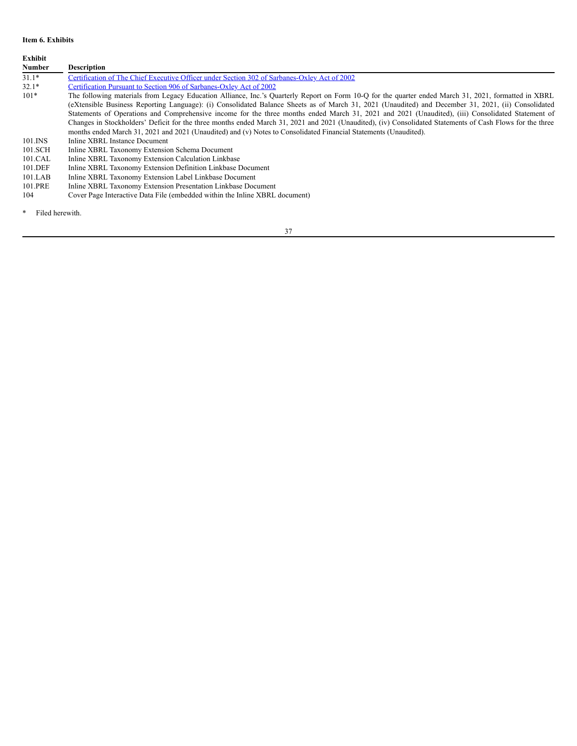**Item 6. Exhibits**

| Exhibit Number | Description |
|---|---|
| 31.1* | Certification of The Chief Executive Officer under Section 302 of Sarbanes-Oxley Act of 2002 |
| 32.1* | Certification Pursuant to Section 906 of Sarbanes-Oxley Act of 2002 |
| 101* | The following materials from Legacy Education Alliance, Inc.'s Quarterly Report on Form 10-Q for the quarter ended March 31, 2021, formatted in XBRL (eXtensible Business Reporting Language): (i) Consolidated Balance Sheets as of March 31, 2021 (Unaudited) and December 31, 2021, (ii) Consolidated Statements of Operations and Comprehensive income for the three months ended March 31, 2021 and 2021 (Unaudited), (iii) Consolidated Statement of Changes in Stockholders' Deficit for the three months ended March 31, 2021 and 2021 (Unaudited), (iv) Consolidated Statements of Cash Flows for the three months ended March 31, 2021 and 2021 (Unaudited) and (v) Notes to Consolidated Financial Statements (Unaudited). |
| 101.INS | Inline XBRL Instance Document |
| 101.SCH | Inline XBRL Taxonomy Extension Schema Document |
| 101.CAL | Inline XBRL Taxonomy Extension Calculation Linkbase |
| 101.DEF | Inline XBRL Taxonomy Extension Definition Linkbase Document |
| 101.LAB | Inline XBRL Taxonomy Extension Label Linkbase Document |
| 101.PRE | Inline XBRL Taxonomy Extension Presentation Linkbase Document |
| 104 | Cover Page Interactive Data File (embedded within the Inline XBRL document) |

\* Filed herewith.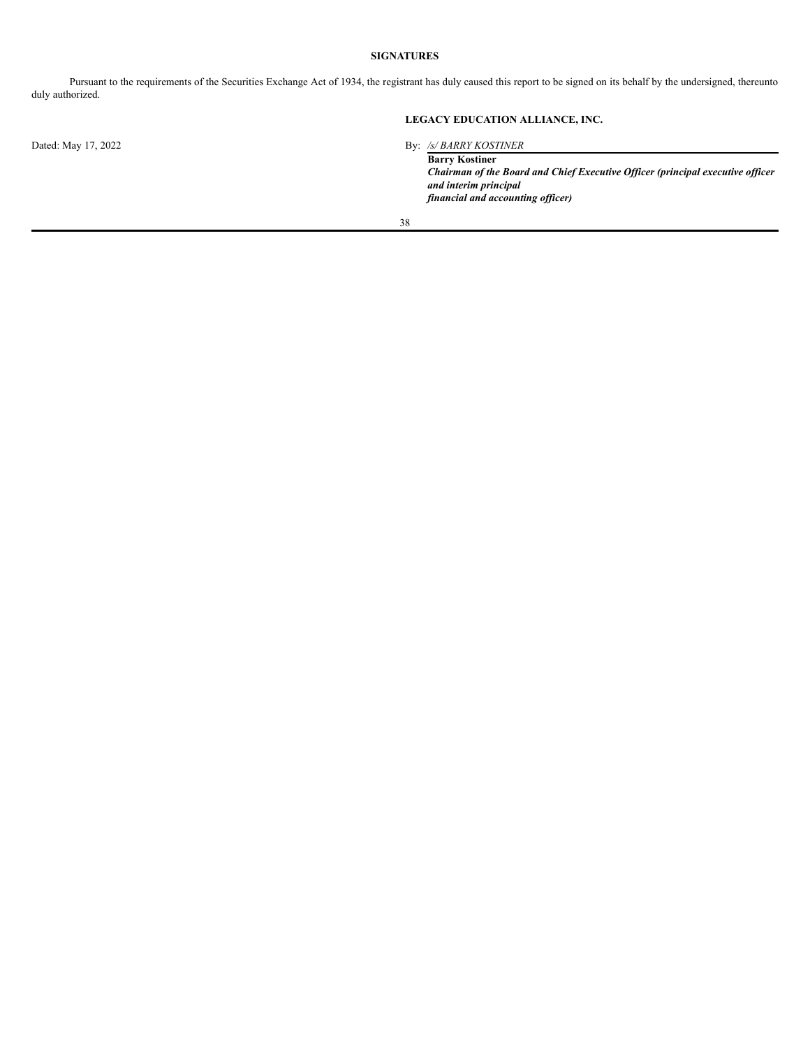**SIGNATURES**

Pursuant to the requirements of the Securities Exchange Act of 1934, the registrant has duly caused this report to be signed on its behalf by the undersigned, thereunto duly authorized.

**LEGACY EDUCATION ALLIANCE, INC.**

Dated: May 17, 2022

By: */s/ BARRY KOSTINER*

**Barry Kostiner**
***Chairman of the Board and Chief Executive Officer (principal executive officer and interim principal financial and accounting officer)***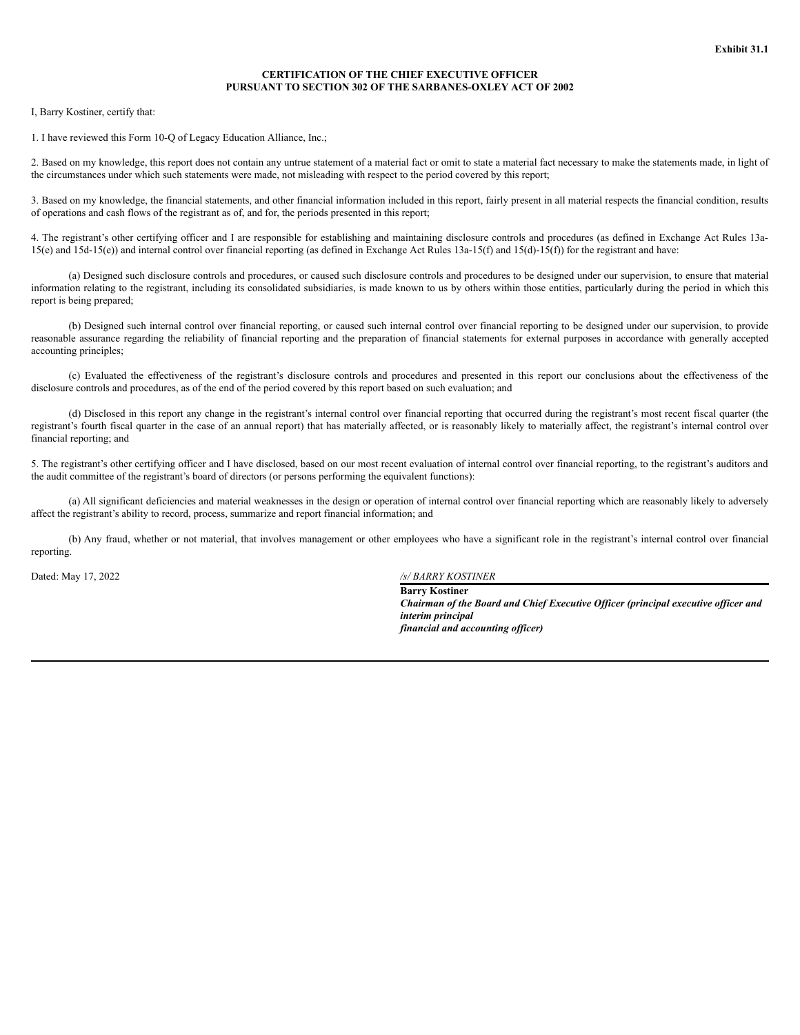**Exhibit 31.1**

**CERTIFICATION OF THE CHIEF EXECUTIVE OFFICER
PURSUANT TO SECTION 302 OF THE SARBANES-OXLEY ACT OF 2002**

I, Barry Kostiner, certify that:

1. I have reviewed this Form 10-Q of Legacy Education Alliance, Inc.;

2. Based on my knowledge, this report does not contain any untrue statement of a material fact or omit to state a material fact necessary to make the statements made, in light of the circumstances under which such statements were made, not misleading with respect to the period covered by this report;

3. Based on my knowledge, the financial statements, and other financial information included in this report, fairly present in all material respects the financial condition, results of operations and cash flows of the registrant as of, and for, the periods presented in this report;

4. The registrant's other certifying officer and I are responsible for establishing and maintaining disclosure controls and procedures (as defined in Exchange Act Rules 13a-15(e) and 15d-15(e)) and internal control over financial reporting (as defined in Exchange Act Rules 13a-15(f) and 15(d)-15(f)) for the registrant and have:

(a) Designed such disclosure controls and procedures, or caused such disclosure controls and procedures to be designed under our supervision, to ensure that material information relating to the registrant, including its consolidated subsidiaries, is made known to us by others within those entities, particularly during the period in which this report is being prepared;

(b) Designed such internal control over financial reporting, or caused such internal control over financial reporting to be designed under our supervision, to provide reasonable assurance regarding the reliability of financial reporting and the preparation of financial statements for external purposes in accordance with generally accepted accounting principles;

(c) Evaluated the effectiveness of the registrant's disclosure controls and procedures and presented in this report our conclusions about the effectiveness of the disclosure controls and procedures, as of the end of the period covered by this report based on such evaluation; and

(d) Disclosed in this report any change in the registrant's internal control over financial reporting that occurred during the registrant's most recent fiscal quarter (the registrant's fourth fiscal quarter in the case of an annual report) that has materially affected, or is reasonably likely to materially affect, the registrant's internal control over financial reporting; and

5. The registrant's other certifying officer and I have disclosed, based on our most recent evaluation of internal control over financial reporting, to the registrant's auditors and the audit committee of the registrant's board of directors (or persons performing the equivalent functions):

(a) All significant deficiencies and material weaknesses in the design or operation of internal control over financial reporting which are reasonably likely to adversely affect the registrant's ability to record, process, summarize and report financial information; and

(b) Any fraud, whether or not material, that involves management or other employees who have a significant role in the registrant's internal control over financial reporting.

Dated: May 17, 2022

*/s/ BARRY KOSTINER*

**Barry Kostiner**
***Chairman of the Board and Chief Executive Officer (principal executive officer and interim principal financial and accounting officer)***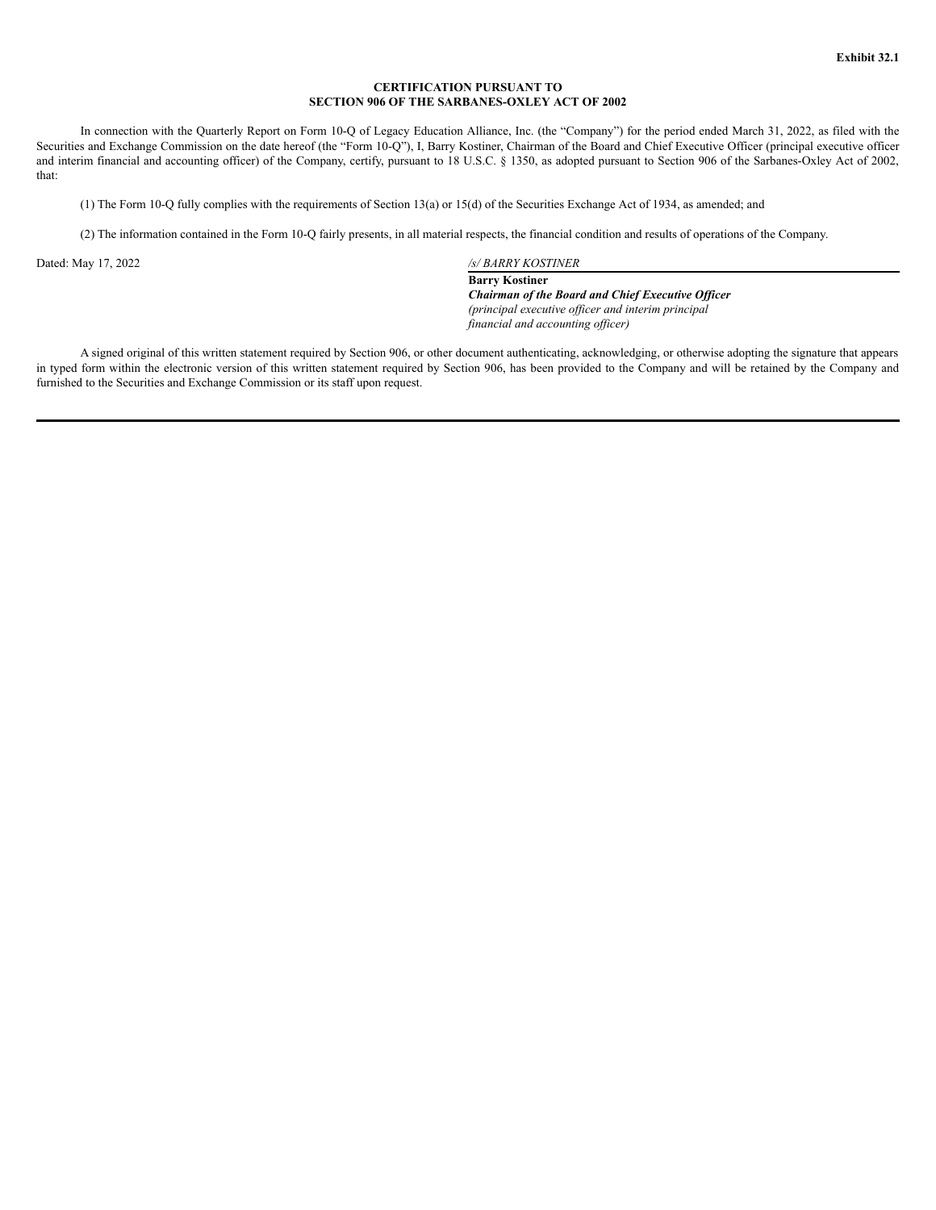**Exhibit 32.1**

**CERTIFICATION PURSUANT TO**
**SECTION 906 OF THE SARBANES-OXLEY ACT OF 2002**

In connection with the Quarterly Report on Form 10-Q of Legacy Education Alliance, Inc. (the "Company") for the period ended March 31, 2022, as filed with the Securities and Exchange Commission on the date hereof (the "Form 10-Q"), I, Barry Kostiner, Chairman of the Board and Chief Executive Officer (principal executive officer and interim financial and accounting officer) of the Company, certify, pursuant to 18 U.S.C. § 1350, as adopted pursuant to Section 906 of the Sarbanes-Oxley Act of 2002, that:

(1) The Form 10-Q fully complies with the requirements of Section 13(a) or 15(d) of the Securities Exchange Act of 1934, as amended; and

(2) The information contained in the Form 10-Q fairly presents, in all material respects, the financial condition and results of operations of the Company.

Dated: May 17, 2022

*/s/ BARRY KOSTINER*
**Barry Kostiner**
***Chairman of the Board and Chief Executive Officer***
*(principal executive officer and interim principal financial and accounting officer)*

A signed original of this written statement required by Section 906, or other document authenticating, acknowledging, or otherwise adopting the signature that appears in typed form within the electronic version of this written statement required by Section 906, has been provided to the Company and will be retained by the Company and furnished to the Securities and Exchange Commission or its staff upon request.